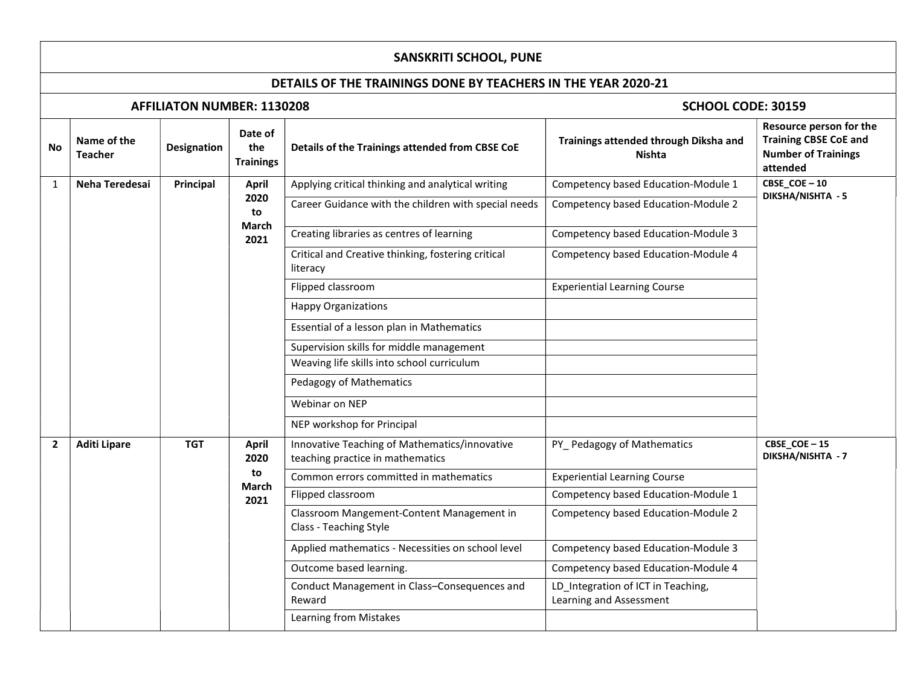# SANSKRITI SCHOOL, PUNE

## DETAILS OF THE TRAININGS DONE BY TEACHERS IN THE YEAR 2020-21

**AFFILIATON NUMBER: 1130208** **SCHOOL CODE: 30159**

| No | Name of the Teacher | Designation | Date of the Trainings | Details of the Trainings attended from CBSE CoE | Trainings attended through Diksha and Nishta | Resource person for the Training CBSE CoE and Number of Trainings attended |
|---|---|---|---|---|---|---|
| 1 | **Neha Teredesai** | **Principal** | **April 2020 to March 2021** | Applying critical thinking and analytical writing | Competency based Education-Module 1 | **CBSE_COE – 10 DIKSHA/NISHTA - 5** |
| | | | | Career Guidance with the children with special needs | Competency based Education-Module 2 | |
| | | | | Creating libraries as centres of learning | Competency based Education-Module 3 | |
| | | | | Critical and Creative thinking, fostering critical literacy | Competency based Education-Module 4 | |
| | | | | Flipped classroom | Experiential Learning Course | |
| | | | | Happy Organizations | | |
| | | | | Essential of a lesson plan in Mathematics | | |
| | | | | Supervision skills for middle management | | |
| | | | | Weaving life skills into school curriculum | | |
| | | | | Pedagogy of Mathematics | | |
| | | | | Webinar on NEP | | |
| | | | | NEP workshop for Principal | | |
| **2** | **Aditi Lipare** | **TGT** | **April 2020 to March 2021** | Innovative Teaching of Mathematics/innovative teaching practice in mathematics | PY_ Pedagogy of Mathematics | **CBSE_COE – 15 DIKSHA/NISHTA - 7** |
| | | | | Common errors committed in mathematics | Experiential Learning Course | |
| | | | | Flipped classroom | Competency based Education-Module 1 | |
| | | | | Classroom Mangement-Content Management in Class - Teaching Style | Competency based Education-Module 2 | |
| | | | | Applied mathematics - Necessities on school level | Competency based Education-Module 3 | |
| | | | | Outcome based learning. | Competency based Education-Module 4 | |
| | | | | Conduct Management in Class–Consequences and Reward | LD_Integration of ICT in Teaching, Learning and Assessment | |
| | | | | Learning from Mistakes | | |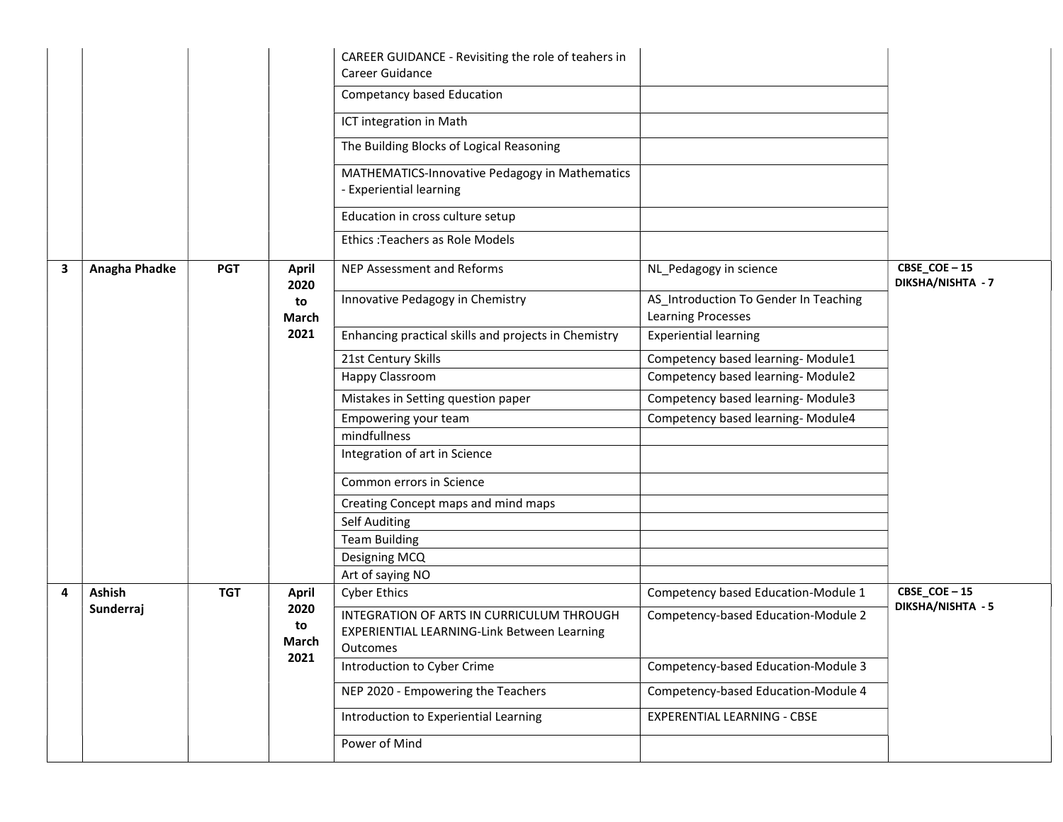|  |  |  |  |  |  |  |
|---|---|---|---|---|---|---|
|  |  |  |  | CAREER GUIDANCE - Revisiting the role of teahers in Career Guidance |  |  |
|  |  |  |  | Competancy based Education |  |  |
|  |  |  |  | ICT integration in Math |  |  |
|  |  |  |  | The Building Blocks of Logical Reasoning |  |  |
|  |  |  |  | MATHEMATICS-Innovative Pedagogy in Mathematics - Experiential learning |  |  |
|  |  |  |  | Education in cross culture setup |  |  |
|  |  |  |  | Ethics :Teachers as Role Models |  |  |
| **3** | **Anagha Phadke** | **PGT** | **April 2020 to March 2021** | NEP Assessment and Reforms | NL_Pedagogy in science | **CBSE_COE – 15 DIKSHA/NISHTA - 7** |
|  |  |  |  | Innovative Pedagogy in Chemistry | AS_Introduction To Gender In Teaching Learning Processes |  |
|  |  |  |  | Enhancing practical skills and projects in Chemistry | Experiential learning |  |
|  |  |  |  | 21st Century Skills | Competency based learning- Module1 |  |
|  |  |  |  | Happy Classroom | Competency based learning- Module2 |  |
|  |  |  |  | Mistakes in Setting question paper | Competency based learning- Module3 |  |
|  |  |  |  | Empowering your team | Competency based learning- Module4 |  |
|  |  |  |  | mindfullness |  |  |
|  |  |  |  | Integration of art in Science |  |  |
|  |  |  |  | Common errors in Science |  |  |
|  |  |  |  | Creating Concept maps and mind maps |  |  |
|  |  |  |  | Self Auditing |  |  |
|  |  |  |  | Team Building |  |  |
|  |  |  |  | Designing MCQ |  |  |
|  |  |  |  | Art of saying NO |  |  |
| **4** | **Ashish Sunderraj** | **TGT** | **April 2020 to March 2021** | Cyber Ethics | Competency based Education-Module 1 | **CBSE_COE – 15 DIKSHA/NISHTA - 5** |
|  |  |  |  | INTEGRATION OF ARTS IN CURRICULUM THROUGH EXPERIENTIAL LEARNING-Link Between Learning Outcomes | Competency-based Education-Module 2 |  |
|  |  |  |  | Introduction to Cyber Crime | Competency-based Education-Module 3 |  |
|  |  |  |  | NEP 2020 - Empowering the Teachers | Competency-based Education-Module 4 |  |
|  |  |  |  | Introduction to Experiential Learning | EXPERENTIAL LEARNING - CBSE |  |
|  |  |  |  | Power of Mind |  |  |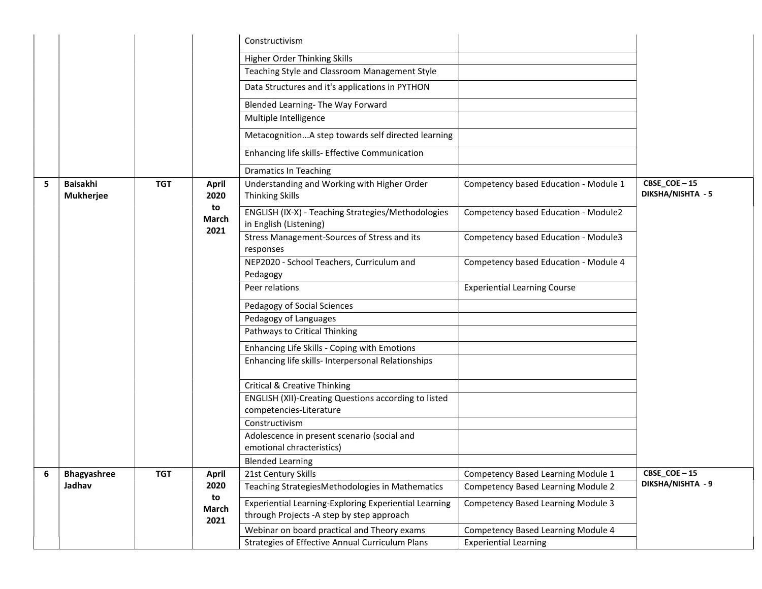| | | | | | | |
|---|---|---|---|---|---|---|
| | | | | Constructivism | | |
| | | | | Higher Order Thinking Skills | | |
| | | | | Teaching Style and Classroom Management Style | | |
| | | | | Data Structures and it's applications in PYTHON | | |
| | | | | Blended Learning- The Way Forward | | |
| | | | | Multiple Intelligence | | |
| | | | | Metacognition...A step towards self directed learning | | |
| | | | | Enhancing life skills- Effective Communication | | |
| | | | | Dramatics In Teaching | | |
| **5** | **Baisakhi Mukherjee** | **TGT** | **April 2020 to March 2021** | Understanding and Working with Higher Order Thinking Skills | Competency based Education - Module 1 | **CBSE_COE – 15 DIKSHA/NISHTA - 5** |
| | | | | ENGLISH (IX-X) - Teaching Strategies/Methodologies in English (Listening) | Competency based Education - Module2 | |
| | | | | Stress Management-Sources of Stress and its responses | Competency based Education - Module3 | |
| | | | | NEP2020 - School Teachers, Curriculum and Pedagogy | Competency based Education - Module 4 | |
| | | | | Peer relations | Experiential Learning Course | |
| | | | | Pedagogy of Social Sciences | | |
| | | | | Pedagogy of Languages | | |
| | | | | Pathways to Critical Thinking | | |
| | | | | Enhancing Life Skills - Coping with Emotions | | |
| | | | | Enhancing life skills- Interpersonal Relationships | | |
| | | | | Critical & Creative Thinking | | |
| | | | | ENGLISH (XII)-Creating Questions according to listed competencies-Literature | | |
| | | | | Constructivism | | |
| | | | | Adolescence in present scenario (social and emotional chracteristics) | | |
| | | | | Blended Learning | | |
| **6** | **Bhagyashree Jadhav** | **TGT** | **April 2020 to March 2021** | 21st Century Skills | Competency Based Learning Module 1 | **CBSE_COE – 15 DIKSHA/NISHTA - 9** |
| | | | | Teaching StrategiesMethodologies in Mathematics | Competency Based Learning Module 2 | |
| | | | | Experiential Learning-Exploring Experiential Learning through Projects -A step by step approach | Competency Based Learning Module 3 | |
| | | | | Webinar on board practical and Theory exams | Competency Based Learning Module 4 | |
| | | | | Strategies of Effective Annual Curriculum Plans | Experiential Learning | |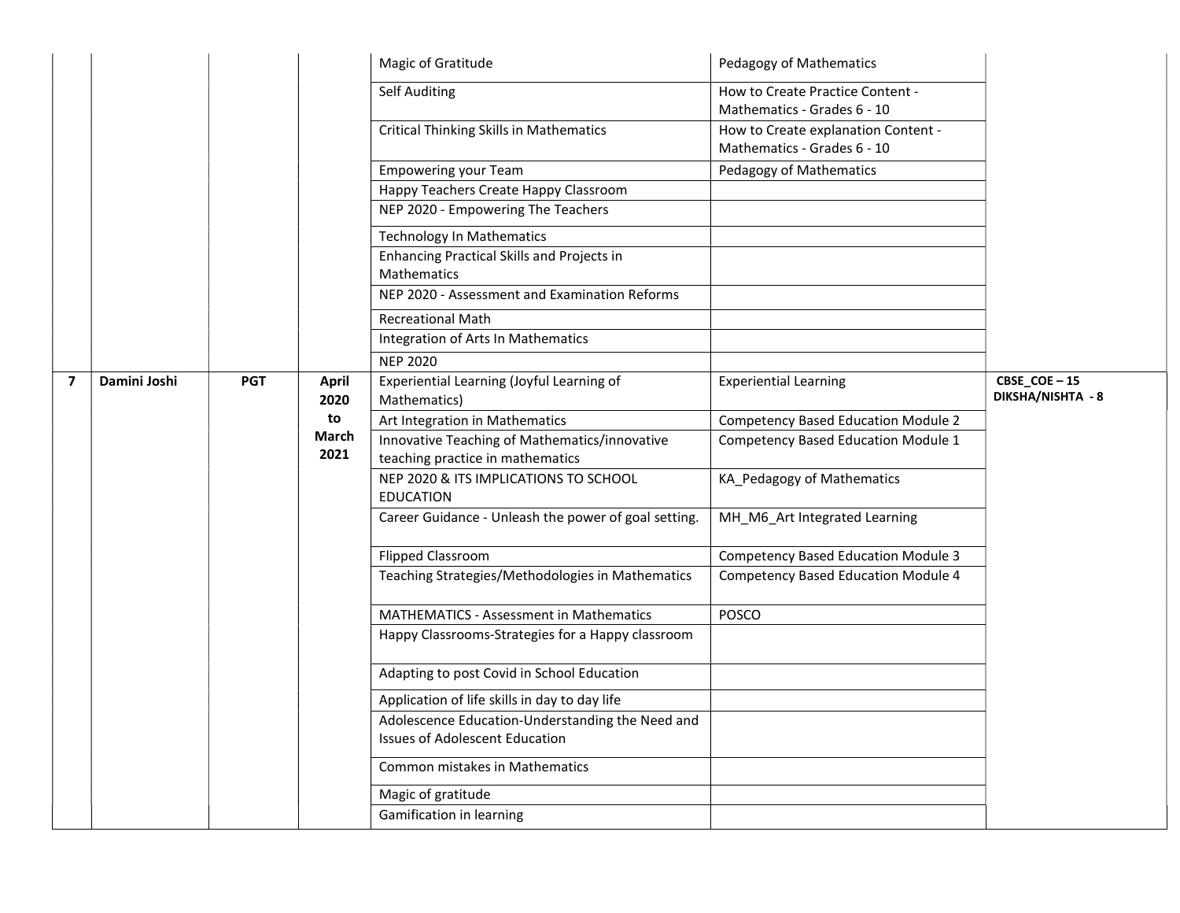| | | | | | | |
|---|---|---|---|---|---|---|
| | | | | Magic of Gratitude | Pedagogy of Mathematics | |
| | | | | Self Auditing | How to Create Practice Content - Mathematics - Grades 6 - 10 | |
| | | | | Critical Thinking Skills in Mathematics | How to Create explanation Content - Mathematics - Grades 6 - 10 | |
| | | | | Empowering your Team | Pedagogy of Mathematics | |
| | | | | Happy Teachers Create Happy Classroom | | |
| | | | | NEP 2020 - Empowering The Teachers | | |
| | | | | Technology In Mathematics | | |
| | | | | Enhancing Practical Skills and Projects in Mathematics | | |
| | | | | NEP 2020 - Assessment and Examination Reforms | | |
| | | | | Recreational Math | | |
| | | | | Integration of Arts In Mathematics | | |
| | | | | NEP 2020 | | |
| **7** | **Damini Joshi** | **PGT** | **April 2020 to March 2021** | Experiential Learning (Joyful Learning of Mathematics) | Experiential Learning | **CBSE_COE – 15 DIKSHA/NISHTA - 8** |
| | | | | Art Integration in Mathematics | Competency Based Education Module 2 | |
| | | | | Innovative Teaching of Mathematics/innovative teaching practice in mathematics | Competency Based Education Module 1 | |
| | | | | NEP 2020 & ITS IMPLICATIONS TO SCHOOL EDUCATION | KA_Pedagogy of Mathematics | |
| | | | | Career Guidance - Unleash the power of goal setting. | MH_M6_Art Integrated Learning | |
| | | | | Flipped Classroom | Competency Based Education Module 3 | |
| | | | | Teaching Strategies/Methodologies in Mathematics | Competency Based Education Module 4 | |
| | | | | MATHEMATICS - Assessment in Mathematics | POSCO | |
| | | | | Happy Classrooms-Strategies for a Happy classroom | | |
| | | | | Adapting to post Covid in School Education | | |
| | | | | Application of life skills in day to day life | | |
| | | | | Adolescence Education-Understanding the Need and Issues of Adolescent Education | | |
| | | | | Common mistakes in Mathematics | | |
| | | | | Magic of gratitude | | |
| | | | | Gamification in learning | | |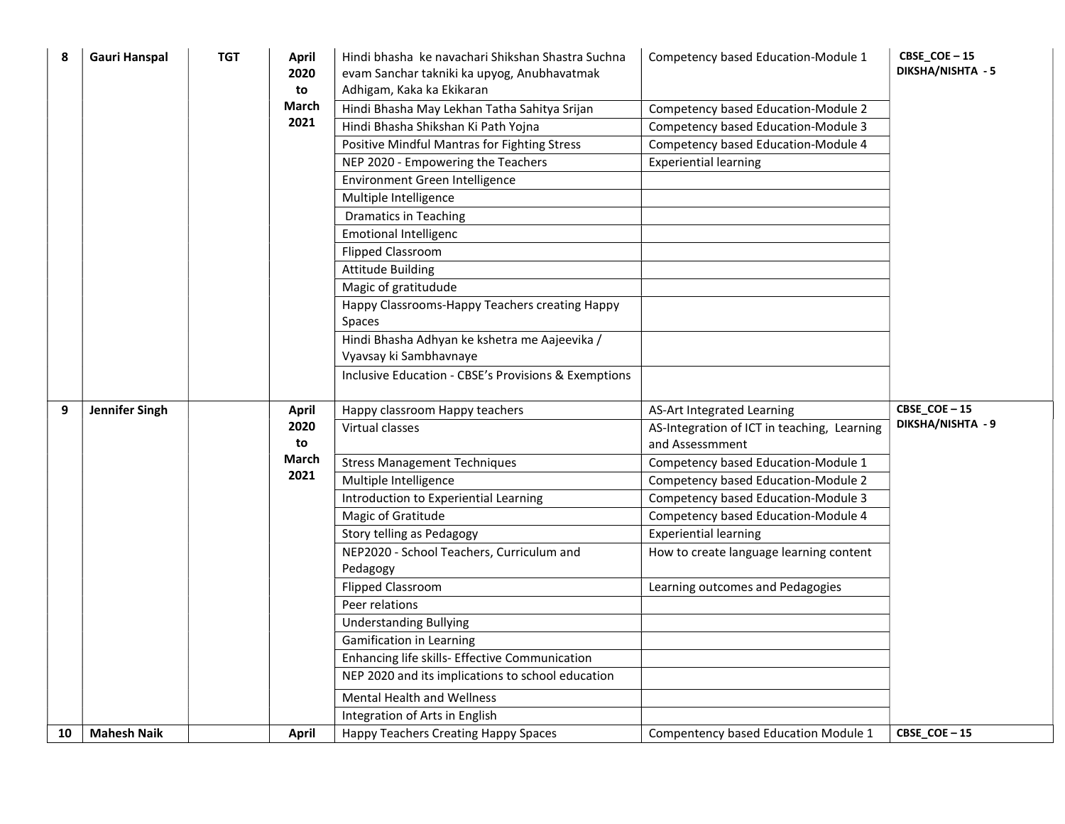| 8 | Gauri Hanspal | TGT | April 2020 to March 2021 | Hindi bhasha ke navachari Shikshan Shastra Suchna evam Sanchar takniki ka upyog, Anubhavatmak Adhigam, Kaka ka Ekikaran | Competency based Education-Module 1 | CBSE_COE – 15 DIKSHA/NISHTA - 5 |
|---|---|---|---|---|---|---|
| | | | | Hindi Bhasha May Lekhan Tatha Sahitya Srijan | Competency based Education-Module 2 | |
| | | | | Hindi Bhasha Shikshan Ki Path Yojna | Competency based Education-Module 3 | |
| | | | | Positive Mindful Mantras for Fighting Stress | Competency based Education-Module 4 | |
| | | | | NEP 2020 - Empowering the Teachers | Experiential learning | |
| | | | | Environment Green Intelligence | | |
| | | | | Multiple Intelligence | | |
| | | | | Dramatics in Teaching | | |
| | | | | Emotional Intelligenc | | |
| | | | | Flipped Classroom | | |
| | | | | Attitude Building | | |
| | | | | Magic of gratitudude | | |
| | | | | Happy Classrooms-Happy Teachers creating Happy Spaces | | |
| | | | | Hindi Bhasha Adhyan ke kshetra me Aajeevika / Vyavsay ki Sambhavnaye | | |
| | | | | Inclusive Education - CBSE's Provisions & Exemptions | | |
| 9 | Jennifer Singh | | April 2020 to March 2021 | Happy classroom Happy teachers | AS-Art Integrated Learning | CBSE_COE – 15 DIKSHA/NISHTA - 9 |
| | | | | Virtual classes | AS-Integration of ICT in teaching, Learning and Assessmment | |
| | | | | Stress Management Techniques | Competency based Education-Module 1 | |
| | | | | Multiple Intelligence | Competency based Education-Module 2 | |
| | | | | Introduction to Experiential Learning | Competency based Education-Module 3 | |
| | | | | Magic of Gratitude | Competency based Education-Module 4 | |
| | | | | Story telling as Pedagogy | Experiential learning | |
| | | | | NEP2020 - School Teachers, Curriculum and Pedagogy | How to create language learning content | |
| | | | | Flipped Classroom | Learning outcomes and Pedagogies | |
| | | | | Peer relations | | |
| | | | | Understanding Bullying | | |
| | | | | Gamification in Learning | | |
| | | | | Enhancing life skills- Effective Communication | | |
| | | | | NEP 2020 and its implications to school education | | |
| | | | | Mental Health and Wellness | | |
| | | | | Integration of Arts in English | | |
| 10 | Mahesh Naik | | April | Happy Teachers Creating Happy Spaces | Compentency based Education Module 1 | CBSE_COE – 15 |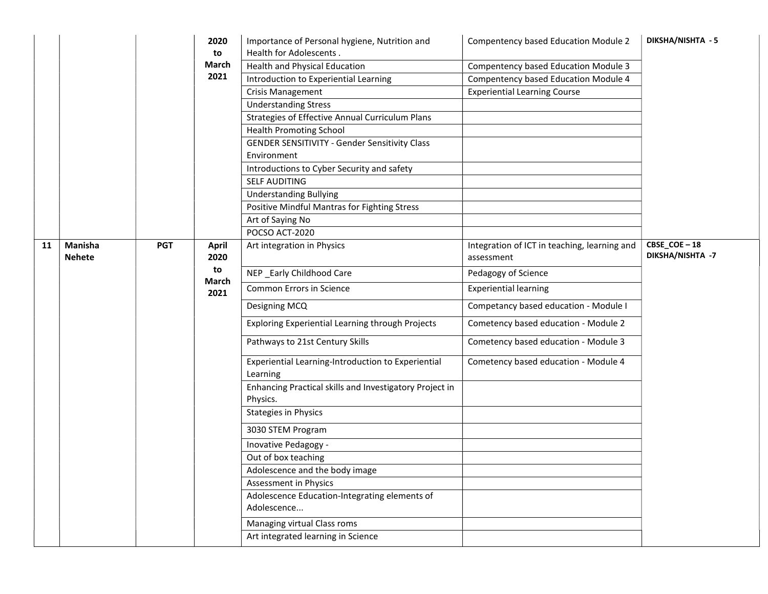| | | | | | | |
|---|---|---|---|---|---|---|
| | | | 2020 to March 2021 | Importance of Personal hygiene, Nutrition and Health for Adolescents . | Compentency based Education Module 2 | DIKSHA/NISHTA - 5 |
| | | | | Health and Physical Education | Compentency based Education Module 3 | |
| | | | | Introduction to Experiential Learning | Compentency based Education Module 4 | |
| | | | | Crisis Management | Experiential Learning Course | |
| | | | | Understanding Stress | | |
| | | | | Strategies of Effective Annual Curriculum Plans | | |
| | | | | Health Promoting School | | |
| | | | | GENDER SENSITIVITY - Gender Sensitivity Class Environment | | |
| | | | | Introductions to Cyber Security and safety | | |
| | | | | SELF AUDITING | | |
| | | | | Understanding Bullying | | |
| | | | | Positive Mindful Mantras for Fighting Stress | | |
| | | | | Art of Saying No | | |
| | | | | POCSO ACT-2020 | | |
| **11** | **Manisha Nehete** | **PGT** | **April 2020 to March 2021** | Art integration in Physics | Integration of ICT in teaching, learning and assessment | **CBSE_COE – 18 DIKSHA/NISHTA -7** |
| | | | | NEP _Early Childhood Care | Pedagogy of Science | |
| | | | | Common Errors in Science | Experiential learning | |
| | | | | Designing MCQ | Competancy based education - Module I | |
| | | | | Exploring Experiential Learning through Projects | Cometency based education - Module 2 | |
| | | | | Pathways to 21st Century Skills | Cometency based education - Module 3 | |
| | | | | Experiential Learning-Introduction to Experiential Learning | Cometency based education - Module 4 | |
| | | | | Enhancing Practical skills and Investigatory Project in Physics. | | |
| | | | | Stategies in Physics | | |
| | | | | 3030 STEM Program | | |
| | | | | Inovative Pedagogy - | | |
| | | | | Out of box teaching | | |
| | | | | Adolescence and the body image | | |
| | | | | Assessment in Physics | | |
| | | | | Adolescence Education-Integrating elements of Adolescence... | | |
| | | | | Managing virtual Class roms | | |
| | | | | Art integrated learning in Science | | |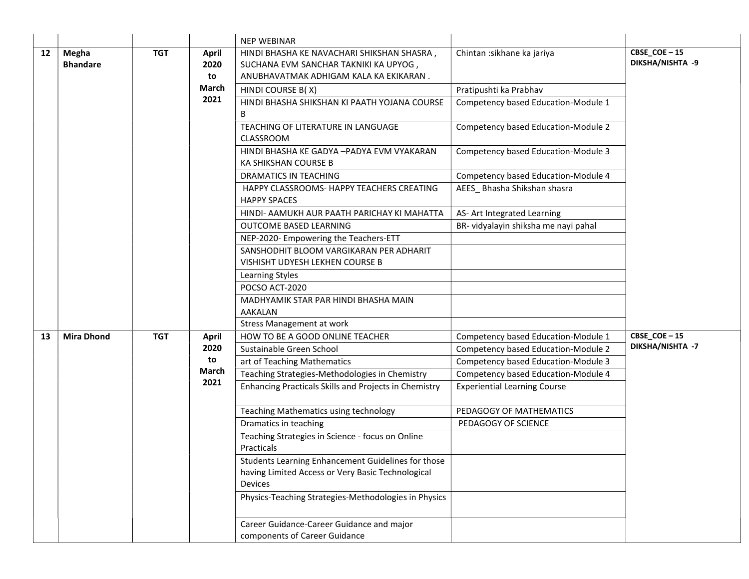| | | | | NEP WEBINAR | | |
|---|---|---|---|---|---|---|
| **12** | **Megha Bhandare** | **TGT** | **April 2020 to March 2021** | HINDI BHASHA KE NAVACHARI SHIKSHAN SHASRA , SUCHANA EVM SANCHAR TAKNIKI KA UPYOG , ANUBHAVATMAK ADHIGAM KALA KA EKIKARAN . | Chintan :sikhane ka jariya | **CBSE_COE – 15 DIKSHA/NISHTA -9** |
| | | | | HINDI COURSE B( X) | Pratipushti ka Prabhav | |
| | | | | HINDI BHASHA SHIKSHAN KI PAATH YOJANA COURSE B | Competency based Education-Module 1 | |
| | | | | TEACHING OF LITERATURE IN LANGUAGE CLASSROOM | Competency based Education-Module 2 | |
| | | | | HINDI BHASHA KE GADYA –PADYA EVM VYAKARAN KA SHIKSHAN COURSE B | Competency based Education-Module 3 | |
| | | | | DRAMATICS IN TEACHING | Competency based Education-Module 4 | |
| | | | | HAPPY CLASSROOMS- HAPPY TEACHERS CREATING HAPPY SPACES | AEES_ Bhasha Shikshan shasra | |
| | | | | HINDI- AAMUKH AUR PAATH PARICHAY KI MAHATTA | AS- Art Integrated Learning | |
| | | | | OUTCOME BASED LEARNING | BR- vidyalayin shiksha me nayi pahal | |
| | | | | NEP-2020- Empowering the Teachers-ETT | | |
| | | | | SANSHODHIT BLOOM VARGIKARAN PER ADHARIT VISHISHT UDYESH LEKHEN COURSE B | | |
| | | | | Learning Styles | | |
| | | | | POCSO ACT-2020 | | |
| | | | | MADHYAMIK STAR PAR HINDI BHASHA MAIN AAKALAN | | |
| | | | | Stress Management at work | | |
| **13** | **Mira Dhond** | **TGT** | **April 2020 to March 2021** | HOW TO BE A GOOD ONLINE TEACHER | Competency based Education-Module 1 | **CBSE_COE – 15 DIKSHA/NISHTA -7** |
| | | | | Sustainable Green School | Competency based Education-Module 2 | |
| | | | | art of Teaching Mathematics | Competency based Education-Module 3 | |
| | | | | Teaching Strategies-Methodologies in Chemistry | Competency based Education-Module 4 | |
| | | | | Enhancing Practicals Skills and Projects in Chemistry | Experiential Learning Course | |
| | | | | Teaching Mathematics using technology | PEDAGOGY OF MATHEMATICS | |
| | | | | Dramatics in teaching | PEDAGOGY OF SCIENCE | |
| | | | | Teaching Strategies in Science - focus on Online Practicals | | |
| | | | | Students Learning Enhancement Guidelines for those having Limited Access or Very Basic Technological Devices | | |
| | | | | Physics-Teaching Strategies-Methodologies in Physics | | |
| | | | | Career Guidance-Career Guidance and major components of Career Guidance | | |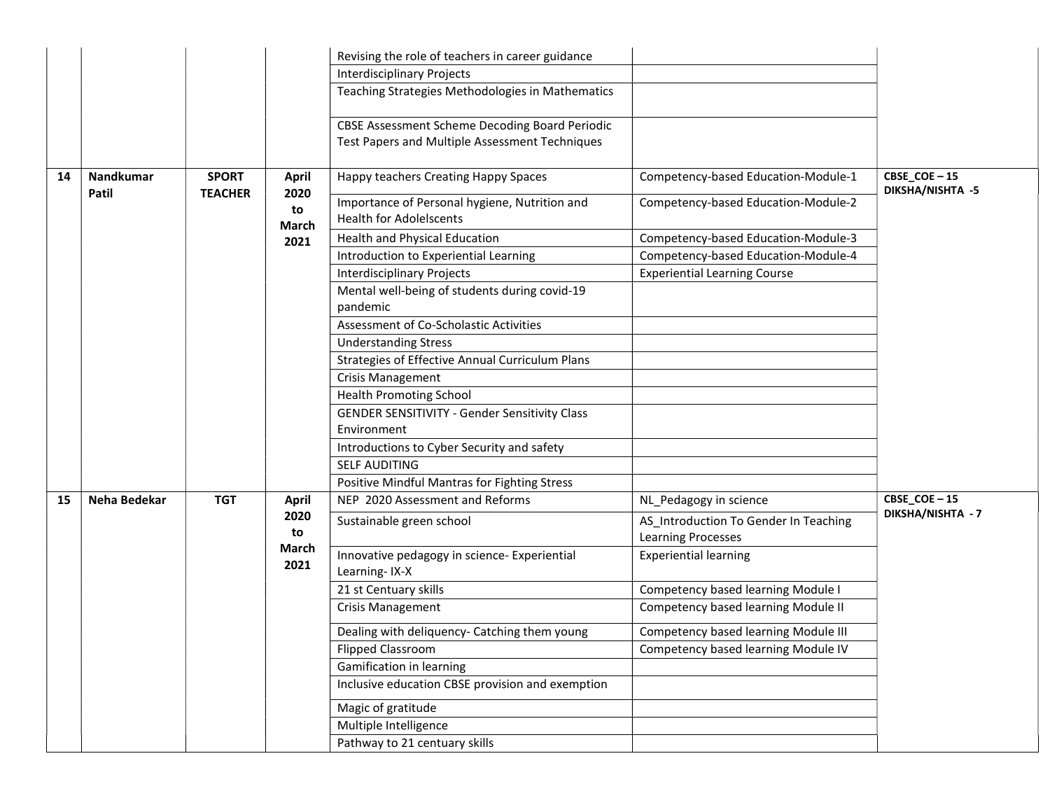| | | | | | | |
|---|---|---|---|---|---|---|
| | | | | Revising the role of teachers in career guidance | | |
| | | | | Interdisciplinary Projects | | |
| | | | | Teaching Strategies Methodologies in Mathematics | | |
| | | | | CBSE Assessment Scheme Decoding Board Periodic Test Papers and Multiple Assessment Techniques | | |
| **14** | **Nandkumar Patil** | **SPORT TEACHER** | **April 2020 to March 2021** | Happy teachers Creating Happy Spaces | Competency-based Education-Module-1 | **CBSE_COE – 15 DIKSHA/NISHTA -5** |
| | | | | Importance of Personal hygiene, Nutrition and Health for Adolelscents | Competency-based Education-Module-2 | |
| | | | | Health and Physical Education | Competency-based Education-Module-3 | |
| | | | | Introduction to Experiential Learning | Competency-based Education-Module-4 | |
| | | | | Interdisciplinary Projects | Experiential Learning Course | |
| | | | | Mental well-being of students during covid-19 pandemic | | |
| | | | | Assessment of Co-Scholastic Activities | | |
| | | | | Understanding Stress | | |
| | | | | Strategies of Effective Annual Curriculum Plans | | |
| | | | | Crisis Management | | |
| | | | | Health Promoting School | | |
| | | | | GENDER SENSITIVITY - Gender Sensitivity Class Environment | | |
| | | | | Introductions to Cyber Security and safety | | |
| | | | | SELF AUDITING | | |
| | | | | Positive Mindful Mantras for Fighting Stress | | |
| **15** | **Neha Bedekar** | **TGT** | **April 2020 to March 2021** | NEP 2020 Assessment and Reforms | NL_Pedagogy in science | **CBSE_COE – 15 DIKSHA/NISHTA - 7** |
| | | | | Sustainable green school | AS_Introduction To Gender In Teaching Learning Processes | |
| | | | | Innovative pedagogy in science- Experiential Learning- IX-X | Experiential learning | |
| | | | | 21 st Centuary skills | Competency based learning Module I | |
| | | | | Crisis Management | Competency based learning Module II | |
| | | | | Dealing with deliquency- Catching them young | Competency based learning Module III | |
| | | | | Flipped Classroom | Competency based learning Module IV | |
| | | | | Gamification in learning | | |
| | | | | Inclusive education CBSE provision and exemption | | |
| | | | | Magic of gratitude | | |
| | | | | Multiple Intelligence | | |
| | | | | Pathway to 21 centuary skills | | |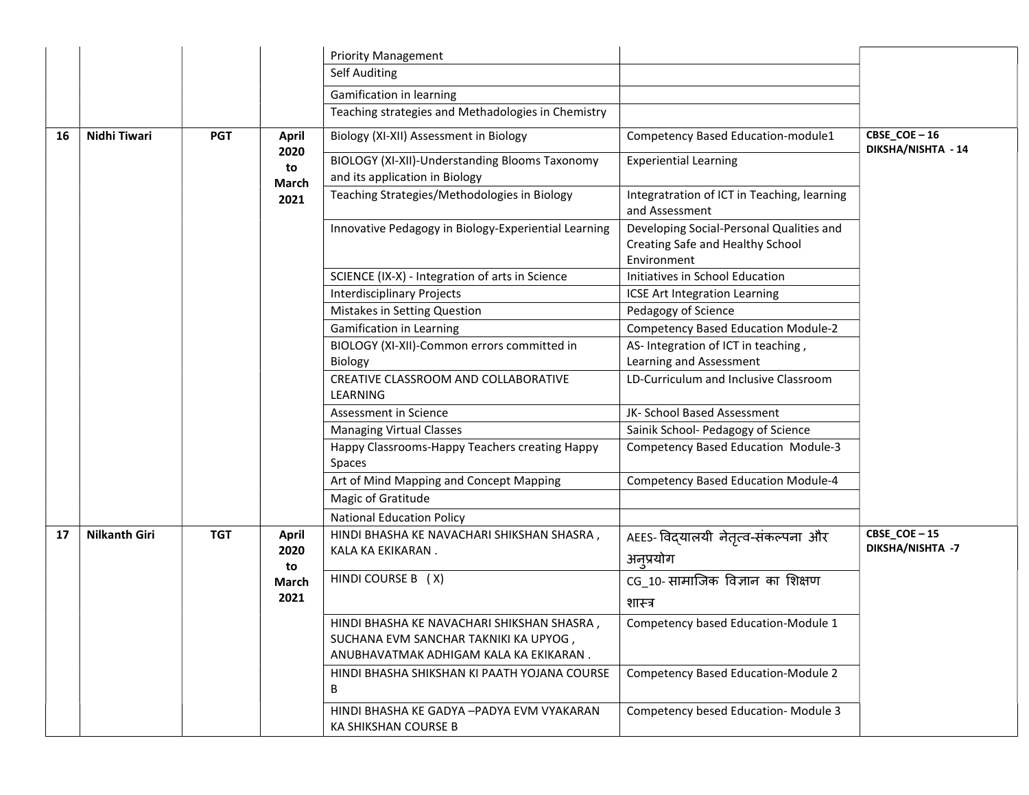| | | | | | |
|---|---|---|---|---|---|
| | | | Priority Management | | |
| | | | Self Auditing | | |
| | | | Gamification in learning | | |
| | | | Teaching strategies and Methadologies in Chemistry | | |
| **16** | **Nidhi Tiwari** | **PGT** | **April 2020 to March 2021** | Biology (XI-XII) Assessment in Biology | Competency Based Education-module1 | **CBSE_COE – 16 DIKSHA/NISHTA - 14** |
| | | | | BIOLOGY (XI-XII)-Understanding Blooms Taxonomy and its application in Biology | Experiential Learning | |
| | | | | Teaching Strategies/Methodologies in Biology | Integratration of ICT in Teaching, learning and Assessment | |
| | | | | Innovative Pedagogy in Biology-Experiential Learning | Developing Social-Personal Qualities and Creating Safe and Healthy School Environment | |
| | | | | SCIENCE (IX-X) - Integration of arts in Science | Initiatives in School Education | |
| | | | | Interdisciplinary Projects | ICSE Art Integration Learning | |
| | | | | Mistakes in Setting Question | Pedagogy of Science | |
| | | | | Gamification in Learning | Competency Based Education Module-2 | |
| | | | | BIOLOGY (XI-XII)-Common errors committed in Biology | AS- Integration of ICT in teaching , Learning and Assessment | |
| | | | | CREATIVE CLASSROOM AND COLLABORATIVE LEARNING | LD-Curriculum and Inclusive Classroom | |
| | | | | Assessment in Science | JK- School Based Assessment | |
| | | | | Managing Virtual Classes | Sainik School- Pedagogy of Science | |
| | | | | Happy Classrooms-Happy Teachers creating Happy Spaces | Competency Based Education Module-3 | |
| | | | | Art of Mind Mapping and Concept Mapping | Competency Based Education Module-4 | |
| | | | | Magic of Gratitude | | |
| | | | | National Education Policy | | |
| **17** | **Nilkanth Giri** | **TGT** | **April 2020 to March 2021** | HINDI BHASHA KE NAVACHARI SHIKSHAN SHASRA , KALA KA EKIKARAN . | AEES- विद्यालयी नेतृत्व-संकल्पना और अनुप्रयोग | **CBSE_COE – 15 DIKSHA/NISHTA -7** |
| | | | | HINDI COURSE B (X) | CG_10- सामाजिक विज्ञान का शिक्षण शास्त्र | |
| | | | | HINDI BHASHA KE NAVACHARI SHIKSHAN SHASRA , SUCHANA EVM SANCHAR TAKNIKI KA UPYOG , ANUBHAVATMAK ADHIGAM KALA KA EKIKARAN . | Competency based Education-Module 1 | |
| | | | | HINDI BHASHA SHIKSHAN KI PAATH YOJANA COURSE B | Competency Based Education-Module 2 | |
| | | | | HINDI BHASHA KE GADYA –PADYA EVM VYAKARAN KA SHIKSHAN COURSE B | Competency besed Education- Module 3 | |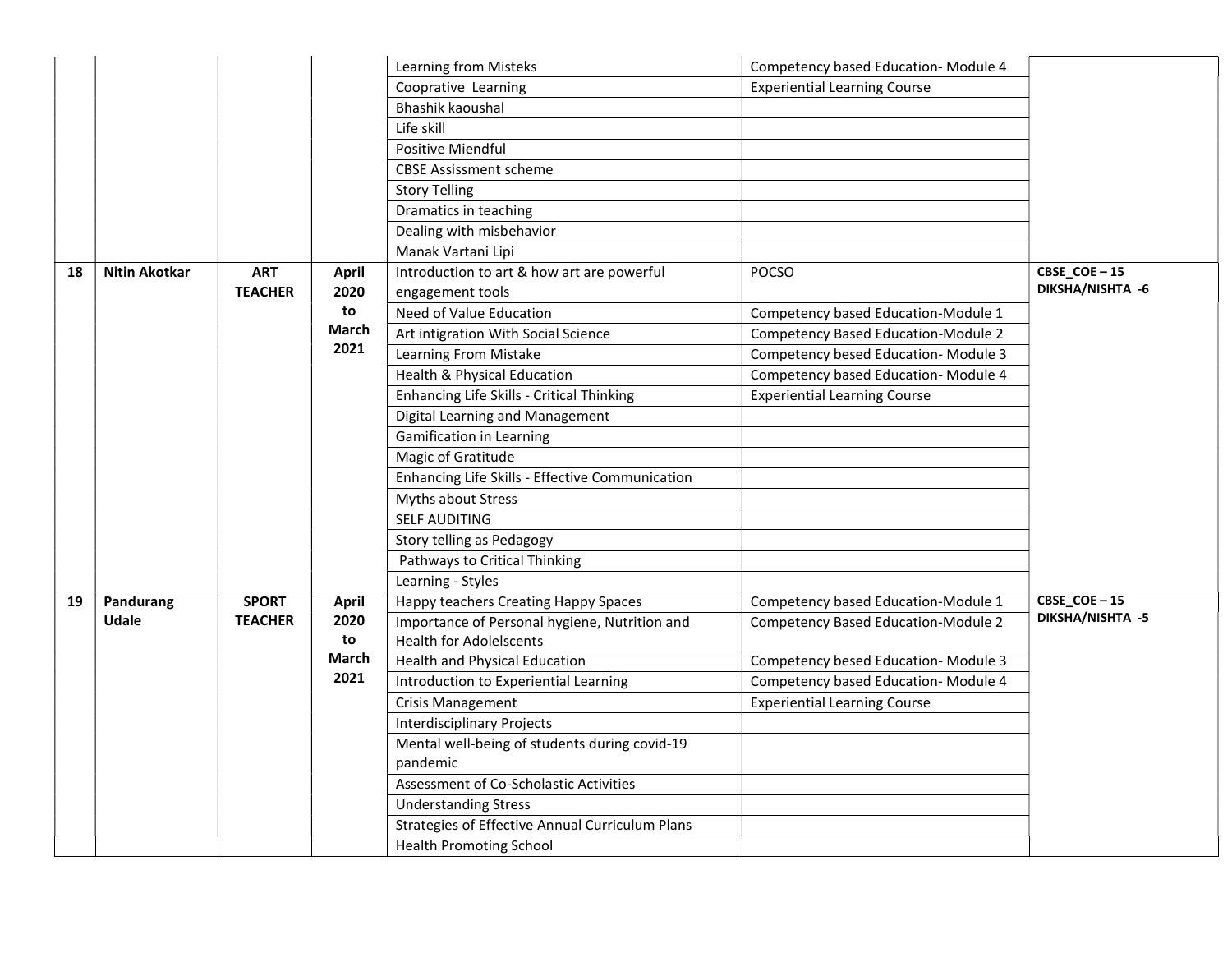| | | | | Learning from Misteks | Competency based Education- Module 4 | |
|---|---|---|---|---|---|---|
| | | | | Coopративе Learning | Experiential Learning Course | |
| | | | | Bhashik kaoushal | | |
| | | | | Life skill | | |
| | | | | Positive Miendful | | |
| | | | | CBSE Assissment scheme | | |
| | | | | Story Telling | | |
| | | | | Dramatics in teaching | | |
| | | | | Dealing with misbehavior | | |
| | | | | Manak Vartani Lipi | | |
| **18** | **Nitin Akotkar** | **ART TEACHER** | **April 2020 to March 2021** | Introduction to art & how art are powerful engagement tools | POCSO | **CBSE_COE – 15 DIKSHA/NISHTA -6** |
| | | | | Need of Value Education | Competency based Education-Module 1 | |
| | | | | Art intigration With Social Science | Competency Based Education-Module 2 | |
| | | | | Learning From Mistake | Competency besed Education- Module 3 | |
| | | | | Health & Physical Education | Competency based Education- Module 4 | |
| | | | | Enhancing Life Skills - Critical Thinking | Experiential Learning Course | |
| | | | | Digital Learning and Management | | |
| | | | | Gamification in Learning | | |
| | | | | Magic of Gratitude | | |
| | | | | Enhancing Life Skills - Effective Communication | | |
| | | | | Myths about Stress | | |
| | | | | SELF AUDITING | | |
| | | | | Story telling as Pedagogy | | |
| | | | | Pathways to Critical Thinking | | |
| | | | | Learning - Styles | | |
| **19** | **Pandurang Udale** | **SPORT TEACHER** | **April 2020 to March 2021** | Happy teachers Creating Happy Spaces | Competency based Education-Module 1 | **CBSE_COE – 15 DIKSHA/NISHTA -5** |
| | | | | Importance of Personal hygiene, Nutrition and Health for Adolelscents | Competency Based Education-Module 2 | |
| | | | | Health and Physical Education | Competency besed Education- Module 3 | |
| | | | | Introduction to Experiential Learning | Competency based Education- Module 4 | |
| | | | | Crisis Management | Experiential Learning Course | |
| | | | | Interdisciplinary Projects | | |
| | | | | Mental well-being of students during covid-19 pandemic | | |
| | | | | Assessment of Co-Scholastic Activities | | |
| | | | | Understanding Stress | | |
| | | | | Strategies of Effective Annual Curriculum Plans | | |
| | | | | Health Promoting School | | |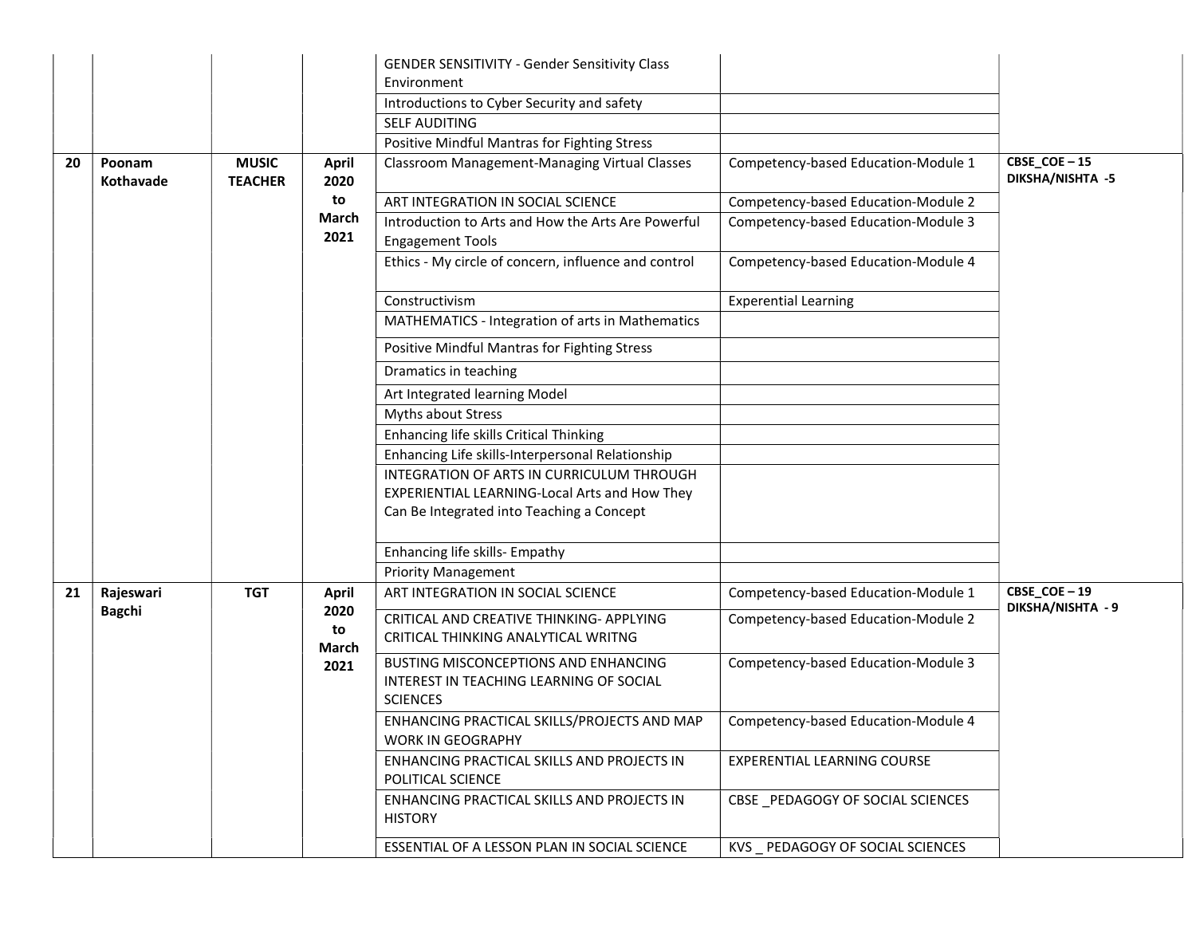| | | | | | | |
|---|---|---|---|---|---|---|
| | | | | GENDER SENSITIVITY - Gender Sensitivity Class Environment | | |
| | | | | Introductions to Cyber Security and safety | | |
| | | | | SELF AUDITING | | |
| | | | | Positive Mindful Mantras for Fighting Stress | | |
| **20** | **Poonam Kothavade** | **MUSIC TEACHER** | **April 2020 to March 2021** | Classroom Management-Managing Virtual Classes | Competency-based Education-Module 1 | **CBSE_COE – 15 DIKSHA/NISHTA -5** |
| | | | | ART INTEGRATION IN SOCIAL SCIENCE | Competency-based Education-Module 2 | |
| | | | | Introduction to Arts and How the Arts Are Powerful Engagement Tools | Competency-based Education-Module 3 | |
| | | | | Ethics - My circle of concern, influence and control | Competency-based Education-Module 4 | |
| | | | | Constructivism | Experential Learning | |
| | | | | MATHEMATICS - Integration of arts in Mathematics | | |
| | | | | Positive Mindful Mantras for Fighting Stress | | |
| | | | | Dramatics in teaching | | |
| | | | | Art Integrated learning Model | | |
| | | | | Myths about Stress | | |
| | | | | Enhancing life skills Critical Thinking | | |
| | | | | Enhancing Life skills-Interpersonal Relationship | | |
| | | | | INTEGRATION OF ARTS IN CURRICULUM THROUGH EXPERIENTIAL LEARNING-Local Arts and How They Can Be Integrated into Teaching a Concept | | |
| | | | | Enhancing life skills- Empathy | | |
| | | | | Priority Management | | |
| **21** | **Rajeswari Bagchi** | **TGT** | **April 2020 to March 2021** | ART INTEGRATION IN SOCIAL SCIENCE | Competency-based Education-Module 1 | **CBSE_COE – 19 DIKSHA/NISHTA - 9** |
| | | | | CRITICAL AND CREATIVE THINKING- APPLYING CRITICAL THINKING ANALYTICAL WRITNG | Competency-based Education-Module 2 | |
| | | | | BUSTING MISCONCEPTIONS AND ENHANCING INTEREST IN TEACHING LEARNING OF SOCIAL SCIENCES | Competency-based Education-Module 3 | |
| | | | | ENHANCING PRACTICAL SKILLS/PROJECTS AND MAP WORK IN GEOGRAPHY | Competency-based Education-Module 4 | |
| | | | | ENHANCING PRACTICAL SKILLS AND PROJECTS IN POLITICAL SCIENCE | EXPERENTIAL LEARNING COURSE | |
| | | | | ENHANCING PRACTICAL SKILLS AND PROJECTS IN HISTORY | CBSE _PEDAGOGY OF SOCIAL SCIENCES | |
| | | | | ESSENTIAL OF A LESSON PLAN IN SOCIAL SCIENCE | KVS _ PEDAGOGY OF SOCIAL SCIENCES | |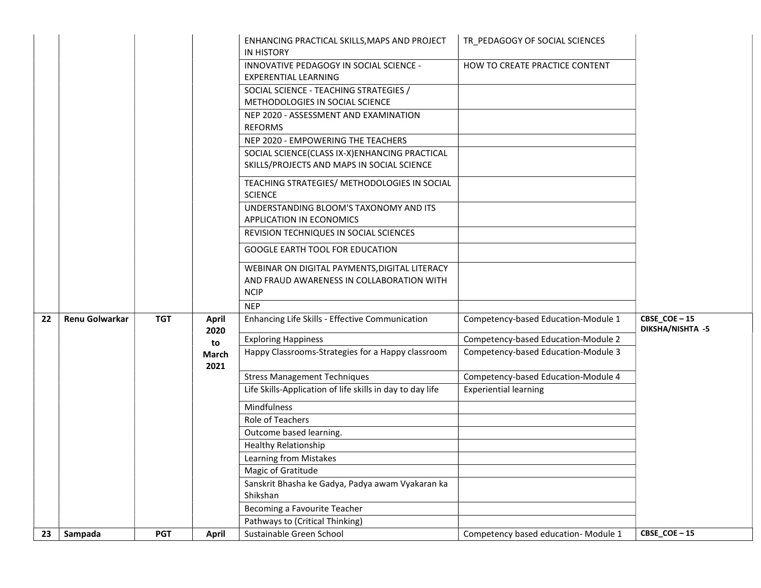| | | | | | | |
|---|---|---|---|---|---|---|
| | | | | ENHANCING PRACTICAL SKILLS,MAPS AND PROJECT IN HISTORY | TR_PEDAGOGY OF SOCIAL SCIENCES | |
| | | | | INNOVATIVE PEDAGOGY IN SOCIAL SCIENCE - EXPERENTIAL LEARNING | HOW TO CREATE PRACTICE CONTENT | |
| | | | | SOCIAL SCIENCE - TEACHING STRATEGIES / METHODOLOGIES IN SOCIAL SCIENCE | | |
| | | | | NEP 2020 - ASSESSMENT AND EXAMINATION REFORMS | | |
| | | | | NEP 2020 - EMPOWERING THE TEACHERS | | |
| | | | | SOCIAL SCIENCE(CLASS IX-X)ENHANCING PRACTICAL SKILLS/PROJECTS AND MAPS IN SOCIAL SCIENCE | | |
| | | | | TEACHING STRATEGIES/ METHODOLOGIES IN SOCIAL SCIENCE | | |
| | | | | UNDERSTANDING BLOOM'S TAXONOMY AND ITS APPLICATION IN ECONOMICS | | |
| | | | | REVISION TECHNIQUES IN SOCIAL SCIENCES | | |
| | | | | GOOGLE EARTH TOOL FOR EDUCATION | | |
| | | | | WEBINAR ON DIGITAL PAYMENTS,DIGITAL LITERACY AND FRAUD AWARENESS IN COLLABORATION WITH NCIP | | |
| | | | | NEP | | |
| **22** | **Renu Golwarkar** | **TGT** | **April 2020 to March 2021** | Enhancing Life Skills - Effective Communication | Competency-based Education-Module 1 | **CBSE_COE – 15 DIKSHA/NISHTA -5** |
| | | | | Exploring Happiness | Competency-based Education-Module 2 | |
| | | | | Happy Classrooms-Strategies for a Happy classroom | Competency-based Education-Module 3 | |
| | | | | Stress Management Techniques | Competency-based Education-Module 4 | |
| | | | | Life Skills-Application of life skills in day to day life | Experiential learning | |
| | | | | Mindfulness | | |
| | | | | Role of Teachers | | |
| | | | | Outcome based learning. | | |
| | | | | Healthy Relationship | | |
| | | | | Learning from Mistakes | | |
| | | | | Magic of Gratitude | | |
| | | | | Sanskrit Bhasha ke Gadya, Padya awam Vyakaran ka Shikshan | | |
| | | | | Becoming a Favourite Teacher | | |
| | | | | Pathways to (Critical Thinking) | | |
| **23** | **Sampada** | **PGT** | **April** | Sustainable Green School | Competency based education- Module 1 | **CBSE_COE – 15** |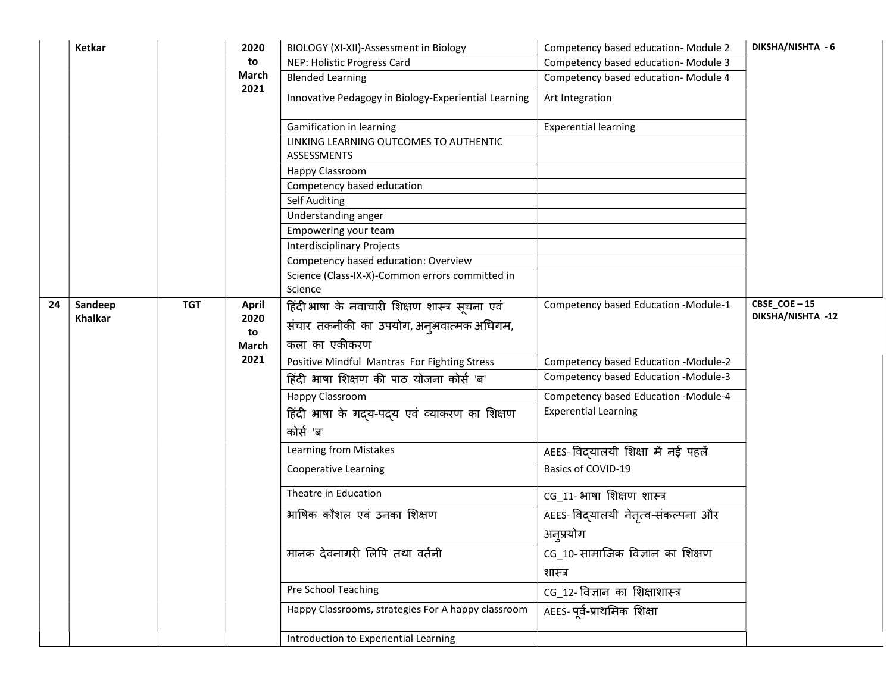|  | Ketkar |  | 2020 to March 2021 | BIOLOGY (XI-XII)-Assessment in Biology | Competency based education- Module 2 | DIKSHA/NISHTA - 6 |
|---|---|---|---|---|---|---|
|  |  |  |  | NEP: Holistic Progress Card | Competency based education- Module 3 |  |
|  |  |  |  | Blended Learning | Competency based education- Module 4 |  |
|  |  |  |  | Innovative Pedagogy in Biology-Experiential Learning | Art Integration |  |
|  |  |  |  | Gamification in learning | Experential learning |  |
|  |  |  |  | LINKING LEARNING OUTCOMES TO AUTHENTIC ASSESSMENTS |  |  |
|  |  |  |  | Happy Classroom |  |  |
|  |  |  |  | Competency based education |  |  |
|  |  |  |  | Self Auditing |  |  |
|  |  |  |  | Understanding anger |  |  |
|  |  |  |  | Empowering your team |  |  |
|  |  |  |  | Interdisciplinary Projects |  |  |
|  |  |  |  | Competency based education: Overview |  |  |
|  |  |  |  | Science (Class-IX-X)-Common errors committed in Science |  |  |
| 24 | Sandeep Khalkar | TGT | April 2020 to March 2021 | हिंदी भाषा के नवाचारी शिक्षण शास्त्र सूचना एवं संचार तकनीकी का उपयोग, अनुभवात्मक अधिगम, कला का एकीकरण | Competency based Education -Module-1 | CBSE_COE – 15 DIKSHA/NISHTA -12 |
|  |  |  |  | Positive Mindful Mantras For Fighting Stress | Competency based Education -Module-2 |  |
|  |  |  |  | हिंदी भाषा शिक्षण की पाठ योजना कोर्स 'ब' | Competency based Education -Module-3 |  |
|  |  |  |  | Happy Classroom | Competency based Education -Module-4 |  |
|  |  |  |  | हिंदी भाषा के गद्य-पद्य एवं व्याकरण का शिक्षण कोर्स 'ब' | Experential Learning |  |
|  |  |  |  | Learning from Mistakes | AEES- विद्यालयी शिक्षा में नई पहलें |  |
|  |  |  |  | Cooperative Learning | Basics of COVID-19 |  |
|  |  |  |  | Theatre in Education | CG_11- भाषा शिक्षण शास्त्र |  |
|  |  |  |  | भाषिक कौशल एवं उनका शिक्षण | AEES- विद्यालयी नेतृत्व-संकल्पना और अनुप्रयोग |  |
|  |  |  |  | मानक देवनागरी लिपि तथा वर्तनी | CG_10- सामाजिक विज्ञान का शिक्षण शास्त्र |  |
|  |  |  |  | Pre School Teaching | CG_12- विज्ञान का शिक्षाशास्त्र |  |
|  |  |  |  | Happy Classrooms, strategies For A happy classroom | AEES- पूर्व-प्राथमिक शिक्षा |  |
|  |  |  |  | Introduction to Experiential Learning |  |  |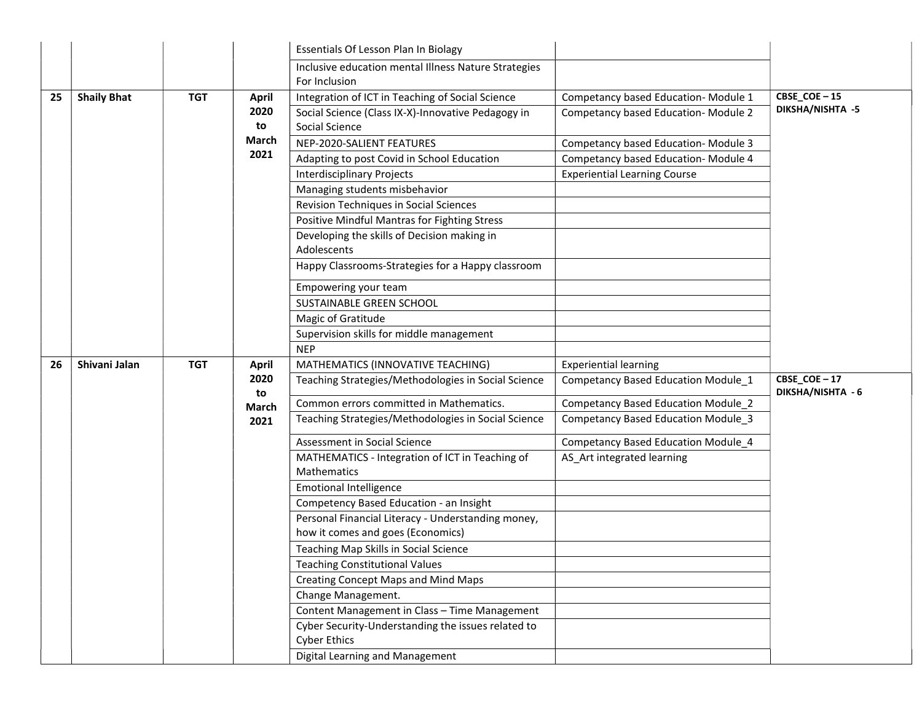| | | | | | | |
|---|---|---|---|---|---|---|
| | | | | Essentials Of Lesson Plan In Biolagy | | |
| | | | | Inclusive education mental Illness Nature Strategies For Inclusion | | |
| 25 | **Shaily Bhat** | **TGT** | **April 2020 to March 2021** | Integration of ICT in Teaching of Social Science | Competancy based Education- Module 1 | **CBSE_COE – 15 DIKSHA/NISHTA -5** |
| | | | | Social Science (Class IX-X)-Innovative Pedagogy in Social Science | Competancy based Education- Module 2 | |
| | | | | NEP-2020-SALIENT FEATURES | Competancy based Education- Module 3 | |
| | | | | Adapting to post Covid in School Education | Competancy based Education- Module 4 | |
| | | | | Interdisciplinary Projects | Experiential Learning Course | |
| | | | | Managing students misbehavior | | |
| | | | | Revision Techniques in Social Sciences | | |
| | | | | Positive Mindful Mantras for Fighting Stress | | |
| | | | | Developing the skills of Decision making in Adolescents | | |
| | | | | Happy Classrooms-Strategies for a Happy classroom | | |
| | | | | Empowering your team | | |
| | | | | SUSTAINABLE GREEN SCHOOL | | |
| | | | | Magic of Gratitude | | |
| | | | | Supervision skills for middle management | | |
| | | | | NEP | | |
| 26 | **Shivani Jalan** | **TGT** | **April 2020 to March 2021** | MATHEMATICS (INNOVATIVE TEACHING) | Experiential learning | |
| | | | | Teaching Strategies/Methodologies in Social Science | Competancy Based Education Module_1 | **CBSE_COE – 17 DIKSHA/NISHTA - 6** |
| | | | | Common errors committed in Mathematics. | Competancy Based Education Module_2 | |
| | | | | Teaching Strategies/Methodologies in Social Science | Competancy Based Education Module_3 | |
| | | | | Assessment in Social Science | Competancy Based Education Module_4 | |
| | | | | MATHEMATICS - Integration of ICT in Teaching of Mathematics | AS_Art integrated learning | |
| | | | | Emotional Intelligence | | |
| | | | | Competency Based Education - an Insight | | |
| | | | | Personal Financial Literacy - Understanding money, how it comes and goes (Economics) | | |
| | | | | Teaching Map Skills in Social Science | | |
| | | | | Teaching Constitutional Values | | |
| | | | | Creating Concept Maps and Mind Maps | | |
| | | | | Change Management. | | |
| | | | | Content Management in Class – Time Management | | |
| | | | | Cyber Security-Understanding the issues related to Cyber Ethics | | |
| | | | | Digital Learning and Management | | |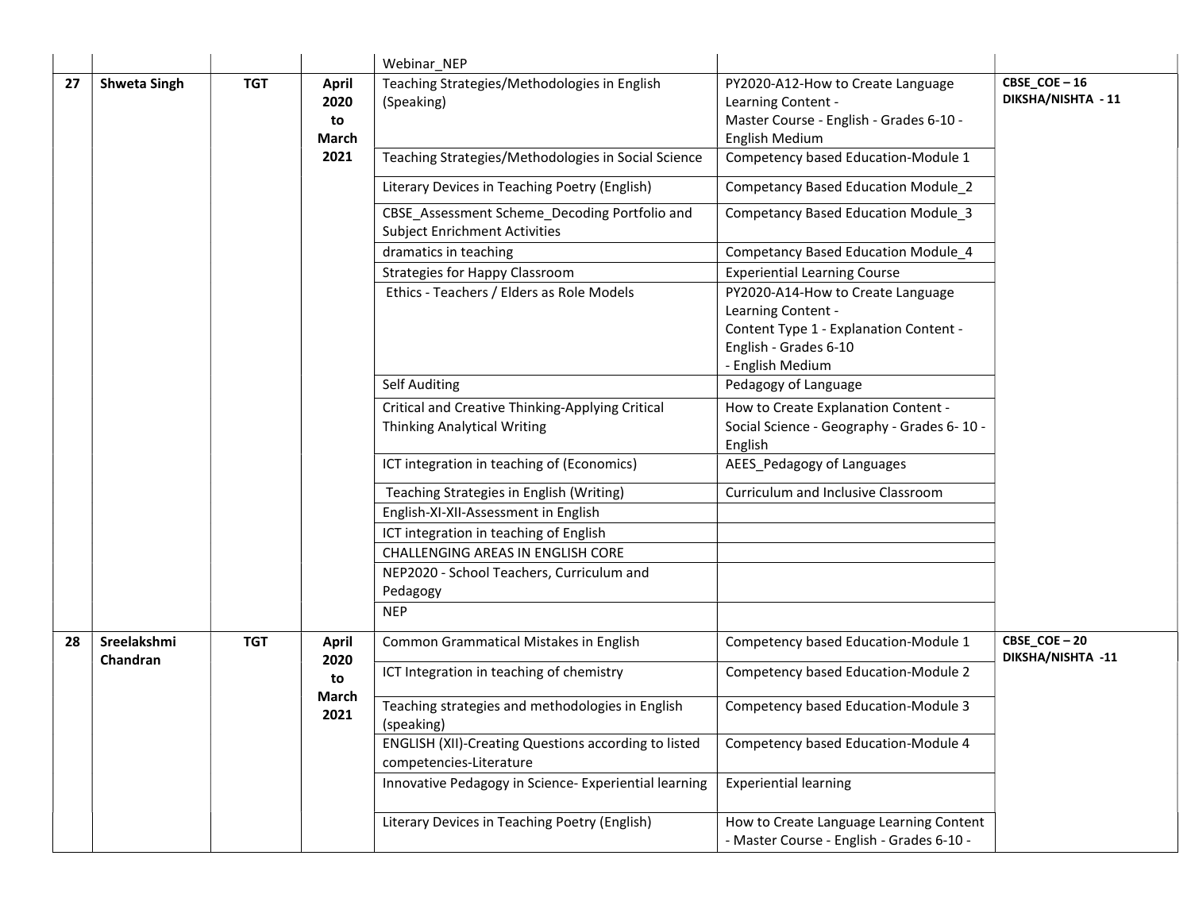| | | | | | | |
|---|---|---|---|---|---|---|
| | | | | Webinar_NEP | | |
| 27 | **Shweta Singh** | **TGT** | **April 2020 to March 2021** | Teaching Strategies/Methodologies in English (Speaking) | PY2020-A12-How to Create Language Learning Content - Master Course - English - Grades 6-10 - English Medium | **CBSE_COE – 16 DIKSHA/NISHTA - 11** |
| | | | | Teaching Strategies/Methodologies in Social Science | Competency based Education-Module 1 | |
| | | | | Literary Devices in Teaching Poetry (English) | Competancy Based Education Module_2 | |
| | | | | CBSE_Assessment Scheme_Decoding Portfolio and Subject Enrichment Activities | Competancy Based Education Module_3 | |
| | | | | dramatics in teaching | Competancy Based Education Module_4 | |
| | | | | Strategies for Happy Classroom | Experiential Learning Course | |
| | | | | Ethics - Teachers / Elders as Role Models | PY2020-A14-How to Create Language Learning Content - Content Type 1 - Explanation Content - English - Grades 6-10 - English Medium | |
| | | | | Self Auditing | Pedagogy of Language | |
| | | | | Critical and Creative Thinking-Applying Critical Thinking Analytical Writing | How to Create Explanation Content - Social Science - Geography - Grades 6- 10 - English | |
| | | | | ICT integration in teaching of (Economics) | AEES_Pedagogy of Languages | |
| | | | | Teaching Strategies in English (Writing) | Curriculum and Inclusive Classroom | |
| | | | | English-XI-XII-Assessment in English | | |
| | | | | ICT integration in teaching of English | | |
| | | | | CHALLENGING AREAS IN ENGLISH CORE | | |
| | | | | NEP2020 - School Teachers, Curriculum and Pedagogy | | |
| | | | | NEP | | |
| 28 | **Sreelakshmi Chandran** | **TGT** | **April 2020 to March 2021** | Common Grammatical Mistakes in English | Competency based Education-Module 1 | **CBSE_COE – 20 DIKSHA/NISHTA -11** |
| | | | | ICT Integration in teaching of chemistry | Competency based Education-Module 2 | |
| | | | | Teaching strategies and methodologies in English (speaking) | Competency based Education-Module 3 | |
| | | | | ENGLISH (XII)-Creating Questions according to listed competencies-Literature | Competency based Education-Module 4 | |
| | | | | Innovative Pedagogy in Science- Experiential learning | Experiential learning | |
| | | | | Literary Devices in Teaching Poetry (English) | How to Create Language Learning Content - Master Course - English - Grades 6-10 - | |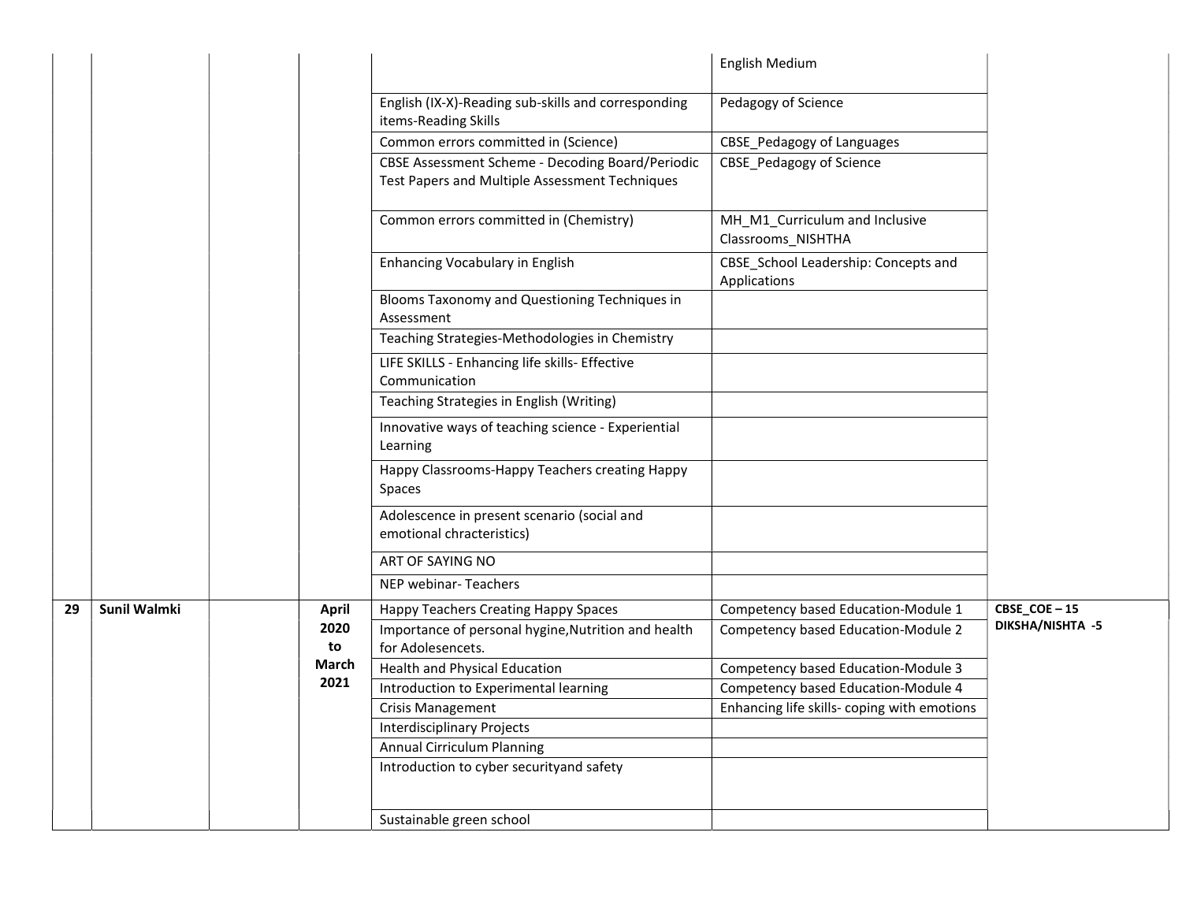| | | | | | English Medium | |
|---|---|---|---|---|---|---|
| | | | | English (IX-X)-Reading sub-skills and corresponding items-Reading Skills | Pedagogy of Science | |
| | | | | Common errors committed in (Science) | CBSE_Pedagogy of Languages | |
| | | | | CBSE Assessment Scheme - Decoding Board/Periodic Test Papers and Multiple Assessment Techniques | CBSE_Pedagogy of Science | |
| | | | | Common errors committed in (Chemistry) | MH_M1_Curriculum and Inclusive Classrooms_NISHTHA | |
| | | | | Enhancing Vocabulary in English | CBSE_School Leadership: Concepts and Applications | |
| | | | | Blooms Taxonomy and Questioning Techniques in Assessment | | |
| | | | | Teaching Strategies-Methodologies in Chemistry | | |
| | | | | LIFE SKILLS - Enhancing life skills- Effective Communication | | |
| | | | | Teaching Strategies in English (Writing) | | |
| | | | | Innovative ways of teaching science - Experiential Learning | | |
| | | | | Happy Classrooms-Happy Teachers creating Happy Spaces | | |
| | | | | Adolescence in present scenario (social and emotional chracteristics) | | |
| | | | | ART OF SAYING NO | | |
| | | | | NEP webinar- Teachers | | |
| **29** | **Sunil Walmki** | | **April 2020 to March 2021** | Happy Teachers Creating Happy Spaces | Competency based Education-Module 1 | **CBSE_COE – 15 DIKSHA/NISHTA -5** |
| | | | | Importance of personal hygine,Nutrition and health for Adolesencets. | Competency based Education-Module 2 | |
| | | | | Health and Physical Education | Competency based Education-Module 3 | |
| | | | | Introduction to Experimental learning | Competency based Education-Module 4 | |
| | | | | Crisis Management | Enhancing life skills- coping with emotions | |
| | | | | Interdisciplinary Projects | | |
| | | | | Annual Cirriculum Planning | | |
| | | | | Introduction to cyber securityand safety | | |
| | | | | Sustainable green school | | |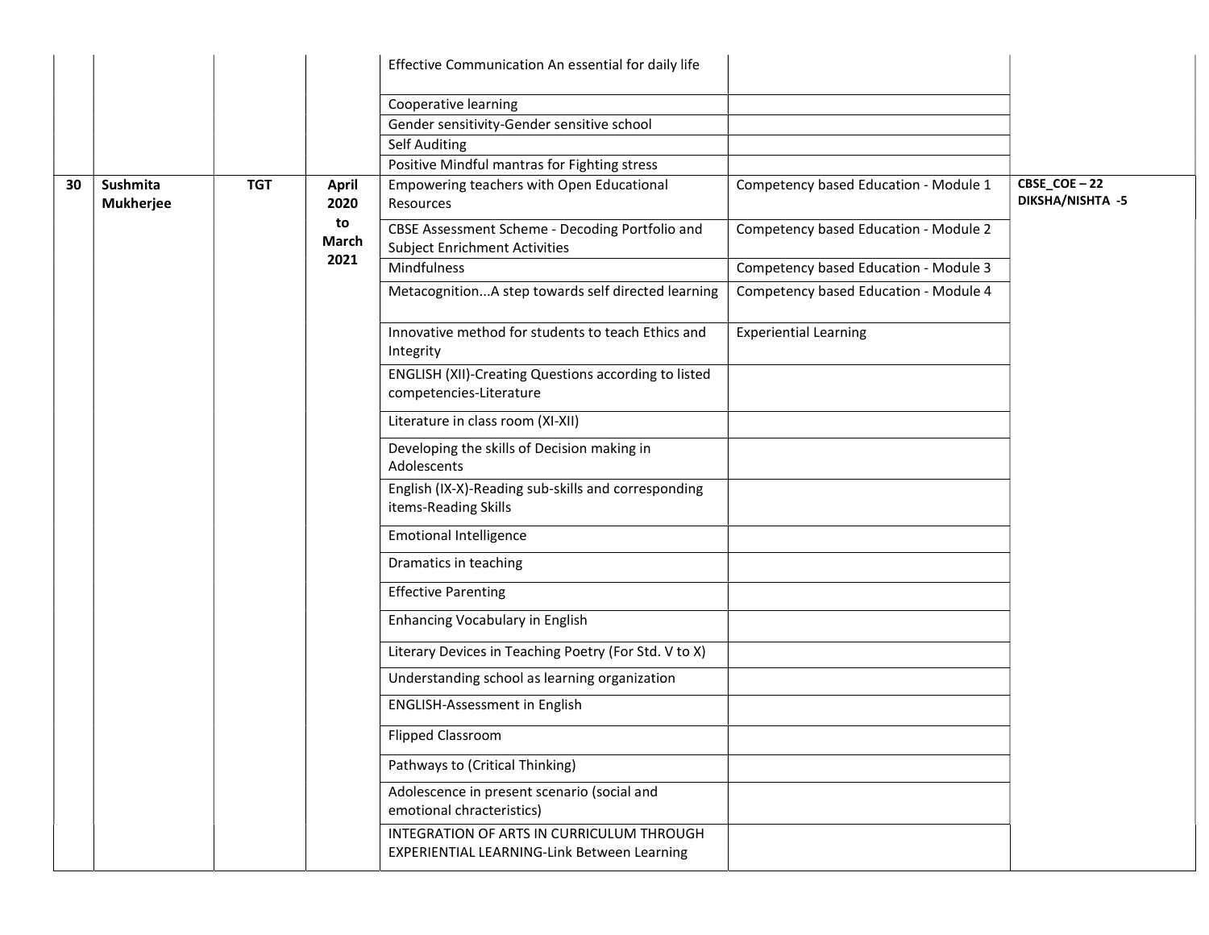| | | | | | | |
|---|---|---|---|---|---|---|
| | | | | Effective Communication An essential for daily life | | |
| | | | | Cooperative learning | | |
| | | | | Gender sensitivity-Gender sensitive school | | |
| | | | | Self Auditing | | |
| | | | | Positive Mindful mantras for Fighting stress | | |
| **30** | **Sushmita Mukherjee** | **TGT** | **April 2020 to March 2021** | Empowering teachers with Open Educational Resources | Competency based Education - Module 1 | **CBSE_COE – 22 DIKSHA/NISHTA -5** |
| | | | | CBSE Assessment Scheme - Decoding Portfolio and Subject Enrichment Activities | Competency based Education - Module 2 | |
| | | | | Mindfulness | Competency based Education - Module 3 | |
| | | | | Metacognition...A step towards self directed learning | Competency based Education - Module 4 | |
| | | | | Innovative method for students to teach Ethics and Integrity | Experiential Learning | |
| | | | | ENGLISH (XII)-Creating Questions according to listed competencies-Literature | | |
| | | | | Literature in class room (XI-XII) | | |
| | | | | Developing the skills of Decision making in Adolescents | | |
| | | | | English (IX-X)-Reading sub-skills and corresponding items-Reading Skills | | |
| | | | | Emotional Intelligence | | |
| | | | | Dramatics in teaching | | |
| | | | | Effective Parenting | | |
| | | | | Enhancing Vocabulary in English | | |
| | | | | Literary Devices in Teaching Poetry (For Std. V to X) | | |
| | | | | Understanding school as learning organization | | |
| | | | | ENGLISH-Assessment in English | | |
| | | | | Flipped Classroom | | |
| | | | | Pathways to (Critical Thinking) | | |
| | | | | Adolescence in present scenario (social and emotional chracteristics) | | |
| | | | | INTEGRATION OF ARTS IN CURRICULUM THROUGH EXPERIENTIAL LEARNING-Link Between Learning | | |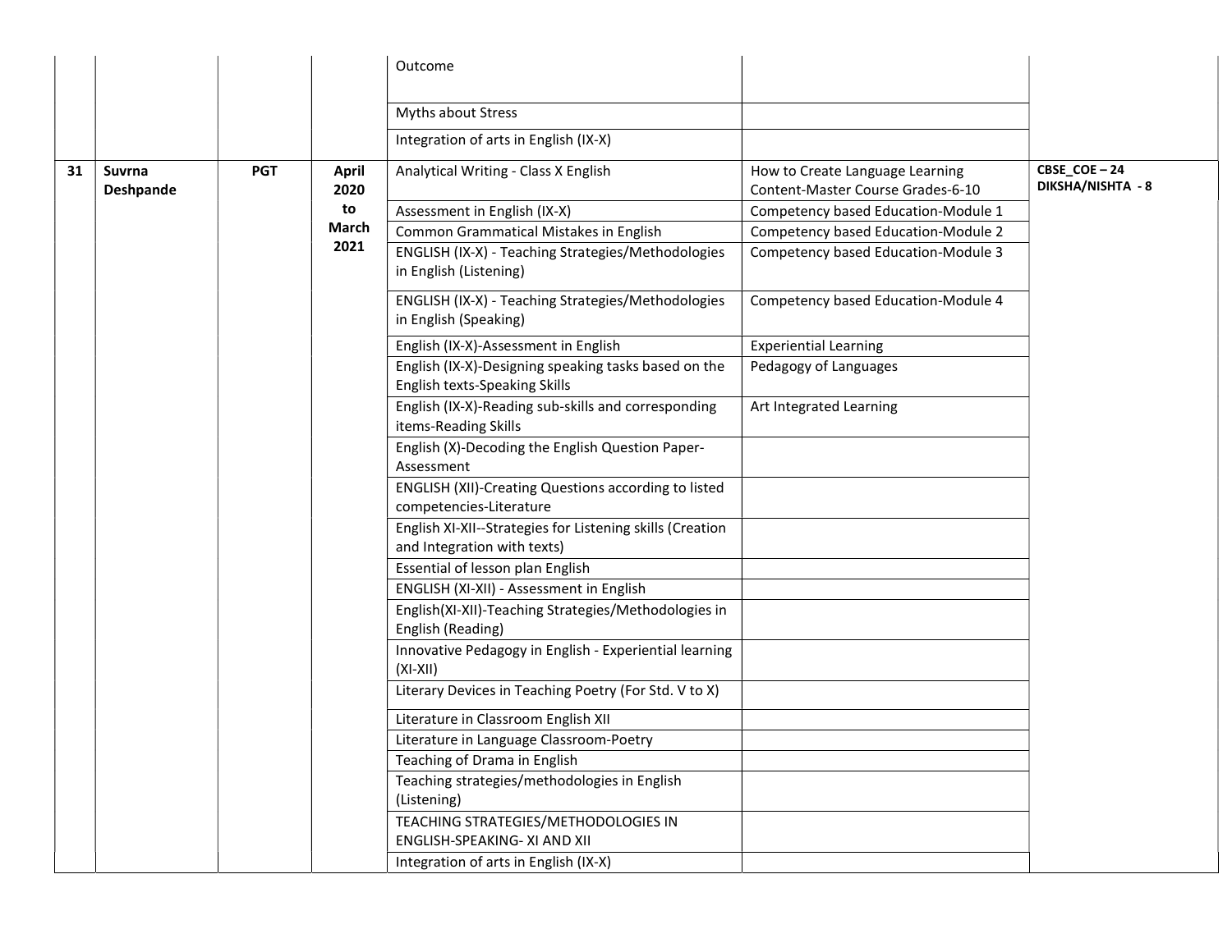| | | | | | | |
|---|---|---|---|---|---|---|
| | | | | Outcome | | |
| | | | | Myths about Stress | | |
| | | | | Integration of arts in English (IX-X) | | |
| **31** | **Suvrna Deshpande** | **PGT** | **April 2020 to March 2021** | Analytical Writing - Class X English | How to Create Language Learning Content-Master Course Grades-6-10 | **CBSE_COE – 24 DIKSHA/NISHTA - 8** |
| | | | | Assessment in English (IX-X) | Competency based Education-Module 1 | |
| | | | | Common Grammatical Mistakes in English | Competency based Education-Module 2 | |
| | | | | ENGLISH (IX-X) - Teaching Strategies/Methodologies in English (Listening) | Competency based Education-Module 3 | |
| | | | | ENGLISH (IX-X) - Teaching Strategies/Methodologies in English (Speaking) | Competency based Education-Module 4 | |
| | | | | English (IX-X)-Assessment in English | Experiential Learning | |
| | | | | English (IX-X)-Designing speaking tasks based on the English texts-Speaking Skills | Pedagogy of Languages | |
| | | | | English (IX-X)-Reading sub-skills and corresponding items-Reading Skills | Art Integrated Learning | |
| | | | | English (X)-Decoding the English Question Paper-Assessment | | |
| | | | | ENGLISH (XII)-Creating Questions according to listed competencies-Literature | | |
| | | | | English XI-XII--Strategies for Listening skills (Creation and Integration with texts) | | |
| | | | | Essential of lesson plan English | | |
| | | | | ENGLISH (XI-XII) - Assessment in English | | |
| | | | | English(XI-XII)-Teaching Strategies/Methodologies in English (Reading) | | |
| | | | | Innovative Pedagogy in English - Experiential learning (XI-XII) | | |
| | | | | Literary Devices in Teaching Poetry (For Std. V to X) | | |
| | | | | Literature in Classroom English XII | | |
| | | | | Literature in Language Classroom-Poetry | | |
| | | | | Teaching of Drama in English | | |
| | | | | Teaching strategies/methodologies in English (Listening) | | |
| | | | | TEACHING STRATEGIES/METHODOLOGIES IN ENGLISH-SPEAKING- XI AND XII | | |
| | | | | Integration of arts in English (IX-X) | | |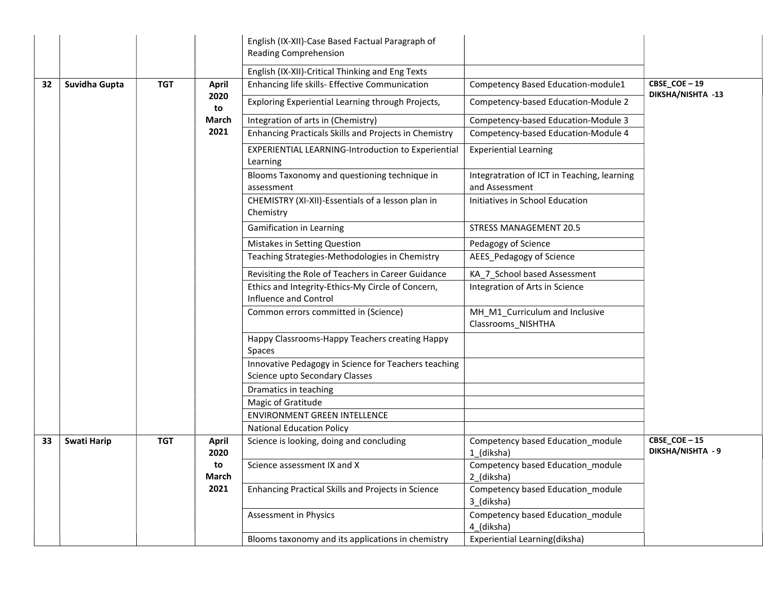| | | | | | | |
|---|---|---|---|---|---|---|
| | | | | English (IX-XII)-Case Based Factual Paragraph of Reading Comprehension | | |
| | | | | English (IX-XII)-Critical Thinking and Eng Texts | | |
| **32** | **Suvidha Gupta** | **TGT** | **April 2020 to March 2021** | Enhancing life skills- Effective Communication | Competency Based Education-module1 | **CBSE_COE – 19 DIKSHA/NISHTA -13** |
| | | | | Exploring Experiential Learning through Projects, | Competency-based Education-Module 2 | |
| | | | | Integration of arts in (Chemistry) | Competency-based Education-Module 3 | |
| | | | | Enhancing Practicals Skills and Projects in Chemistry | Competency-based Education-Module 4 | |
| | | | | EXPERIENTIAL LEARNING-Introduction to Experiential Learning | Experiential Learning | |
| | | | | Blooms Taxonomy and questioning technique in assessment | Integratration of ICT in Teaching, learning and Assessment | |
| | | | | CHEMISTRY (XI-XII)-Essentials of a lesson plan in Chemistry | Initiatives in School Education | |
| | | | | Gamification in Learning | STRESS MANAGEMENT 20.5 | |
| | | | | Mistakes in Setting Question | Pedagogy of Science | |
| | | | | Teaching Strategies-Methodologies in Chemistry | AEES_Pedagogy of Science | |
| | | | | Revisiting the Role of Teachers in Career Guidance | KA_7_School based Assessment | |
| | | | | Ethics and Integrity-Ethics-My Circle of Concern, Influence and Control | Integration of Arts in Science | |
| | | | | Common errors committed in (Science) | MH_M1_Curriculum and Inclusive Classrooms_NISHTHA | |
| | | | | Happy Classrooms-Happy Teachers creating Happy Spaces | | |
| | | | | Innovative Pedagogy in Science for Teachers teaching Science upto Secondary Classes | | |
| | | | | Dramatics in teaching | | |
| | | | | Magic of Gratitude | | |
| | | | | ENVIRONMENT GREEN INTELLENCE | | |
| | | | | National Education Policy | | |
| **33** | **Swati Harip** | **TGT** | **April 2020 to March 2021** | Science is looking, doing and concluding | Competency based Education_module 1_(diksha) | **CBSE_COE – 15 DIKSHA/NISHTA - 9** |
| | | | | Science assessment IX and X | Competency based Education_module 2_(diksha) | |
| | | | | Enhancing Practical Skills and Projects in Science | Competency based Education_module 3_(diksha) | |
| | | | | Assessment in Physics | Competency based Education_module 4_(diksha) | |
| | | | | Blooms taxonomy and its applications in chemistry | Experiential Learning(diksha) | |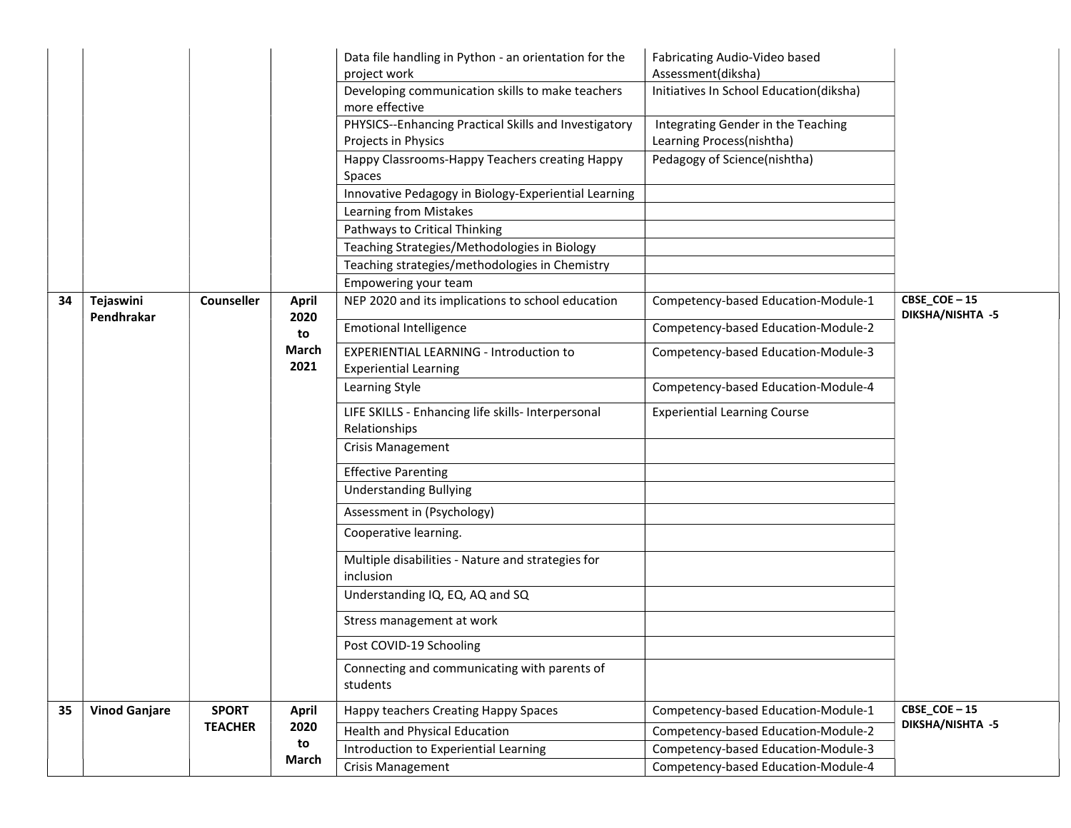| | | | | | | |
|---|---|---|---|---|---|---|
| | | | | Data file handling in Python - an orientation for the project work | Fabricating Audio-Video based Assessment(diksha) | |
| | | | | Developing communication skills to make teachers more effective | Initiatives In School Education(diksha) | |
| | | | | PHYSICS--Enhancing Practical Skills and Investigatory Projects in Physics | Integrating Gender in the Teaching Learning Process(nishtha) | |
| | | | | Happy Classrooms-Happy Teachers creating Happy Spaces | Pedagogy of Science(nishtha) | |
| | | | | Innovative Pedagogy in Biology-Experiential Learning | | |
| | | | | Learning from Mistakes | | |
| | | | | Pathways to Critical Thinking | | |
| | | | | Teaching Strategies/Methodologies in Biology | | |
| | | | | Teaching strategies/methodologies in Chemistry | | |
| | | | | Empowering your team | | |
| **34** | **Tejaswini Pendhrakar** | **Counseller** | **April 2020 to March 2021** | NEP 2020 and its implications to school education | Competency-based Education-Module-1 | **CBSE_COE – 15 DIKSHA/NISHTA -5** |
| | | | | Emotional Intelligence | Competency-based Education-Module-2 | |
| | | | | EXPERIENTIAL LEARNING - Introduction to Experiential Learning | Competency-based Education-Module-3 | |
| | | | | Learning Style | Competency-based Education-Module-4 | |
| | | | | LIFE SKILLS - Enhancing life skills- Interpersonal Relationships | Experiential Learning Course | |
| | | | | Crisis Management | | |
| | | | | Effective Parenting | | |
| | | | | Understanding Bullying | | |
| | | | | Assessment in (Psychology) | | |
| | | | | Cooperative learning. | | |
| | | | | Multiple disabilities - Nature and strategies for inclusion | | |
| | | | | Understanding IQ, EQ, AQ and SQ | | |
| | | | | Stress management at work | | |
| | | | | Post COVID-19 Schooling | | |
| | | | | Connecting and communicating with parents of students | | |
| **35** | **Vinod Ganjare** | **SPORT TEACHER** | **April 2020 to March** | Happy teachers Creating Happy Spaces | Competency-based Education-Module-1 | **CBSE_COE – 15 DIKSHA/NISHTA -5** |
| | | | | Health and Physical Education | Competency-based Education-Module-2 | |
| | | | | Introduction to Experiential Learning | Competency-based Education-Module-3 | |
| | | | | Crisis Management | Competency-based Education-Module-4 | |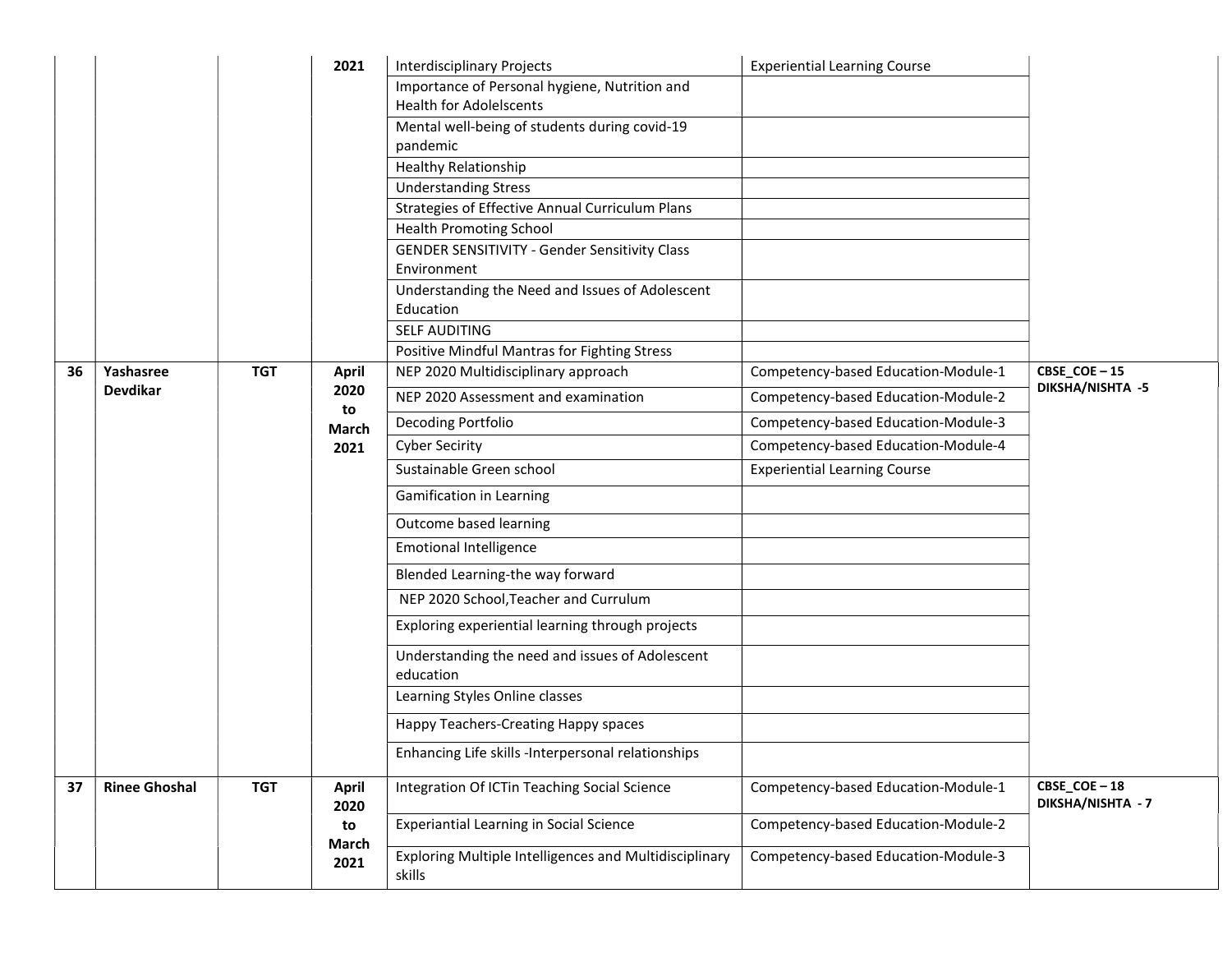|  |  |  |  |  |  |  |
|---|---|---|---|---|---|---|
|  |  |  | 2021 | Interdisciplinary Projects | Experiential Learning Course |  |
|  |  |  |  | Importance of Personal hygiene, Nutrition and Health for Adolelscents |  |  |
|  |  |  |  | Mental well-being of students during covid-19 pandemic |  |  |
|  |  |  |  | Healthy Relationship |  |  |
|  |  |  |  | Understanding Stress |  |  |
|  |  |  |  | Strategies of Effective Annual Curriculum Plans |  |  |
|  |  |  |  | Health Promoting School |  |  |
|  |  |  |  | GENDER SENSITIVITY - Gender Sensitivity Class Environment |  |  |
|  |  |  |  | Understanding the Need and Issues of Adolescent Education |  |  |
|  |  |  |  | SELF AUDITING |  |  |
|  |  |  |  | Positive Mindful Mantras for Fighting Stress |  |  |
| **36** | **Yashasree Devdikar** | **TGT** | **April 2020 to March 2021** | NEP 2020 Multidisciplinary approach | Competency-based Education-Module-1 | **CBSE_COE – 15 DIKSHA/NISHTA -5** |
|  |  |  |  | NEP 2020 Assessment and examination | Competency-based Education-Module-2 |  |
|  |  |  |  | Decoding Portfolio | Competency-based Education-Module-3 |  |
|  |  |  |  | Cyber Secirity | Competency-based Education-Module-4 |  |
|  |  |  |  | Sustainable Green school | Experiential Learning Course |  |
|  |  |  |  | Gamification in Learning |  |  |
|  |  |  |  | Outcome based learning |  |  |
|  |  |  |  | Emotional Intelligence |  |  |
|  |  |  |  | Blended Learning-the way forward |  |  |
|  |  |  |  | NEP 2020 School,Teacher and Currulum |  |  |
|  |  |  |  | Exploring experiential learning through projects |  |  |
|  |  |  |  | Understanding the need and issues of Adolescent education |  |  |
|  |  |  |  | Learning Styles Online classes |  |  |
|  |  |  |  | Happy Teachers-Creating Happy spaces |  |  |
|  |  |  |  | Enhancing Life skills -Interpersonal relationships |  |  |
| **37** | **Rinee Ghoshal** | **TGT** | **April 2020 to March 2021** | Integration Of ICTin Teaching Social Science | Competency-based Education-Module-1 | **CBSE_COE – 18 DIKSHA/NISHTA - 7** |
|  |  |  |  | Experiantial Learning in Social Science | Competency-based Education-Module-2 |  |
|  |  |  |  | Exploring Multiple Intelligences and Multidisciplinary skills | Competency-based Education-Module-3 |  |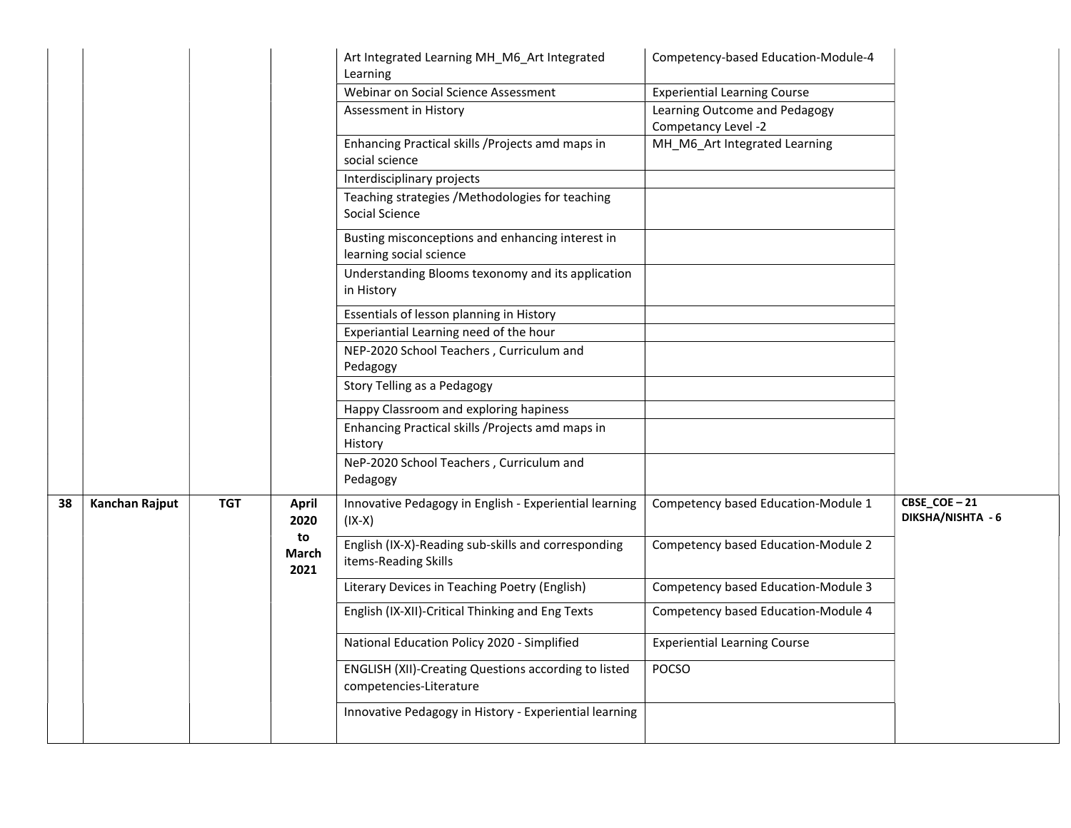| | | | | | | |
|---|---|---|---|---|---|---|
| | | | | Art Integrated Learning MH_M6_Art Integrated Learning | Competency-based Education-Module-4 | |
| | | | | Webinar on Social Science Assessment | Experiential Learning Course | |
| | | | | Assessment in History | Learning Outcome and Pedagogy Competancy Level -2 | |
| | | | | Enhancing Practical skills /Projects amd maps in social science | MH_M6_Art Integrated Learning | |
| | | | | Interdisciplinary projects | | |
| | | | | Teaching strategies /Methodologies for teaching Social Science | | |
| | | | | Busting misconceptions and enhancing interest in learning social science | | |
| | | | | Understanding Blooms texonomy and its application in History | | |
| | | | | Essentials of lesson planning in History | | |
| | | | | Experiantial Learning need of the hour | | |
| | | | | NEP-2020 School Teachers , Curriculum and Pedagogy | | |
| | | | | Story Telling as a Pedagogy | | |
| | | | | Happy Classroom and exploring hapiness | | |
| | | | | Enhancing Practical skills /Projects amd maps in History | | |
| | | | | NeP-2020 School Teachers , Curriculum and Pedagogy | | |
| **38** | **Kanchan Rajput** | **TGT** | **April 2020 to March 2021** | Innovative Pedagogy in English - Experiential learning (IX-X) | Competency based Education-Module 1 | **CBSE_COE – 21 DIKSHA/NISHTA - 6** |
| | | | | English (IX-X)-Reading sub-skills and corresponding items-Reading Skills | Competency based Education-Module 2 | |
| | | | | Literary Devices in Teaching Poetry (English) | Competency based Education-Module 3 | |
| | | | | English (IX-XII)-Critical Thinking and Eng Texts | Competency based Education-Module 4 | |
| | | | | National Education Policy 2020 - Simplified | Experiential Learning Course | |
| | | | | ENGLISH (XII)-Creating Questions according to listed competencies-Literature | POCSO | |
| | | | | Innovative Pedagogy in History - Experiential learning | | |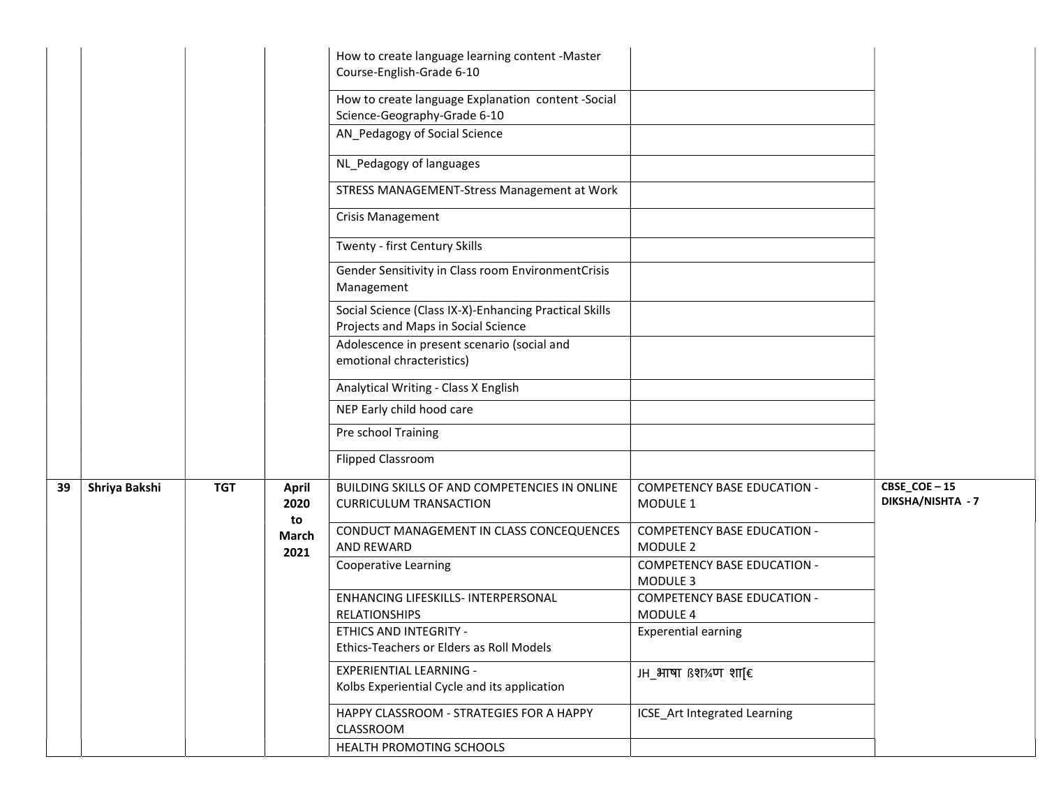| | | | | | | |
|---|---|---|---|---|---|---|
| | | | | How to create language learning content -Master Course-English-Grade 6-10 | | |
| | | | | How to create language Explanation content -Social Science-Geography-Grade 6-10 | | |
| | | | | AN_Pedagogy of Social Science | | |
| | | | | NL_Pedagogy of languages | | |
| | | | | STRESS MANAGEMENT-Stress Management at Work | | |
| | | | | Crisis Management | | |
| | | | | Twenty - first Century Skills | | |
| | | | | Gender Sensitivity in Class room EnvironmentCrisis Management | | |
| | | | | Social Science (Class IX-X)-Enhancing Practical Skills Projects and Maps in Social Science | | |
| | | | | Adolescence in present scenario (social and emotional chracteristics) | | |
| | | | | Analytical Writing - Class X English | | |
| | | | | NEP Early child hood care | | |
| | | | | Pre school Training | | |
| | | | | Flipped Classroom | | |
| **39** | **Shriya Bakshi** | **TGT** | **April 2020 to March 2021** | BUILDING SKILLS OF AND COMPETENCIES IN ONLINE CURRICULUM TRANSACTION | COMPETENCY BASE EDUCATION - MODULE 1 | **CBSE_COE – 15 DIKSHA/NISHTA - 7** |
| | | | | CONDUCT MANAGEMENT IN CLASS CONCEQUENCES AND REWARD | COMPETENCY BASE EDUCATION - MODULE 2 | |
| | | | | Cooperative Learning | COMPETENCY BASE EDUCATION - MODULE 3 | |
| | | | | ENHANCING LIFESKILLS- INTERPERSONAL RELATIONSHIPS | COMPETENCY BASE EDUCATION - MODULE 4 | |
| | | | | ETHICS AND INTEGRITY - Ethics-Teachers or Elders as Roll Models | Experential earning | |
| | | | | EXPERIENTIAL LEARNING - Kolbs Experiential Cycle and its application | JH_भाषा ßश¾ण शा[€ | |
| | | | | HAPPY CLASSROOM - STRATEGIES FOR A HAPPY CLASSROOM | ICSE_Art Integrated Learning | |
| | | | | HEALTH PROMOTING SCHOOLS | | |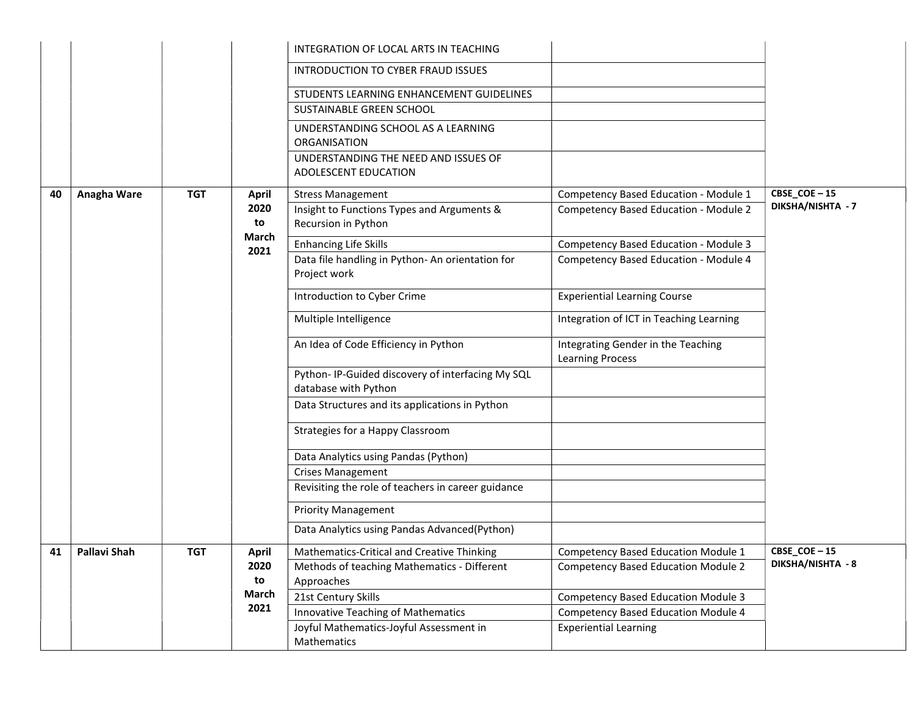| | | | | | | |
|---|---|---|---|---|---|---|
| | | | | INTEGRATION OF LOCAL ARTS IN TEACHING | | |
| | | | | INTRODUCTION TO CYBER FRAUD ISSUES | | |
| | | | | STUDENTS LEARNING ENHANCEMENT GUIDELINES | | |
| | | | | SUSTAINABLE GREEN SCHOOL | | |
| | | | | UNDERSTANDING SCHOOL AS A LEARNING ORGANISATION | | |
| | | | | UNDERSTANDING THE NEED AND ISSUES OF ADOLESCENT EDUCATION | | |
| **40** | **Anagha Ware** | **TGT** | **April 2020 to March 2021** | Stress Management | Competency Based Education - Module 1 | **CBSE_COE – 15** **DIKSHA/NISHTA - 7** |
| | | | | Insight to Functions Types and Arguments & Recursion in Python | Competency Based Education - Module 2 | |
| | | | | Enhancing Life Skills | Competency Based Education - Module 3 | |
| | | | | Data file handling in Python- An orientation for Project work | Competency Based Education - Module 4 | |
| | | | | Introduction to Cyber Crime | Experiential Learning Course | |
| | | | | Multiple Intelligence | Integration of ICT in Teaching Learning | |
| | | | | An Idea of Code Efficiency in Python | Integrating Gender in the Teaching Learning Process | |
| | | | | Python- IP-Guided discovery of interfacing My SQL database with Python | | |
| | | | | Data Structures and its applications in Python | | |
| | | | | Strategies for a Happy Classroom | | |
| | | | | Data Analytics using Pandas (Python) | | |
| | | | | Crises Management | | |
| | | | | Revisiting the role of teachers in career guidance | | |
| | | | | Priority Management | | |
| | | | | Data Analytics using Pandas Advanced(Python) | | |
| **41** | **Pallavi Shah** | **TGT** | **April 2020 to March 2021** | Mathematics-Critical and Creative Thinking | Competency Based Education Module 1 | **CBSE_COE – 15** **DIKSHA/NISHTA - 8** |
| | | | | Methods of teaching Mathematics - Different Approaches | Competency Based Education Module 2 | |
| | | | | 21st Century Skills | Competency Based Education Module 3 | |
| | | | | Innovative Teaching of Mathematics | Competency Based Education Module 4 | |
| | | | | Joyful Mathematics-Joyful Assessment in Mathematics | Experiential Learning | |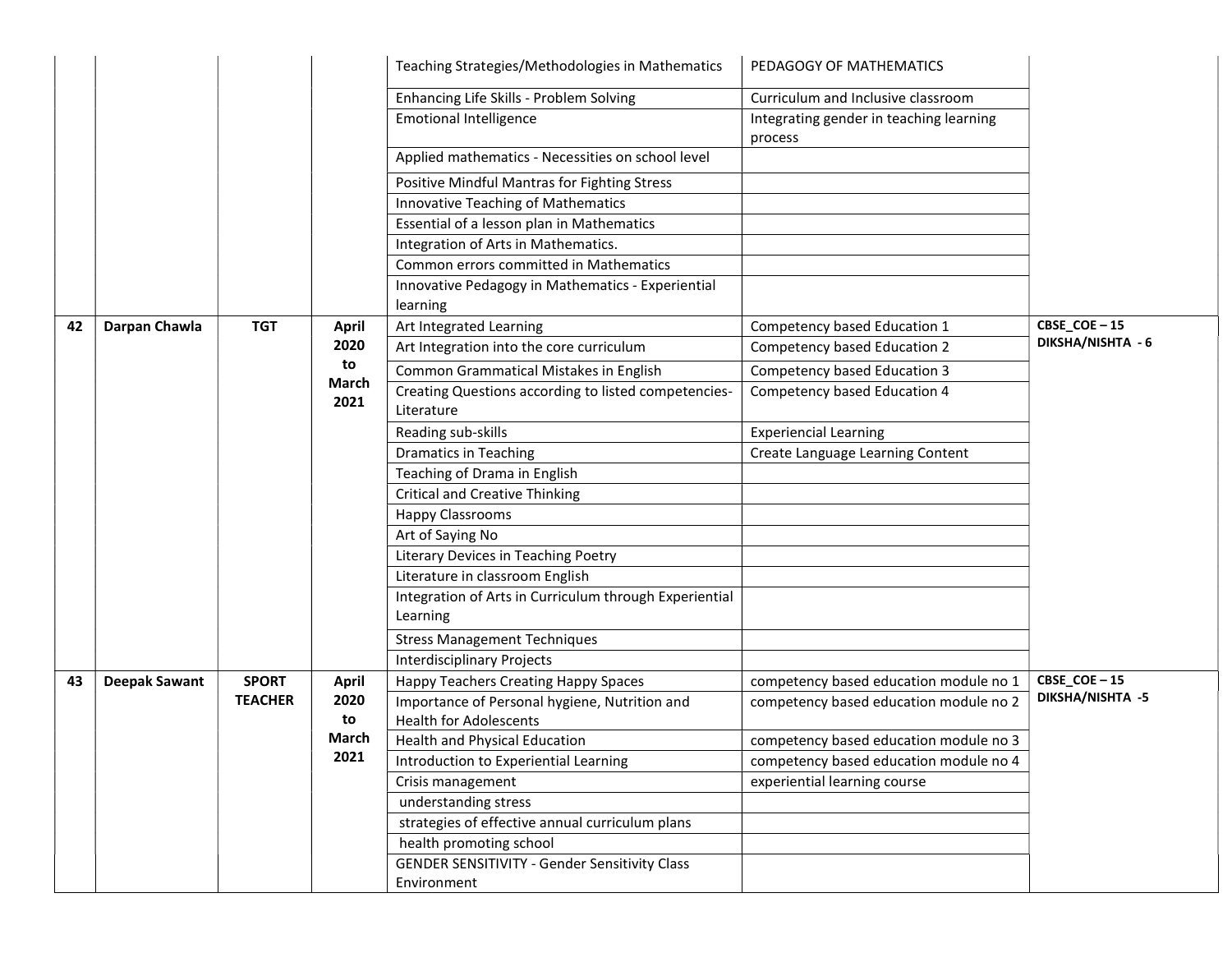| | | | | | | |
|---|---|---|---|---|---|---|
| | | | | Teaching Strategies/Methodologies in Mathematics | PEDAGOGY OF MATHEMATICS | |
| | | | | Enhancing Life Skills - Problem Solving | Curriculum and Inclusive classroom | |
| | | | | Emotional Intelligence | Integrating gender in teaching learning process | |
| | | | | Applied mathematics - Necessities on school level | | |
| | | | | Positive Mindful Mantras for Fighting Stress | | |
| | | | | Innovative Teaching of Mathematics | | |
| | | | | Essential of a lesson plan in Mathematics | | |
| | | | | Integration of Arts in Mathematics. | | |
| | | | | Common errors committed in Mathematics | | |
| | | | | Innovative Pedagogy in Mathematics - Experiential learning | | |
| **42** | **Darpan Chawla** | **TGT** | **April 2020 to March 2021** | Art Integrated Learning | Competency based Education 1 | **CBSE_COE – 15 DIKSHA/NISHTA - 6** |
| | | | | Art Integration into the core curriculum | Competency based Education 2 | |
| | | | | Common Grammatical Mistakes in English | Competency based Education 3 | |
| | | | | Creating Questions according to listed competencies-Literature | Competency based Education 4 | |
| | | | | Reading sub-skills | Experiencial Learning | |
| | | | | Dramatics in Teaching | Create Language Learning Content | |
| | | | | Teaching of Drama in English | | |
| | | | | Critical and Creative Thinking | | |
| | | | | Happy Classrooms | | |
| | | | | Art of Saying No | | |
| | | | | Literary Devices in Teaching Poetry | | |
| | | | | Literature in classroom English | | |
| | | | | Integration of Arts in Curriculum through Experiential Learning | | |
| | | | | Stress Management Techniques | | |
| | | | | Interdisciplinary Projects | | |
| **43** | **Deepak Sawant** | **SPORT TEACHER** | **April 2020 to March 2021** | Happy Teachers Creating Happy Spaces | competency based education module no 1 | **CBSE_COE – 15 DIKSHA/NISHTA -5** |
| | | | | Importance of Personal hygiene, Nutrition and Health for Adolescents | competency based education module no 2 | |
| | | | | Health and Physical Education | competency based education module no 3 | |
| | | | | Introduction to Experiential Learning | competency based education module no 4 | |
| | | | | Crisis management | experiential learning course | |
| | | | | understanding stress | | |
| | | | | strategies of effective annual curriculum plans | | |
| | | | | health promoting school | | |
| | | | | GENDER SENSITIVITY - Gender Sensitivity Class Environment | | |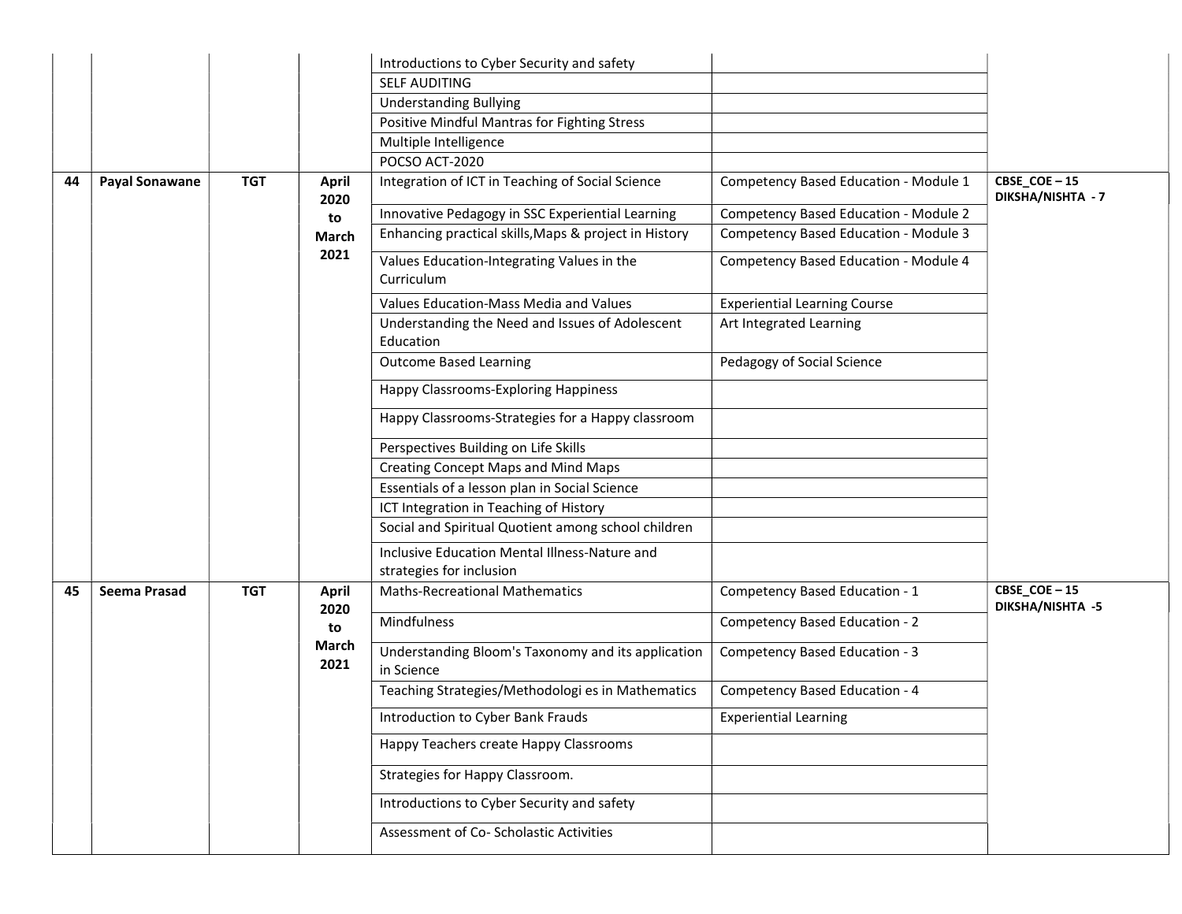| | | | | | | |
|---|---|---|---|---|---|---|
| | | | | Introductions to Cyber Security and safety | | |
| | | | | SELF AUDITING | | |
| | | | | Understanding Bullying | | |
| | | | | Positive Mindful Mantras for Fighting Stress | | |
| | | | | Multiple Intelligence | | |
| | | | | POCSO ACT-2020 | | |
| **44** | **Payal Sonawane** | **TGT** | **April 2020 to March 2021** | Integration of ICT in Teaching of Social Science | Competency Based Education - Module 1 | **CBSE_COE – 15 DIKSHA/NISHTA - 7** |
| | | | | Innovative Pedagogy in SSC Experiential Learning | Competency Based Education - Module 2 | |
| | | | | Enhancing practical skills,Maps & project in History | Competency Based Education - Module 3 | |
| | | | | Values Education-Integrating Values in the Curriculum | Competency Based Education - Module 4 | |
| | | | | Values Education-Mass Media and Values | Experiential Learning Course | |
| | | | | Understanding the Need and Issues of Adolescent Education | Art Integrated Learning | |
| | | | | Outcome Based Learning | Pedagogy of Social Science | |
| | | | | Happy Classrooms-Exploring Happiness | | |
| | | | | Happy Classrooms-Strategies for a Happy classroom | | |
| | | | | Perspectives Building on Life Skills | | |
| | | | | Creating Concept Maps and Mind Maps | | |
| | | | | Essentials of a lesson plan in Social Science | | |
| | | | | ICT Integration in Teaching of History | | |
| | | | | Social and Spiritual Quotient among school children | | |
| | | | | Inclusive Education Mental Illness-Nature and strategies for inclusion | | |
| **45** | **Seema Prasad** | **TGT** | **April 2020 to March 2021** | Maths-Recreational Mathematics | Competency Based Education - 1 | **CBSE_COE – 15 DIKSHA/NISHTA -5** |
| | | | | Mindfulness | Competency Based Education - 2 | |
| | | | | Understanding Bloom's Taxonomy and its application in Science | Competency Based Education - 3 | |
| | | | | Teaching Strategies/Methodologi es in Mathematics | Competency Based Education - 4 | |
| | | | | Introduction to Cyber Bank Frauds | Experiential Learning | |
| | | | | Happy Teachers create Happy Classrooms | | |
| | | | | Strategies for Happy Classroom. | | |
| | | | | Introductions to Cyber Security and safety | | |
| | | | | Assessment of Co- Scholastic Activities | | |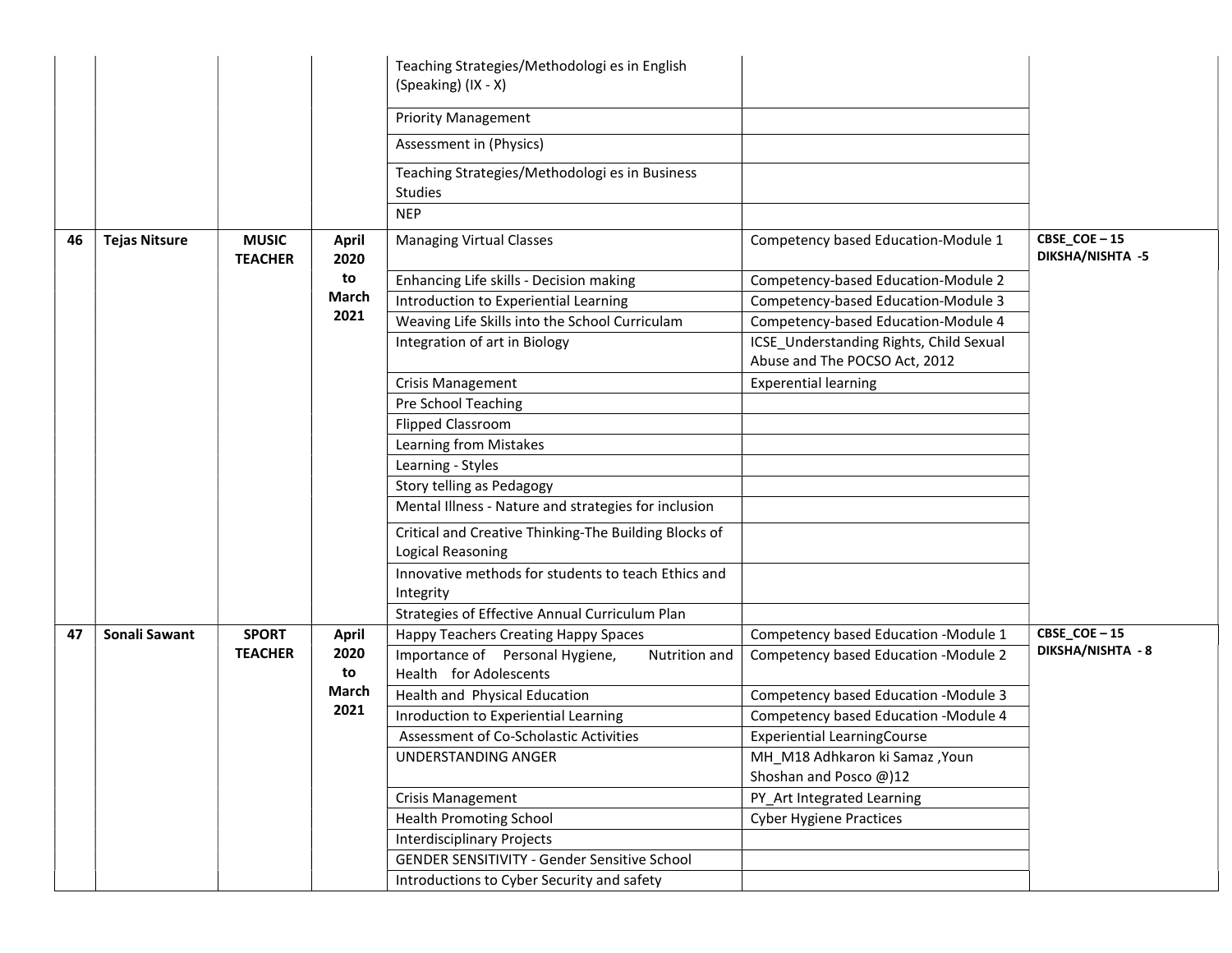| | | | | | | |
|---|---|---|---|---|---|---|
| | | | | Teaching Strategies/Methodologi es in English (Speaking) (IX - X) | | |
| | | | | Priority Management | | |
| | | | | Assessment in (Physics) | | |
| | | | | Teaching Strategies/Methodologi es in Business Studies | | |
| | | | | NEP | | |
| **46** | **Tejas Nitsure** | **MUSIC TEACHER** | **April 2020 to March 2021** | Managing Virtual Classes | Competency based Education-Module 1 | **CBSE_COE – 15 DIKSHA/NISHTA -5** |
| | | | | Enhancing Life skills - Decision making | Competency-based Education-Module 2 | |
| | | | | Introduction to Experiential Learning | Competency-based Education-Module 3 | |
| | | | | Weaving Life Skills into the School Curriculam | Competency-based Education-Module 4 | |
| | | | | Integration of art in Biology | ICSE_Understanding Rights, Child Sexual Abuse and The POCSO Act, 2012 | |
| | | | | Crisis Management | Experential learning | |
| | | | | Pre School Teaching | | |
| | | | | Flipped Classroom | | |
| | | | | Learning from Mistakes | | |
| | | | | Learning - Styles | | |
| | | | | Story telling as Pedagogy | | |
| | | | | Mental Illness - Nature and strategies for inclusion | | |
| | | | | Critical and Creative Thinking-The Building Blocks of Logical Reasoning | | |
| | | | | Innovative methods for students to teach Ethics and Integrity | | |
| | | | | Strategies of Effective Annual Curriculum Plan | | |
| **47** | **Sonali Sawant** | **SPORT TEACHER** | **April 2020 to March 2021** | Happy Teachers Creating Happy Spaces | Competency based Education -Module 1 | **CBSE_COE – 15 DIKSHA/NISHTA - 8** |
| | | | | Importance of Personal Hygiene, Nutrition and Health for Adolescents | Competency based Education -Module 2 | |
| | | | | Health and Physical Education | Competency based Education -Module 3 | |
| | | | | Inroduction to Experiential Learning | Competency based Education -Module 4 | |
| | | | | Assessment of Co-Scholastic Activities | Experiential LearningCourse | |
| | | | | UNDERSTANDING ANGER | MH_M18 Adhkaron ki Samaz ,Youn Shoshan and Posco @)12 | |
| | | | | Crisis Management | PY_Art Integrated Learning | |
| | | | | Health Promoting School | Cyber Hygiene Practices | |
| | | | | Interdisciplinary Projects | | |
| | | | | GENDER SENSITIVITY - Gender Sensitive School | | |
| | | | | Introductions to Cyber Security and safety | | |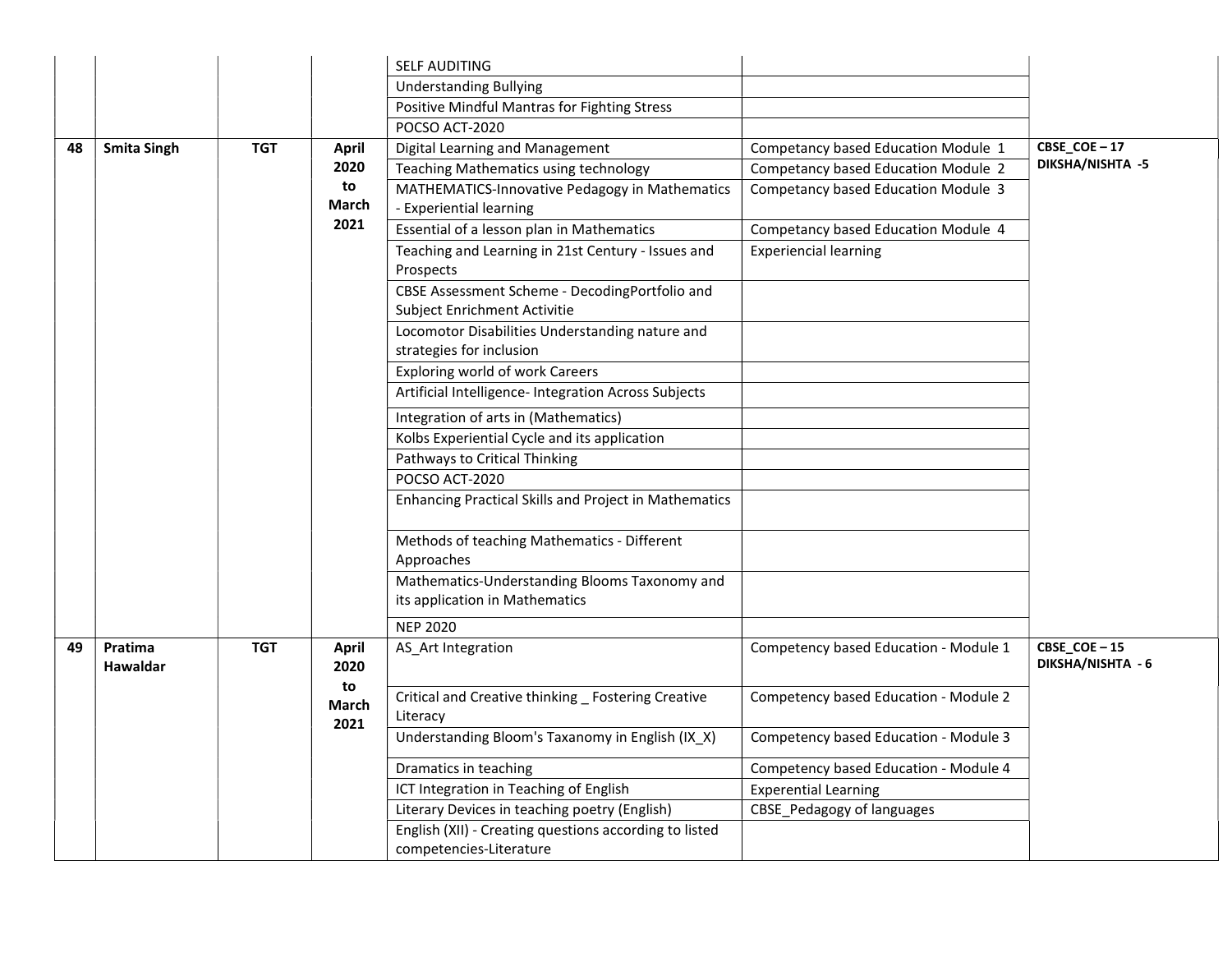| | | | | | | |
|---|---|---|---|---|---|---|
| | | | | SELF AUDITING | | |
| | | | | Understanding Bullying | | |
| | | | | Positive Mindful Mantras for Fighting Stress | | |
| | | | | POCSO ACT-2020 | | |
| **48** | **Smita Singh** | **TGT** | **April 2020 to March 2021** | Digital Learning and Management | Competancy based Education Module 1 | **CBSE_COE – 17 DIKSHA/NISHTA -5** |
| | | | | Teaching Mathematics using technology | Competancy based Education Module 2 | |
| | | | | MATHEMATICS-Innovative Pedagogy in Mathematics - Experiential learning | Competancy based Education Module 3 | |
| | | | | Essential of a lesson plan in Mathematics | Competancy based Education Module 4 | |
| | | | | Teaching and Learning in 21st Century - Issues and Prospects | Experiencial learning | |
| | | | | CBSE Assessment Scheme - DecodingPortfolio and Subject Enrichment Activitie | | |
| | | | | Locomotor Disabilities Understanding nature and strategies for inclusion | | |
| | | | | Exploring world of work Careers | | |
| | | | | Artificial Intelligence- Integration Across Subjects | | |
| | | | | Integration of arts in (Mathematics) | | |
| | | | | Kolbs Experiential Cycle and its application | | |
| | | | | Pathways to Critical Thinking | | |
| | | | | POCSO ACT-2020 | | |
| | | | | Enhancing Practical Skills and Project in Mathematics | | |
| | | | | Methods of teaching Mathematics - Different Approaches | | |
| | | | | Mathematics-Understanding Blooms Taxonomy and its application in Mathematics | | |
| | | | | NEP 2020 | | |
| **49** | **Pratima Hawaldar** | **TGT** | **April 2020 to March 2021** | AS_Art Integration | Competency based Education - Module 1 | **CBSE_COE – 15 DIKSHA/NISHTA - 6** |
| | | | | Critical and Creative thinking _ Fostering Creative Literacy | Competency based Education - Module 2 | |
| | | | | Understanding Bloom's Taxonomy in English (IX_X) | Competency based Education - Module 3 | |
| | | | | Dramatics in teaching | Competency based Education - Module 4 | |
| | | | | ICT Integration in Teaching of English | Experential Learning | |
| | | | | Literary Devices in teaching poetry (English) | CBSE_Pedagogy of languages | |
| | | | | English (XII) - Creating questions according to listed competencies-Literature | | |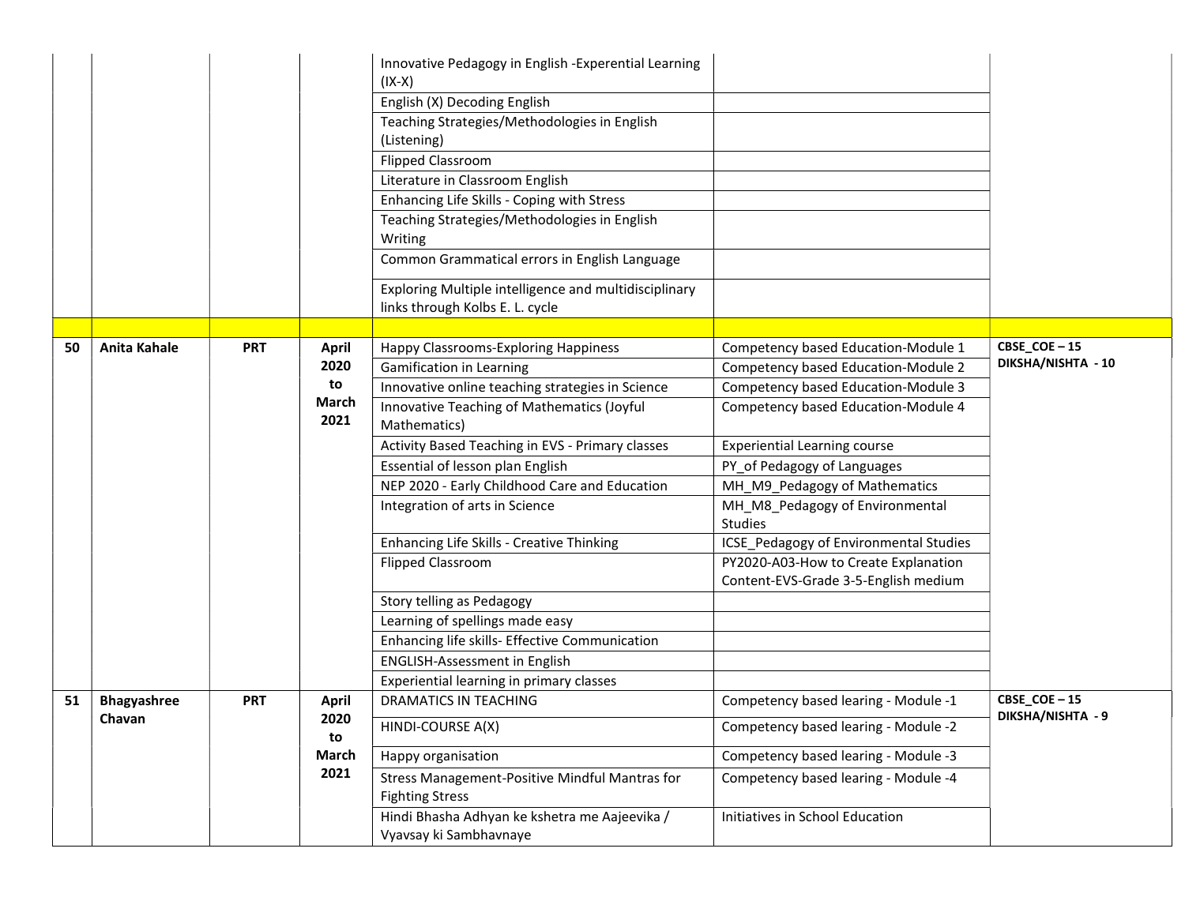| | | | | | | |
|---|---|---|---|---|---|---|
| | | | | Innovative Pedagogy in English -Experential Learning (IX-X) | | |
| | | | | English (X) Decoding English | | |
| | | | | Teaching Strategies/Methodologies in English (Listening) | | |
| | | | | Flipped Classroom | | |
| | | | | Literature in Classroom English | | |
| | | | | Enhancing Life Skills - Coping with Stress | | |
| | | | | Teaching Strategies/Methodologies in English Writing | | |
| | | | | Common Grammatical errors in English Language | | |
| | | | | Exploring Multiple intelligence and multidisciplinary links through Kolbs E. L. cycle | | |
| | | | | | | |
| **50** | **Anita Kahale** | **PRT** | **April 2020 to March 2021** | Happy Classrooms-Exploring Happiness | Competency based Education-Module 1 | **CBSE_COE – 15 DIKSHA/NISHTA - 10** |
| | | | | Gamification in Learning | Competency based Education-Module 2 | |
| | | | | Innovative online teaching strategies in Science | Competency based Education-Module 3 | |
| | | | | Innovative Teaching of Mathematics (Joyful Mathematics) | Competency based Education-Module 4 | |
| | | | | Activity Based Teaching in EVS - Primary classes | Experiential Learning course | |
| | | | | Essential of lesson plan English | PY_of Pedagogy of Languages | |
| | | | | NEP 2020 - Early Childhood Care and Education | MH_M9_Pedagogy of Mathematics | |
| | | | | Integration of arts in Science | MH_M8_Pedagogy of Environmental Studies | |
| | | | | Enhancing Life Skills - Creative Thinking | ICSE_Pedagogy of Environmental Studies | |
| | | | | Flipped Classroom | PY2020-A03-How to Create Explanation Content-EVS-Grade 3-5-English medium | |
| | | | | Story telling as Pedagogy | | |
| | | | | Learning of spellings made easy | | |
| | | | | Enhancing life skills- Effective Communication | | |
| | | | | ENGLISH-Assessment in English | | |
| | | | | Experiential learning in primary classes | | |
| **51** | **Bhagyashree Chavan** | **PRT** | **April 2020 to March 2021** | DRAMATICS IN TEACHING | Competency based learing - Module -1 | **CBSE_COE – 15 DIKSHA/NISHTA - 9** |
| | | | | HINDI-COURSE A(X) | Competency based learing - Module -2 | |
| | | | | Happy organisation | Competency based learing - Module -3 | |
| | | | | Stress Management-Positive Mindful Mantras for Fighting Stress | Competency based learing - Module -4 | |
| | | | | Hindi Bhasha Adhyan ke kshetra me Aajeevika / Vyavsay ki Sambhavnaye | Initiatives in School Education | |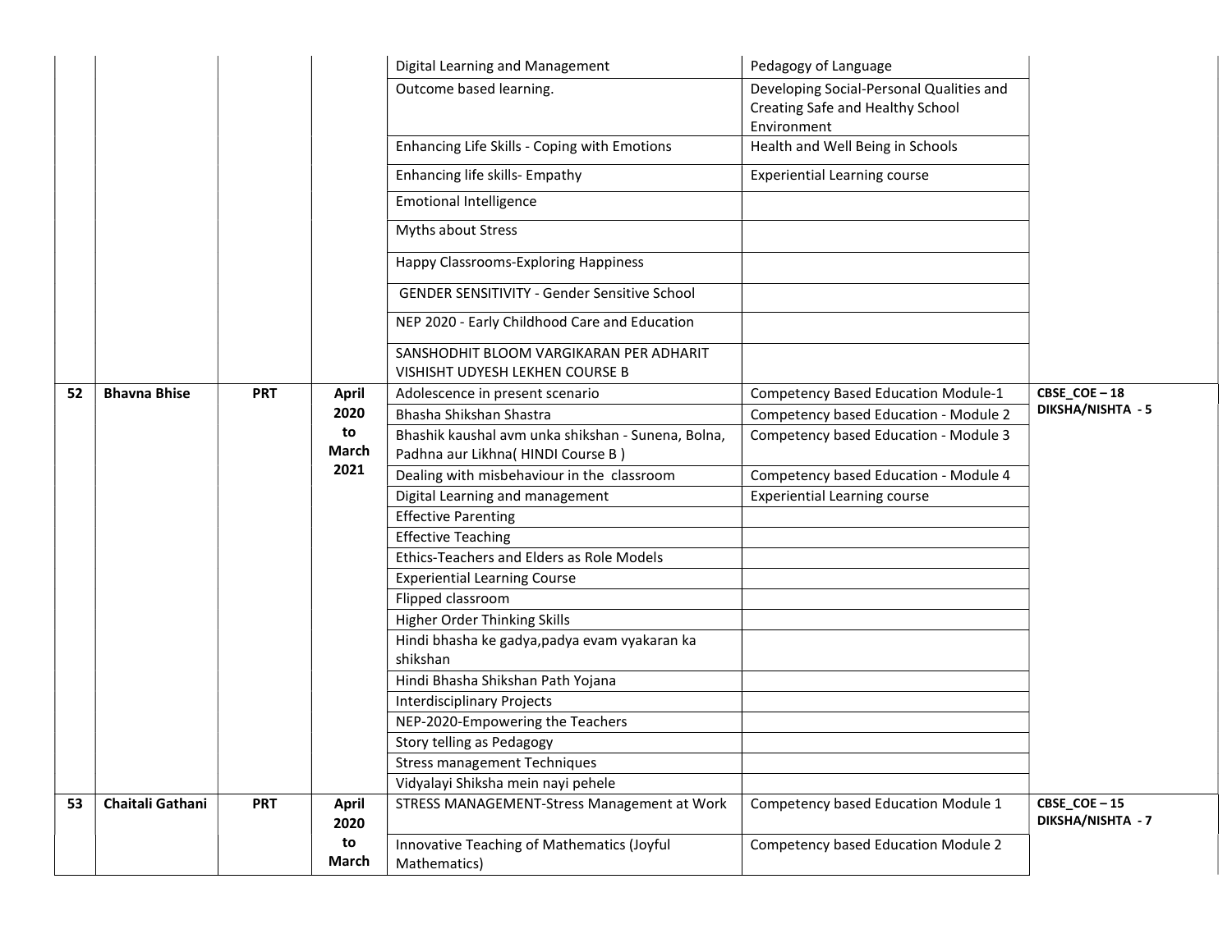| | | | | | | |
|---|---|---|---|---|---|---|
| | | | | Digital Learning and Management | Pedagogy of Language | |
| | | | | Outcome based learning. | Developing Social-Personal Qualities and Creating Safe and Healthy School Environment | |
| | | | | Enhancing Life Skills - Coping with Emotions | Health and Well Being in Schools | |
| | | | | Enhancing life skills- Empathy | Experiential Learning course | |
| | | | | Emotional Intelligence | | |
| | | | | Myths about Stress | | |
| | | | | Happy Classrooms-Exploring Happiness | | |
| | | | | GENDER SENSITIVITY - Gender Sensitive School | | |
| | | | | NEP 2020 - Early Childhood Care and Education | | |
| | | | | SANSHODHIT BLOOM VARGIKARAN PER ADHARIT VISHISHT UDYESH LEKHEN COURSE B | | |
| **52** | **Bhavna Bhise** | **PRT** | **April 2020 to March 2021** | Adolescence in present scenario | Competency Based Education Module-1 | **CBSE_COE – 18 DIKSHA/NISHTA - 5** |
| | | | | Bhasha Shikshan Shastra | Competency based Education - Module 2 | |
| | | | | Bhashik kaushal avm unka shikshan - Sunena, Bolna, Padhna aur Likhna( HINDI Course B ) | Competency based Education - Module 3 | |
| | | | | Dealing with misbehaviour in the classroom | Competency based Education - Module 4 | |
| | | | | Digital Learning and management | Experiential Learning course | |
| | | | | Effective Parenting | | |
| | | | | Effective Teaching | | |
| | | | | Ethics-Teachers and Elders as Role Models | | |
| | | | | Experiential Learning Course | | |
| | | | | Flipped classroom | | |
| | | | | Higher Order Thinking Skills | | |
| | | | | Hindi bhasha ke gadya,padya evam vyakaran ka shikshan | | |
| | | | | Hindi Bhasha Shikshan Path Yojana | | |
| | | | | Interdisciplinary Projects | | |
| | | | | NEP-2020-Empowering the Teachers | | |
| | | | | Story telling as Pedagogy | | |
| | | | | Stress management Techniques | | |
| | | | | Vidyalayi Shiksha mein nayi pehele | | |
| **53** | **Chaitali Gathani** | **PRT** | **April 2020 to March** | STRESS MANAGEMENT-Stress Management at Work | Competency based Education Module 1 | **CBSE_COE – 15 DIKSHA/NISHTA - 7** |
| | | | | Innovative Teaching of Mathematics (Joyful Mathematics) | Competency based Education Module 2 | |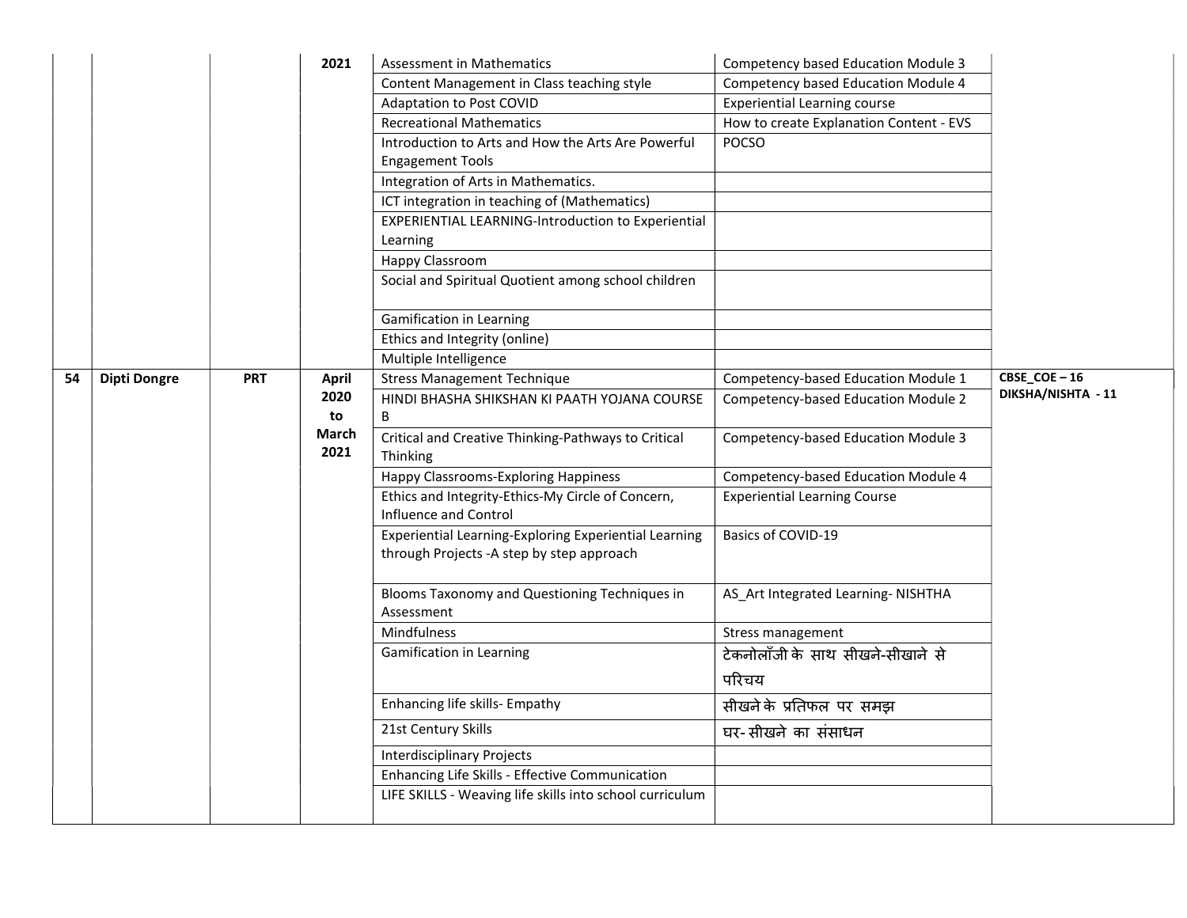| | | | | | | |
|---|---|---|---|---|---|---|
| | | | 2021 | Assessment in Mathematics | Competency based Education Module 3 | |
| | | | | Content Management in Class teaching style | Competency based Education Module 4 | |
| | | | | Adaptation to Post COVID | Experiential Learning course | |
| | | | | Recreational Mathematics | How to create Explanation Content - EVS | |
| | | | | Introduction to Arts and How the Arts Are Powerful Engagement Tools | POCSO | |
| | | | | Integration of Arts in Mathematics. | | |
| | | | | ICT integration in teaching of (Mathematics) | | |
| | | | | EXPERIENTIAL LEARNING-Introduction to Experiential Learning | | |
| | | | | Happy Classroom | | |
| | | | | Social and Spiritual Quotient among school children | | |
| | | | | Gamification in Learning | | |
| | | | | Ethics and Integrity (online) | | |
| | | | | Multiple Intelligence | | |
| **54** | **Dipti Dongre** | **PRT** | **April 2020 to March 2021** | Stress Management Technique | Competency-based Education Module 1 | **CBSE_COE – 16 DIKSHA/NISHTA - 11** |
| | | | | HINDI BHASHA SHIKSHAN KI PAATH YOJANA COURSE B | Competency-based Education Module 2 | |
| | | | | Critical and Creative Thinking-Pathways to Critical Thinking | Competency-based Education Module 3 | |
| | | | | Happy Classrooms-Exploring Happiness | Competency-based Education Module 4 | |
| | | | | Ethics and Integrity-Ethics-My Circle of Concern, Influence and Control | Experiential Learning Course | |
| | | | | Experiential Learning-Exploring Experiential Learning through Projects -A step by step approach | Basics of COVID-19 | |
| | | | | Blooms Taxonomy and Questioning Techniques in Assessment | AS_Art Integrated Learning- NISHTHA | |
| | | | | Mindfulness | Stress management | |
| | | | | Gamification in Learning | टेक्नोलॉजी के साथ सीखने-सीखाने से परिचय | |
| | | | | Enhancing life skills- Empathy | सीखने के प्रतिफल पर समझ | |
| | | | | 21st Century Skills | घर- सीखने का संसाधन | |
| | | | | Interdisciplinary Projects | | |
| | | | | Enhancing Life Skills - Effective Communication | | |
| | | | | LIFE SKILLS - Weaving life skills into school curriculum | | |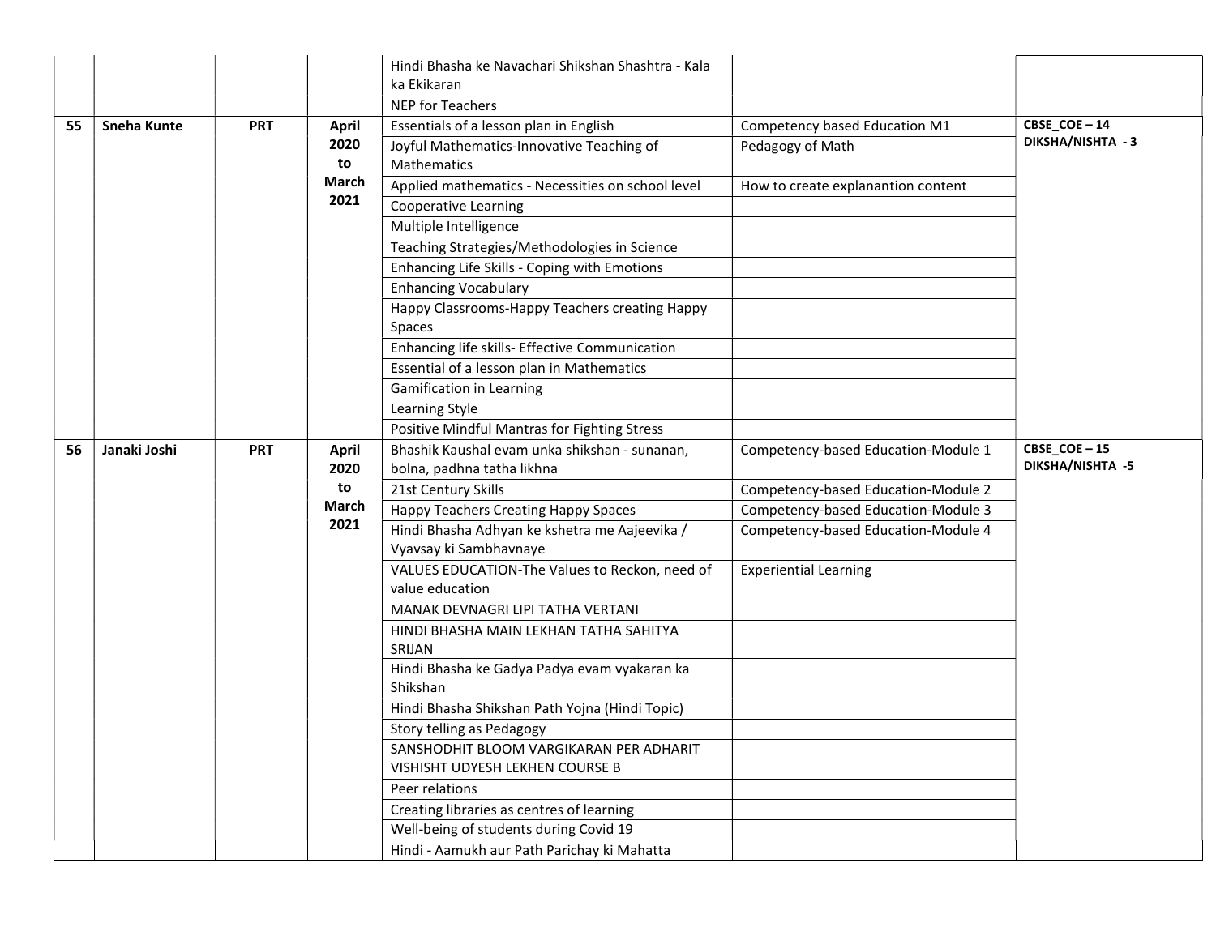| | | | | | | |
|---|---|---|---|---|---|---|
| | | | | Hindi Bhasha ke Navachari Shikshan Shashtra - Kala ka Ekikaran | | |
| | | | | NEP for Teachers | | |
| 55 | Sneha Kunte | PRT | April 2020 to March 2021 | Essentials of a lesson plan in English | Competency based Education M1 | CBSE_COE – 14 DIKSHA/NISHTA - 3 |
| | | | | Joyful Mathematics-Innovative Teaching of Mathematics | Pedagogy of Math | |
| | | | | Applied mathematics - Necessities on school level | How to create explanantion content | |
| | | | | Cooperative Learning | | |
| | | | | Multiple Intelligence | | |
| | | | | Teaching Strategies/Methodologies in Science | | |
| | | | | Enhancing Life Skills - Coping with Emotions | | |
| | | | | Enhancing Vocabulary | | |
| | | | | Happy Classrooms-Happy Teachers creating Happy Spaces | | |
| | | | | Enhancing life skills- Effective Communication | | |
| | | | | Essential of a lesson plan in Mathematics | | |
| | | | | Gamification in Learning | | |
| | | | | Learning Style | | |
| | | | | Positive Mindful Mantras for Fighting Stress | | |
| 56 | Janaki Joshi | PRT | April 2020 to March 2021 | Bhashik Kaushal evam unka shikshan - sunanan, bolna, padhna tatha likhna | Competency-based Education-Module 1 | CBSE_COE – 15 DIKSHA/NISHTA -5 |
| | | | | 21st Century Skills | Competency-based Education-Module 2 | |
| | | | | Happy Teachers Creating Happy Spaces | Competency-based Education-Module 3 | |
| | | | | Hindi Bhasha Adhyan ke kshetra me Aajeevika / Vyavsay ki Sambhavnaye | Competency-based Education-Module 4 | |
| | | | | VALUES EDUCATION-The Values to Reckon, need of value education | Experiential Learning | |
| | | | | MANAK DEVNAGRI LIPI TATHA VERTANI | | |
| | | | | HINDI BHASHA MAIN LEKHAN TATHA SAHITYA SRIJAN | | |
| | | | | Hindi Bhasha ke Gadya Padya evam vyakaran ka Shikshan | | |
| | | | | Hindi Bhasha Shikshan Path Yojna (Hindi Topic) | | |
| | | | | Story telling as Pedagogy | | |
| | | | | SANSHODHIT BLOOM VARGIKARAN PER ADHARIT VISHISHT UDYESH LEKHEN COURSE B | | |
| | | | | Peer relations | | |
| | | | | Creating libraries as centres of learning | | |
| | | | | Well-being of students during Covid 19 | | |
| | | | | Hindi - Aamukh aur Path Parichay ki Mahatta | | |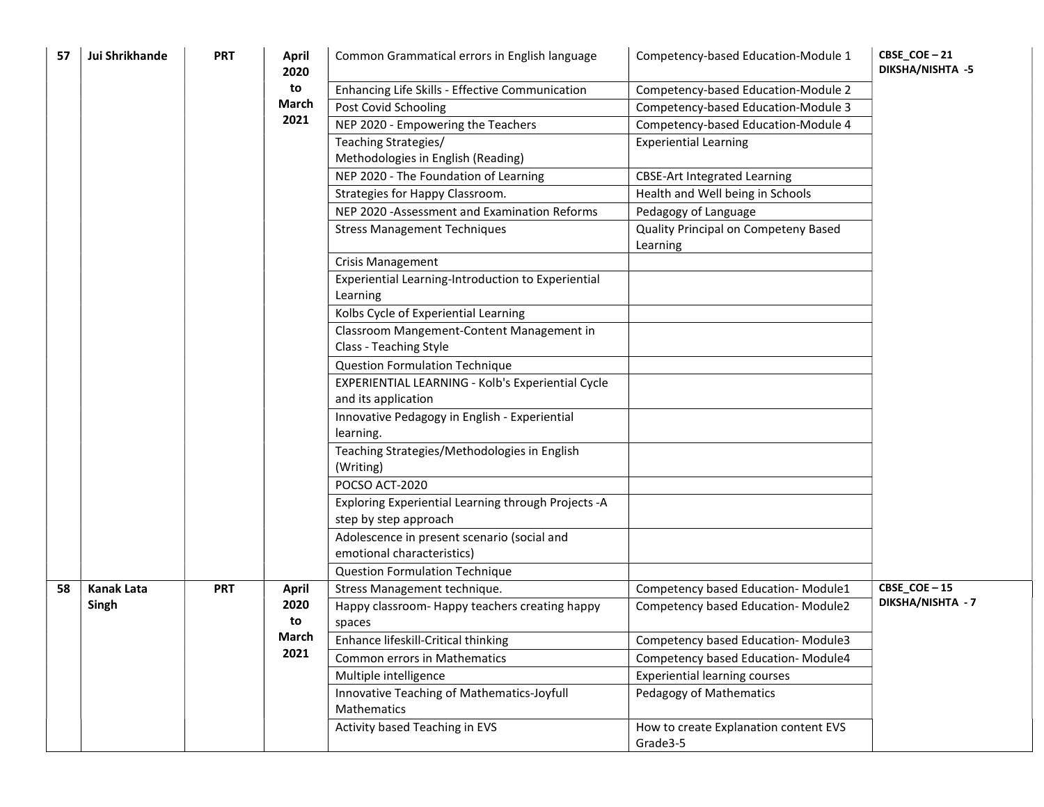| 57 | Jui Shrikhande | PRT | April 2020 to March 2021 | Common Grammatical errors in English language | Competency-based Education-Module 1 | CBSE_COE – 21 DIKSHA/NISHTA -5 |
|---|---|---|---|---|---|---|
| | | | | Enhancing Life Skills - Effective Communication | Competency-based Education-Module 2 | |
| | | | | Post Covid Schooling | Competency-based Education-Module 3 | |
| | | | | NEP 2020 - Empowering the Teachers | Competency-based Education-Module 4 | |
| | | | | Teaching Strategies/ Methodologies in English (Reading) | Experiential Learning | |
| | | | | NEP 2020 - The Foundation of Learning | CBSE-Art Integrated Learning | |
| | | | | Strategies for Happy Classroom. | Health and Well being in Schools | |
| | | | | NEP 2020 -Assessment and Examination Reforms | Pedagogy of Language | |
| | | | | Stress Management Techniques | Quality Principal on Competeny Based Learning | |
| | | | | Crisis Management | | |
| | | | | Experiential Learning-Introduction to Experiential Learning | | |
| | | | | Kolbs Cycle of Experiential Learning | | |
| | | | | Classroom Mangement-Content Management in Class - Teaching Style | | |
| | | | | Question Formulation Technique | | |
| | | | | EXPERIENTIAL LEARNING - Kolb's Experiential Cycle and its application | | |
| | | | | Innovative Pedagogy in English - Experiential learning. | | |
| | | | | Teaching Strategies/Methodologies in English (Writing) | | |
| | | | | POCSO ACT-2020 | | |
| | | | | Exploring Experiential Learning through Projects -A step by step approach | | |
| | | | | Adolescence in present scenario (social and emotional characteristics) | | |
| | | | | Question Formulation Technique | | |
| 58 | Kanak Lata Singh | PRT | April 2020 to March 2021 | Stress Management technique. | Competency based Education- Module1 | CBSE_COE – 15 DIKSHA/NISHTA - 7 |
| | | | | Happy classroom- Happy teachers creating happy spaces | Competency based Education- Module2 | |
| | | | | Enhance lifeskill-Critical thinking | Competency based Education- Module3 | |
| | | | | Common errors in Mathematics | Competency based Education- Module4 | |
| | | | | Multiple intelligence | Experiential learning courses | |
| | | | | Innovative Teaching of Mathematics-Joyfull Mathematics | Pedagogy of Mathematics | |
| | | | | Activity based Teaching in EVS | How to create Explanation content EVS Grade3-5 | |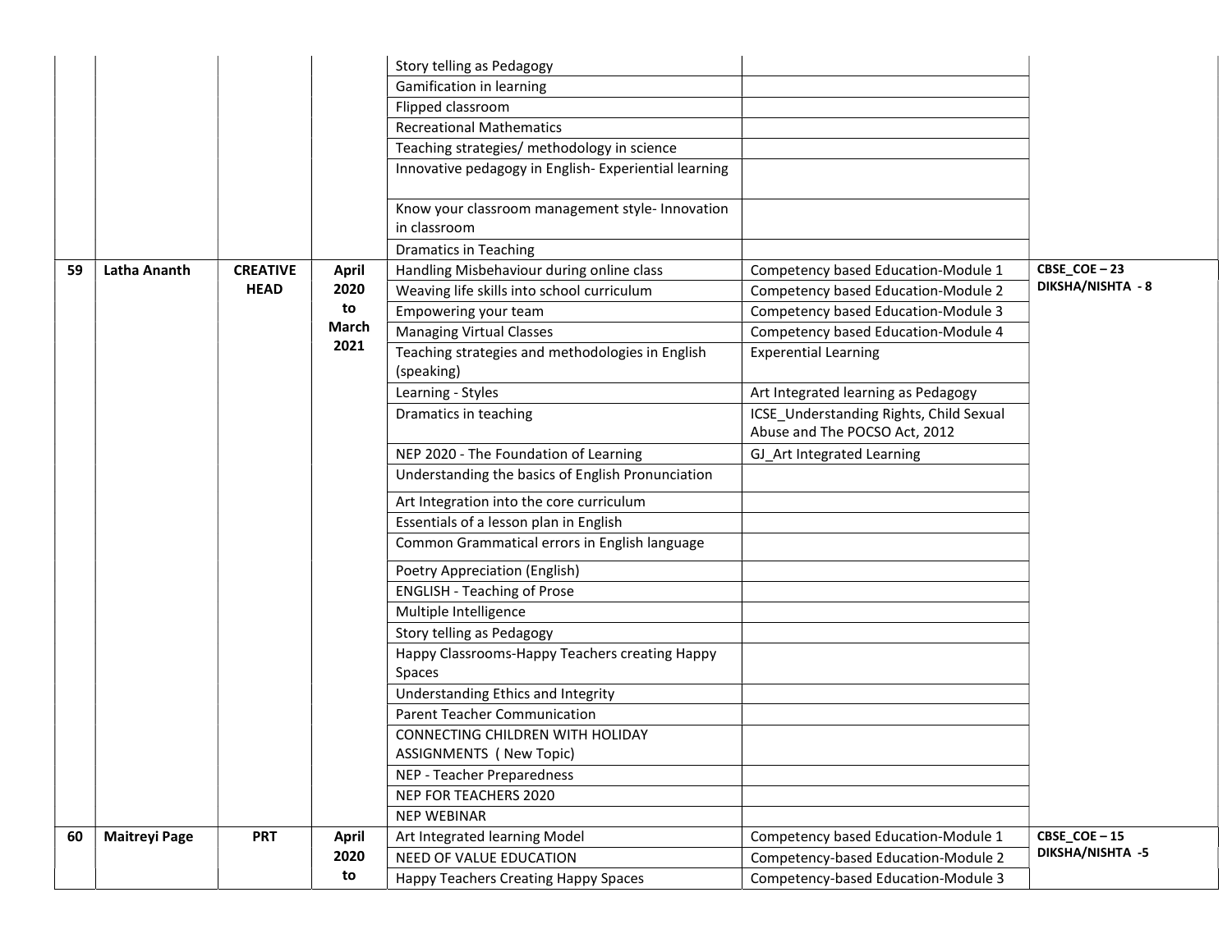| | | | | | | |
|---|---|---|---|---|---|---|
| | | | | Story telling as Pedagogy | | |
| | | | | Gamification in learning | | |
| | | | | Flipped classroom | | |
| | | | | Recreational Mathematics | | |
| | | | | Teaching strategies/ methodology in science | | |
| | | | | Innovative pedagogy in English- Experiential learning | | |
| | | | | Know your classroom management style- Innovation in classroom | | |
| | | | | Dramatics in Teaching | | |
| **59** | **Latha Ananth** | **CREATIVE HEAD** | **April 2020 to March 2021** | Handling Misbehaviour during online class | Competency based Education-Module 1 | **CBSE_COE – 23 DIKSHA/NISHTA - 8** |
| | | | | Weaving life skills into school curriculum | Competency based Education-Module 2 | |
| | | | | Empowering your team | Competency based Education-Module 3 | |
| | | | | Managing Virtual Classes | Competency based Education-Module 4 | |
| | | | | Teaching strategies and methodologies in English (speaking) | Experential Learning | |
| | | | | Learning - Styles | Art Integrated learning as Pedagogy | |
| | | | | Dramatics in teaching | ICSE_Understanding Rights, Child Sexual Abuse and The POCSO Act, 2012 | |
| | | | | NEP 2020 - The Foundation of Learning | GJ_Art Integrated Learning | |
| | | | | Understanding the basics of English Pronunciation | | |
| | | | | Art Integration into the core curriculum | | |
| | | | | Essentials of a lesson plan in English | | |
| | | | | Common Grammatical errors in English language | | |
| | | | | Poetry Appreciation (English) | | |
| | | | | ENGLISH - Teaching of Prose | | |
| | | | | Multiple Intelligence | | |
| | | | | Story telling as Pedagogy | | |
| | | | | Happy Classrooms-Happy Teachers creating Happy Spaces | | |
| | | | | Understanding Ethics and Integrity | | |
| | | | | Parent Teacher Communication | | |
| | | | | CONNECTING CHILDREN WITH HOLIDAY ASSIGNMENTS ( New Topic) | | |
| | | | | NEP - Teacher Preparedness | | |
| | | | | NEP FOR TEACHERS 2020 | | |
| | | | | NEP WEBINAR | | |
| **60** | **Maitreyi Page** | **PRT** | **April 2020 to** | Art Integrated learning Model | Competency based Education-Module 1 | **CBSE_COE – 15 DIKSHA/NISHTA -5** |
| | | | | NEED OF VALUE EDUCATION | Competency-based Education-Module 2 | |
| | | | | Happy Teachers Creating Happy Spaces | Competency-based Education-Module 3 | |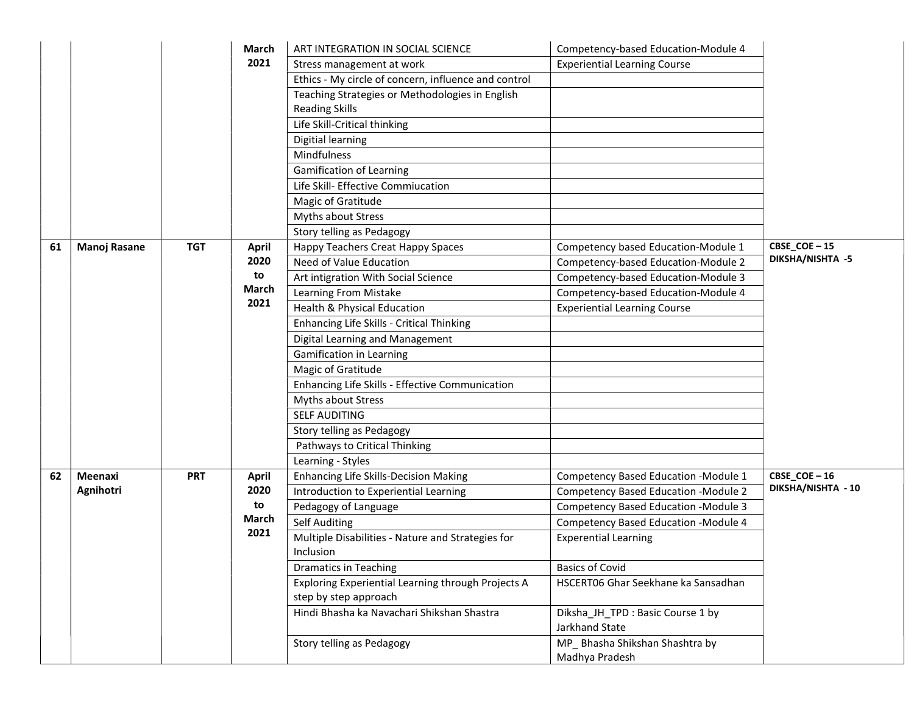|  |  |  | March 2021 | ART INTEGRATION IN SOCIAL SCIENCE | Competency-based Education-Module 4 |  |
|---|---|---|---|---|---|---|
|  |  |  |  | Stress management at work | Experiential Learning Course |  |
|  |  |  |  | Ethics - My circle of concern, influence and control |  |  |
|  |  |  |  | Teaching Strategies or Methodologies in English Reading Skills |  |  |
|  |  |  |  | Life Skill-Critical thinking |  |  |
|  |  |  |  | Digitial learning |  |  |
|  |  |  |  | Mindfulness |  |  |
|  |  |  |  | Gamification of Learning |  |  |
|  |  |  |  | Life Skill- Effective Commiucation |  |  |
|  |  |  |  | Magic of Gratitude |  |  |
|  |  |  |  | Myths about Stress |  |  |
|  |  |  |  | Story telling as Pedagogy |  |  |
| **61** | **Manoj Rasane** | **TGT** | **April 2020 to March 2021** | Happy Teachers Creat Happy Spaces | Competency based Education-Module 1 | **CBSE_COE – 15 DIKSHA/NISHTA -5** |
|  |  |  |  | Need of Value Education | Competency-based Education-Module 2 |  |
|  |  |  |  | Art intigration With Social Science | Competency-based Education-Module 3 |  |
|  |  |  |  | Learning From Mistake | Competency-based Education-Module 4 |  |
|  |  |  |  | Health & Physical Education | Experiential Learning Course |  |
|  |  |  |  | Enhancing Life Skills - Critical Thinking |  |  |
|  |  |  |  | Digital Learning and Management |  |  |
|  |  |  |  | Gamification in Learning |  |  |
|  |  |  |  | Magic of Gratitude |  |  |
|  |  |  |  | Enhancing Life Skills - Effective Communication |  |  |
|  |  |  |  | Myths about Stress |  |  |
|  |  |  |  | SELF AUDITING |  |  |
|  |  |  |  | Story telling as Pedagogy |  |  |
|  |  |  |  | Pathways to Critical Thinking |  |  |
|  |  |  |  | Learning - Styles |  |  |
| **62** | **Meenaxi Agnihotri** | **PRT** | **April 2020 to March 2021** | Enhancing Life Skills-Decision Making | Competency Based Education -Module 1 | **CBSE_COE – 16 DIKSHA/NISHTA - 10** |
|  |  |  |  | Introduction to Experiential Learning | Competency Based Education -Module 2 |  |
|  |  |  |  | Pedagogy of Language | Competency Based Education -Module 3 |  |
|  |  |  |  | Self Auditing | Competency Based Education -Module 4 |  |
|  |  |  |  | Multiple Disabilities - Nature and Strategies for Inclusion | Experential Learning |  |
|  |  |  |  | Dramatics in Teaching | Basics of Covid |  |
|  |  |  |  | Exploring Experiential Learning through Projects A step by step approach | HSCERT06 Ghar Seekhane ka Sansadhan |  |
|  |  |  |  | Hindi Bhasha ka Navachari Shikshan Shastra | Diksha_JH_TPD : Basic Course 1 by Jarkhand State |  |
|  |  |  |  | Story telling as Pedagogy | MP_ Bhasha Shikshan Shashtra by Madhya Pradesh |  |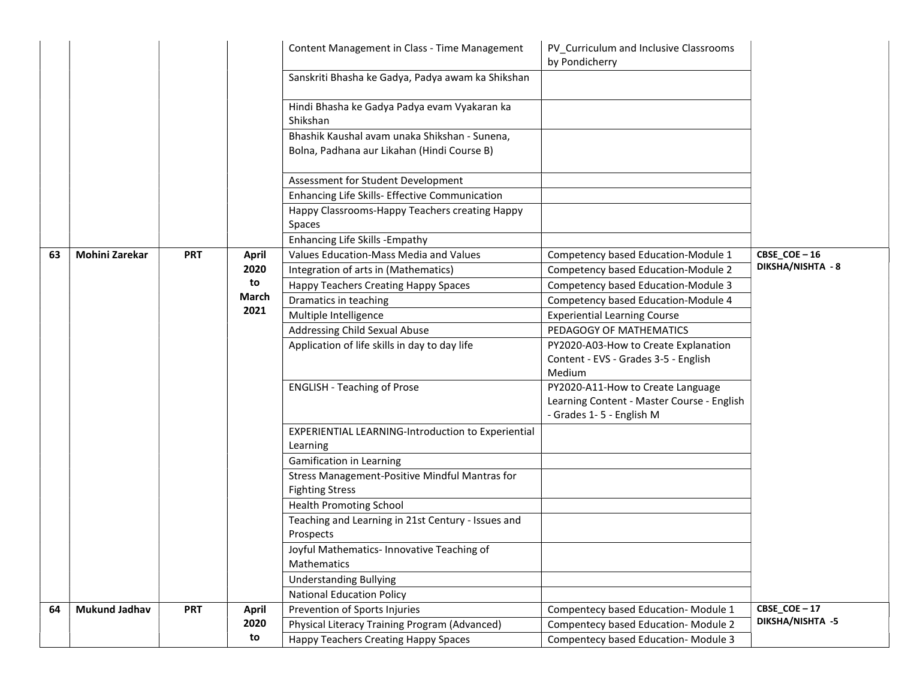| | | | | | | |
|---|---|---|---|---|---|---|
| | | | | Content Management in Class - Time Management | PV_Curriculum and Inclusive Classrooms by Pondicherry | |
| | | | | Sanskriti Bhasha ke Gadya, Padya awam ka Shikshan | | |
| | | | | Hindi Bhasha ke Gadya Padya evam Vyakaran ka Shikshan | | |
| | | | | Bhashik Kaushal avam unaka Shikshan - Sunena, Bolna, Padhana aur Likahan (Hindi Course B) | | |
| | | | | Assessment for Student Development | | |
| | | | | Enhancing Life Skills- Effective Communication | | |
| | | | | Happy Classrooms-Happy Teachers creating Happy Spaces | | |
| | | | | Enhancing Life Skills -Empathy | | |
| **63** | **Mohini Zarekar** | **PRT** | **April 2020 to March 2021** | Values Education-Mass Media and Values | Competency based Education-Module 1 | **CBSE_COE – 16 DIKSHA/NISHTA - 8** |
| | | | | Integration of arts in (Mathematics) | Competency based Education-Module 2 | |
| | | | | Happy Teachers Creating Happy Spaces | Competency based Education-Module 3 | |
| | | | | Dramatics in teaching | Competency based Education-Module 4 | |
| | | | | Multiple Intelligence | Experiential Learning Course | |
| | | | | Addressing Child Sexual Abuse | PEDAGOGY OF MATHEMATICS | |
| | | | | Application of life skills in day to day life | PY2020-A03-How to Create Explanation Content - EVS - Grades 3-5 - English Medium | |
| | | | | ENGLISH - Teaching of Prose | PY2020-A11-How to Create Language Learning Content - Master Course - English - Grades 1- 5 - English M | |
| | | | | EXPERIENTIAL LEARNING-Introduction to Experiential Learning | | |
| | | | | Gamification in Learning | | |
| | | | | Stress Management-Positive Mindful Mantras for Fighting Stress | | |
| | | | | Health Promoting School | | |
| | | | | Teaching and Learning in 21st Century - Issues and Prospects | | |
| | | | | Joyful Mathematics- Innovative Teaching of Mathematics | | |
| | | | | Understanding Bullying | | |
| | | | | National Education Policy | | |
| **64** | **Mukund Jadhav** | **PRT** | **April 2020 to** | Prevention of Sports Injuries | Compentecy based Education- Module 1 | **CBSE_COE – 17 DIKSHA/NISHTA -5** |
| | | | | Physical Literacy Training Program (Advanced) | Compentecy based Education- Module 2 | |
| | | | | Happy Teachers Creating Happy Spaces | Compentecy based Education- Module 3 | |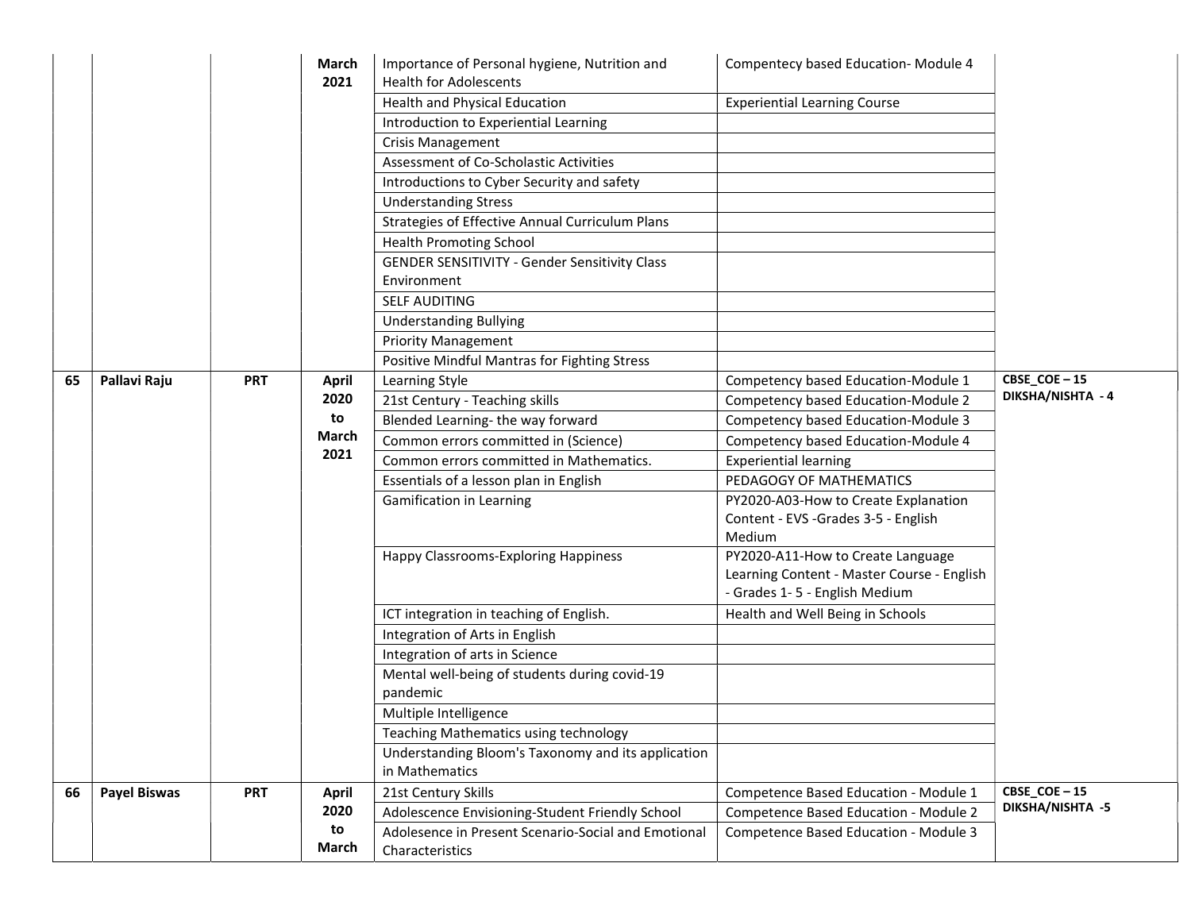| | | | March 2021 | Importance of Personal hygiene, Nutrition and Health for Adolescents | Compentecy based Education- Module 4 | |
|---|---|---|---|---|---|---|
| | | | | Health and Physical Education | Experiential Learning Course | |
| | | | | Introduction to Experiential Learning | | |
| | | | | Crisis Management | | |
| | | | | Assessment of Co-Scholastic Activities | | |
| | | | | Introductions to Cyber Security and safety | | |
| | | | | Understanding Stress | | |
| | | | | Strategies of Effective Annual Curriculum Plans | | |
| | | | | Health Promoting School | | |
| | | | | GENDER SENSITIVITY - Gender Sensitivity Class Environment | | |
| | | | | SELF AUDITING | | |
| | | | | Understanding Bullying | | |
| | | | | Priority Management | | |
| | | | | Positive Mindful Mantras for Fighting Stress | | |
| **65** | **Pallavi Raju** | **PRT** | **April 2020 to March 2021** | Learning Style | Competency based Education-Module 1 | **CBSE_COE – 15 DIKSHA/NISHTA - 4** |
| | | | | 21st Century - Teaching skills | Competency based Education-Module 2 | |
| | | | | Blended Learning- the way forward | Competency based Education-Module 3 | |
| | | | | Common errors committed in (Science) | Competency based Education-Module 4 | |
| | | | | Common errors committed in Mathematics. | Experiential learning | |
| | | | | Essentials of a lesson plan in English | PEDAGOGY OF MATHEMATICS | |
| | | | | Gamification in Learning | PY2020-A03-How to Create Explanation Content - EVS -Grades 3-5 - English Medium | |
| | | | | Happy Classrooms-Exploring Happiness | PY2020-A11-How to Create Language Learning Content - Master Course - English - Grades 1- 5 - English Medium | |
| | | | | ICT integration in teaching of English. | Health and Well Being in Schools | |
| | | | | Integration of Arts in English | | |
| | | | | Integration of arts in Science | | |
| | | | | Mental well-being of students during covid-19 pandemic | | |
| | | | | Multiple Intelligence | | |
| | | | | Teaching Mathematics using technology | | |
| | | | | Understanding Bloom's Taxonomy and its application in Mathematics | | |
| **66** | **Payel Biswas** | **PRT** | **April 2020 to March** | 21st Century Skills | Competence Based Education - Module 1 | **CBSE_COE – 15 DIKSHA/NISHTA -5** |
| | | | | Adolescence Envisioning-Student Friendly School | Competence Based Education - Module 2 | |
| | | | | Adolesence in Present Scenario-Social and Emotional Characteristics | Competence Based Education - Module 3 | |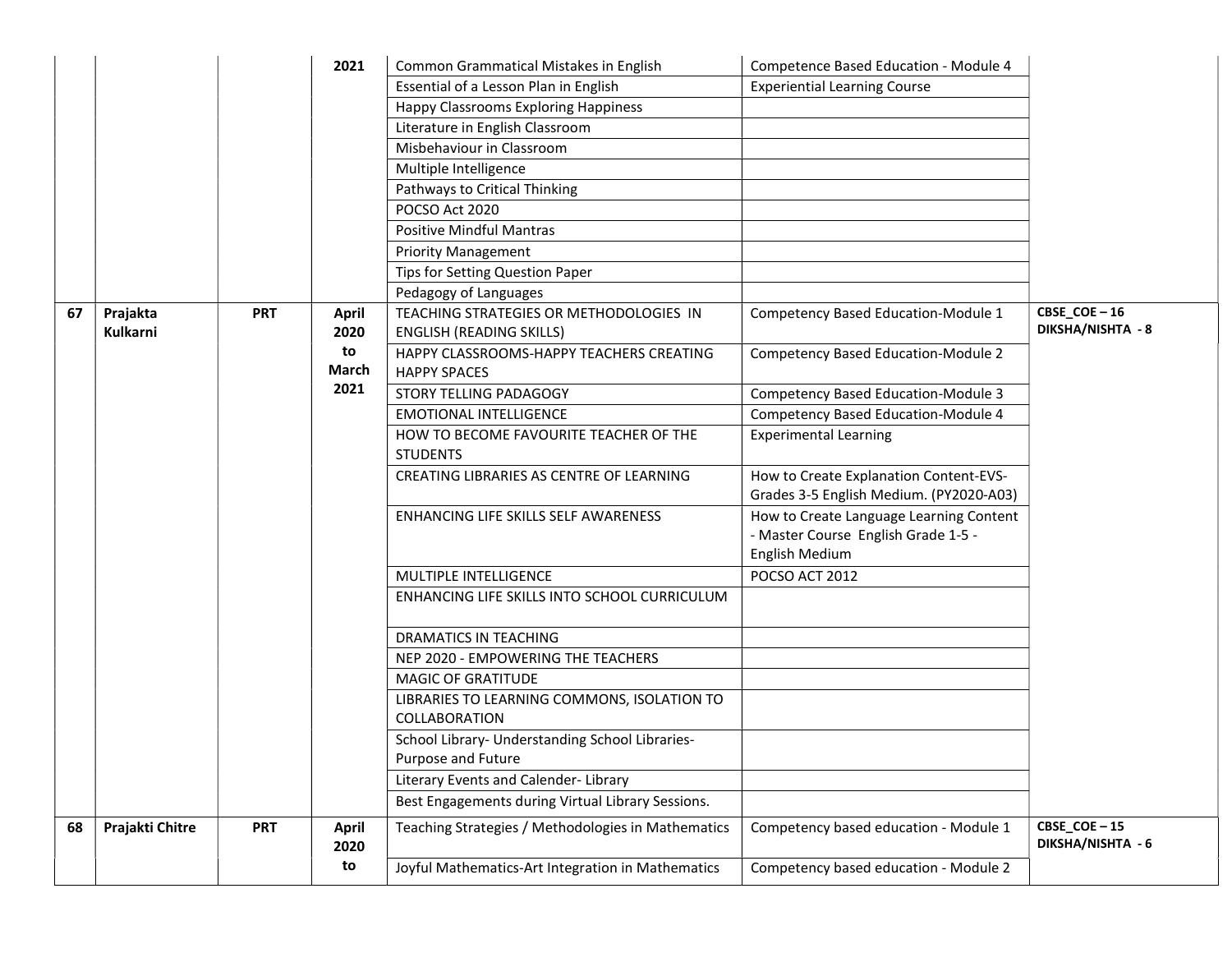| | | | 2021 | Common Grammatical Mistakes in English | Competence Based Education - Module 4 | |
|---|---|---|---|---|---|---|
| | | | | Essential of a Lesson Plan in English | Experiential Learning Course | |
| | | | | Happy Classrooms Exploring Happiness | | |
| | | | | Literature in English Classroom | | |
| | | | | Misbehaviour in Classroom | | |
| | | | | Multiple Intelligence | | |
| | | | | Pathways to Critical Thinking | | |
| | | | | POCSO Act 2020 | | |
| | | | | Positive Mindful Mantras | | |
| | | | | Priority Management | | |
| | | | | Tips for Setting Question Paper | | |
| | | | | Pedagogy of Languages | | |
| **67** | **Prajakta Kulkarni** | **PRT** | **April 2020 to March 2021** | TEACHING STRATEGIES OR METHODOLOGIES IN ENGLISH (READING SKILLS) | Competency Based Education-Module 1 | **CBSE_COE – 16 DIKSHA/NISHTA - 8** |
| | | | | HAPPY CLASSROOMS-HAPPY TEACHERS CREATING HAPPY SPACES | Competency Based Education-Module 2 | |
| | | | | STORY TELLING PADAGOGY | Competency Based Education-Module 3 | |
| | | | | EMOTIONAL INTELLIGENCE | Competency Based Education-Module 4 | |
| | | | | HOW TO BECOME FAVOURITE TEACHER OF THE STUDENTS | Experimental Learning | |
| | | | | CREATING LIBRARIES AS CENTRE OF LEARNING | How to Create Explanation Content-EVS-Grades 3-5 English Medium. (PY2020-A03) | |
| | | | | ENHANCING LIFE SKILLS SELF AWARENESS | How to Create Language Learning Content - Master Course English Grade 1-5 - English Medium | |
| | | | | MULTIPLE INTELLIGENCE | POCSO ACT 2012 | |
| | | | | ENHANCING LIFE SKILLS INTO SCHOOL CURRICULUM | | |
| | | | | DRAMATICS IN TEACHING | | |
| | | | | NEP 2020 - EMPOWERING THE TEACHERS | | |
| | | | | MAGIC OF GRATITUDE | | |
| | | | | LIBRARIES TO LEARNING COMMONS, ISOLATION TO COLLABORATION | | |
| | | | | School Library- Understanding School Libraries- Purpose and Future | | |
| | | | | Literary Events and Calender- Library | | |
| | | | | Best Engagements during Virtual Library Sessions. | | |
| **68** | **Prajakti Chitre** | **PRT** | **April 2020 to** | Teaching Strategies / Methodologies in Mathematics | Competency based education - Module 1 | **CBSE_COE – 15 DIKSHA/NISHTA - 6** |
| | | | | Joyful Mathematics-Art Integration in Mathematics | Competency based education - Module 2 | |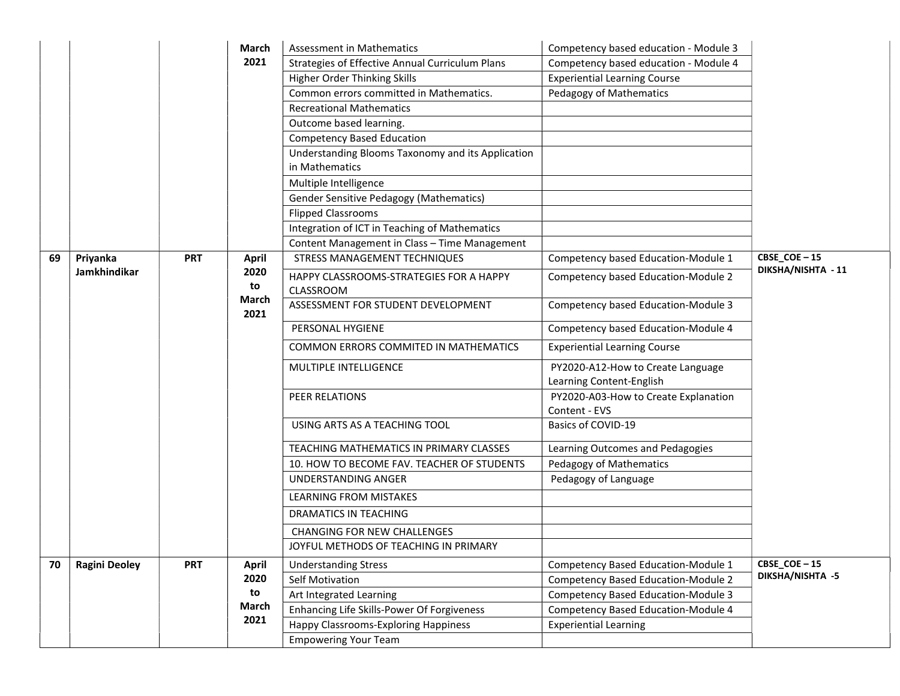| | | | March 2021 | Assessment in Mathematics | Competency based education - Module 3 | |
|---|---|---|---|---|---|---|
| | | | | Strategies of Effective Annual Curriculum Plans | Competency based education - Module 4 | |
| | | | | Higher Order Thinking Skills | Experiential Learning Course | |
| | | | | Common errors committed in Mathematics. | Pedagogy of Mathematics | |
| | | | | Recreational Mathematics | | |
| | | | | Outcome based learning. | | |
| | | | | Competency Based Education | | |
| | | | | Understanding Blooms Taxonomy and its Application in Mathematics | | |
| | | | | Multiple Intelligence | | |
| | | | | Gender Sensitive Pedagogy (Mathematics) | | |
| | | | | Flipped Classrooms | | |
| | | | | Integration of ICT in Teaching of Mathematics | | |
| | | | | Content Management in Class – Time Management | | |
| **69** | **Priyanka Jamkhindikar** | **PRT** | **April 2020 to March 2021** | STRESS MANAGEMENT TECHNIQUES | Competency based Education-Module 1 | **CBSE_COE – 15 DIKSHA/NISHTA - 11** |
| | | | | HAPPY CLASSROOMS-STRATEGIES FOR A HAPPY CLASSROOM | Competency based Education-Module 2 | |
| | | | | ASSESSMENT FOR STUDENT DEVELOPMENT | Competency based Education-Module 3 | |
| | | | | PERSONAL HYGIENE | Competency based Education-Module 4 | |
| | | | | COMMON ERRORS COMMITED IN MATHEMATICS | Experiential Learning Course | |
| | | | | MULTIPLE INTELLIGENCE | PY2020-A12-How to Create Language Learning Content-English | |
| | | | | PEER RELATIONS | PY2020-A03-How to Create Explanation Content - EVS | |
| | | | | USING ARTS AS A TEACHING TOOL | Basics of COVID-19 | |
| | | | | TEACHING MATHEMATICS IN PRIMARY CLASSES | Learning Outcomes and Pedagogies | |
| | | | | 10. HOW TO BECOME FAV. TEACHER OF STUDENTS | Pedagogy of Mathematics | |
| | | | | UNDERSTANDING ANGER | Pedagogy of Language | |
| | | | | LEARNING FROM MISTAKES | | |
| | | | | DRAMATICS IN TEACHING | | |
| | | | | CHANGING FOR NEW CHALLENGES | | |
| | | | | JOYFUL METHODS OF TEACHING IN PRIMARY | | |
| **70** | **Ragini Deoley** | **PRT** | **April 2020 to March 2021** | Understanding Stress | Competency Based Education-Module 1 | **CBSE_COE – 15 DIKSHA/NISHTA -5** |
| | | | | Self Motivation | Competency Based Education-Module 2 | |
| | | | | Art Integrated Learning | Competency Based Education-Module 3 | |
| | | | | Enhancing Life Skills-Power Of Forgiveness | Competency Based Education-Module 4 | |
| | | | | Happy Classrooms-Exploring Happiness | Experiential Learning | |
| | | | | Empowering Your Team | | |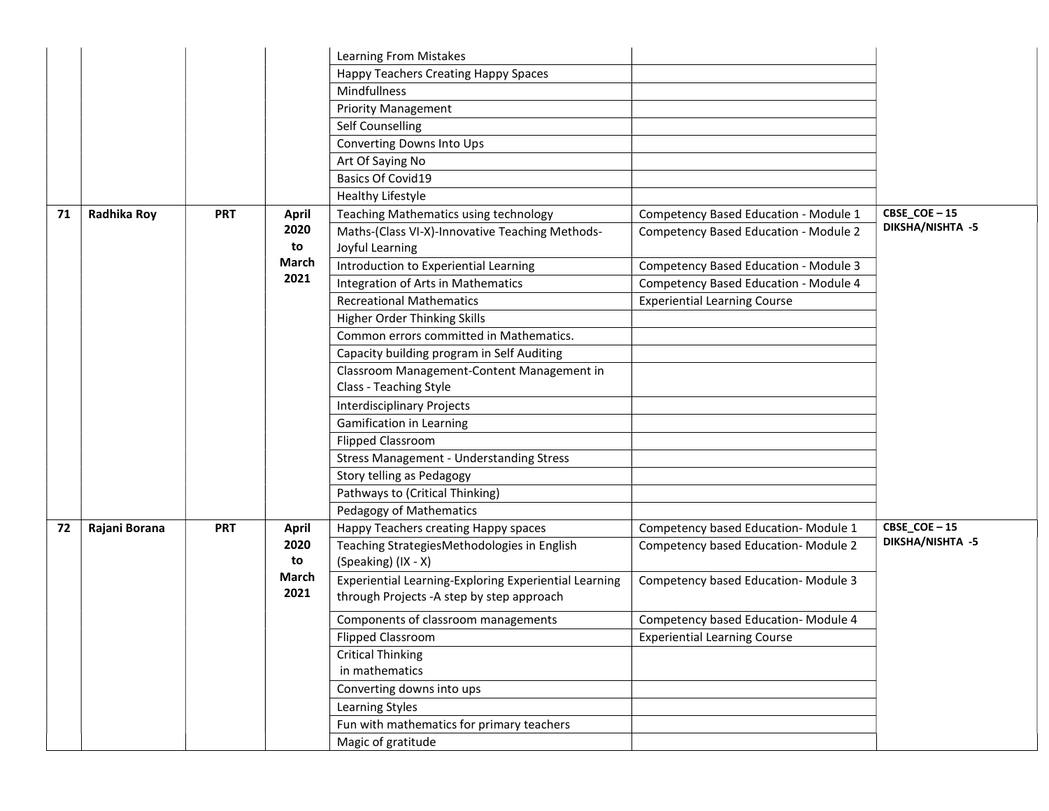| | | | | | |
|---|---|---|---|---|---|
| | | | Learning From Mistakes | | |
| | | | Happy Teachers Creating Happy Spaces | | |
| | | | Mindfullness | | |
| | | | Priority Management | | |
| | | | Self Counselling | | |
| | | | Converting Downs Into Ups | | |
| | | | Art Of Saying No | | |
| | | | Basics Of Covid19 | | |
| | | | Healthy Lifestyle | | |
| **71** | **Radhika Roy** | **PRT** | **April 2020 to March 2021** | Teaching Mathematics using technology | Competency Based Education - Module 1 | **CBSE_COE – 15 DIKSHA/NISHTA -5** |
| | | | | Maths-(Class VI-X)-Innovative Teaching Methods-Joyful Learning | Competency Based Education - Module 2 | |
| | | | | Introduction to Experiential Learning | Competency Based Education - Module 3 | |
| | | | | Integration of Arts in Mathematics | Competency Based Education - Module 4 | |
| | | | | Recreational Mathematics | Experiential Learning Course | |
| | | | | Higher Order Thinking Skills | | |
| | | | | Common errors committed in Mathematics. | | |
| | | | | Capacity building program in Self Auditing | | |
| | | | | Classroom Management-Content Management in Class - Teaching Style | | |
| | | | | Interdisciplinary Projects | | |
| | | | | Gamification in Learning | | |
| | | | | Flipped Classroom | | |
| | | | | Stress Management - Understanding Stress | | |
| | | | | Story telling as Pedagogy | | |
| | | | | Pathways to (Critical Thinking) | | |
| | | | | Pedagogy of Mathematics | | |
| **72** | **Rajani Borana** | **PRT** | **April 2020 to March 2021** | Happy Teachers creating Happy spaces | Competency based Education- Module 1 | **CBSE_COE – 15 DIKSHA/NISHTA -5** |
| | | | | Teaching StrategiesMethodologies in English (Speaking) (IX - X) | Competency based Education- Module 2 | |
| | | | | Experiential Learning-Exploring Experiential Learning through Projects -A step by step approach | Competency based Education- Module 3 | |
| | | | | Components of classroom managements | Competency based Education- Module 4 | |
| | | | | Flipped Classroom | Experiential Learning Course | |
| | | | | Critical Thinking in mathematics | | |
| | | | | Converting downs into ups | | |
| | | | | Learning Styles | | |
| | | | | Fun with mathematics for primary teachers | | |
| | | | | Magic of gratitude | | |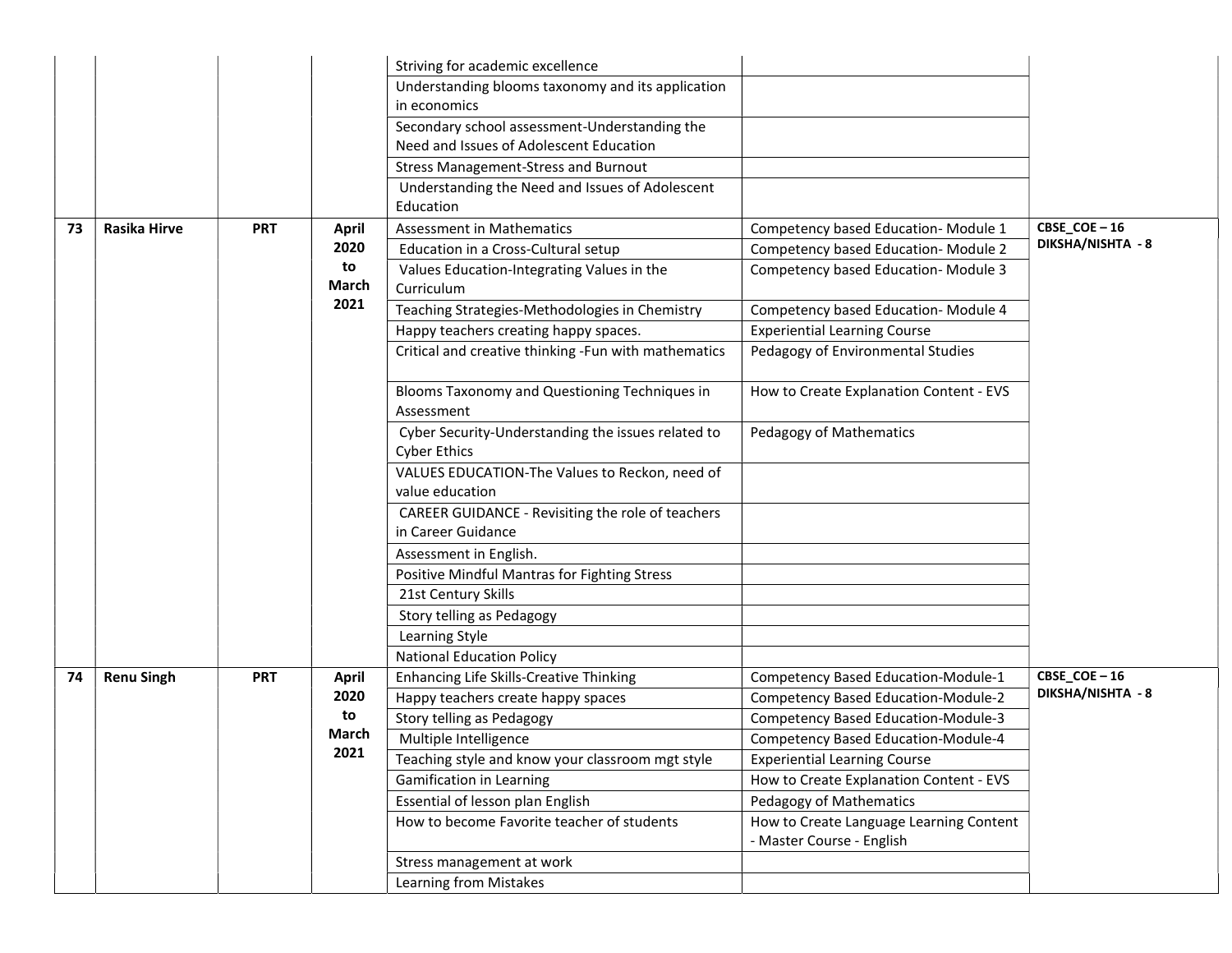| | | | | | | |
|---|---|---|---|---|---|---|
| | | | | Striving for academic excellence | | |
| | | | | Understanding blooms taxonomy and its application in economics | | |
| | | | | Secondary school assessment-Understanding the Need and Issues of Adolescent Education | | |
| | | | | Stress Management-Stress and Burnout | | |
| | | | | Understanding the Need and Issues of Adolescent Education | | |
| **73** | **Rasika Hirve** | **PRT** | **April 2020 to March 2021** | Assessment in Mathematics | Competency based Education- Module 1 | **CBSE_COE – 16 DIKSHA/NISHTA - 8** |
| | | | | Education in a Cross-Cultural setup | Competency based Education- Module 2 | |
| | | | | Values Education-Integrating Values in the Curriculum | Competency based Education- Module 3 | |
| | | | | Teaching Strategies-Methodologies in Chemistry | Competency based Education- Module 4 | |
| | | | | Happy teachers creating happy spaces. | Experiential Learning Course | |
| | | | | Critical and creative thinking -Fun with mathematics | Pedagogy of Environmental Studies | |
| | | | | Blooms Taxonomy and Questioning Techniques in Assessment | How to Create Explanation Content - EVS | |
| | | | | Cyber Security-Understanding the issues related to Cyber Ethics | Pedagogy of Mathematics | |
| | | | | VALUES EDUCATION-The Values to Reckon, need of value education | | |
| | | | | CAREER GUIDANCE - Revisiting the role of teachers in Career Guidance | | |
| | | | | Assessment in English. | | |
| | | | | Positive Mindful Mantras for Fighting Stress | | |
| | | | | 21st Century Skills | | |
| | | | | Story telling as Pedagogy | | |
| | | | | Learning Style | | |
| | | | | National Education Policy | | |
| **74** | **Renu Singh** | **PRT** | **April 2020 to March 2021** | Enhancing Life Skills-Creative Thinking | Competency Based Education-Module-1 | **CBSE_COE – 16 DIKSHA/NISHTA - 8** |
| | | | | Happy teachers create happy spaces | Competency Based Education-Module-2 | |
| | | | | Story telling as Pedagogy | Competency Based Education-Module-3 | |
| | | | | Multiple Intelligence | Competency Based Education-Module-4 | |
| | | | | Teaching style and know your classroom mgt style | Experiential Learning Course | |
| | | | | Gamification in Learning | How to Create Explanation Content - EVS | |
| | | | | Essential of lesson plan English | Pedagogy of Mathematics | |
| | | | | How to become Favorite teacher of students | How to Create Language Learning Content - Master Course - English | |
| | | | | Stress management at work | | |
| | | | | Learning from Mistakes | | |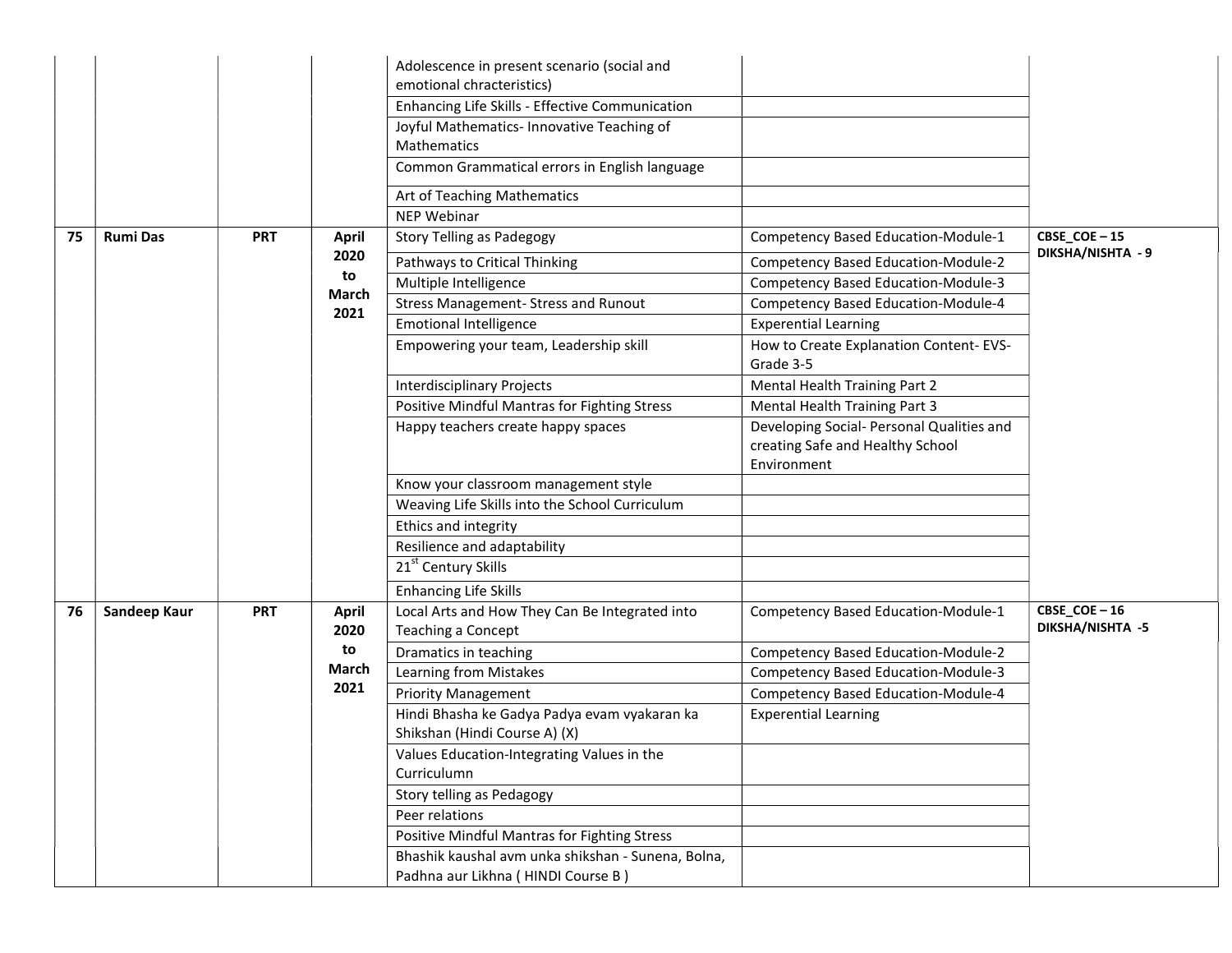| | | | | | |
|---|---|---|---|---|---|
| | | | Adolescence in present scenario (social and emotional chracteristics) | | |
| | | | Enhancing Life Skills - Effective Communication | | |
| | | | Joyful Mathematics- Innovative Teaching of Mathematics | | |
| | | | Common Grammatical errors in English language | | |
| | | | Art of Teaching Mathematics | | |
| | | | NEP Webinar | | |
| **75** | **Rumi Das** | **PRT** | **April 2020 to March 2021** | Story Telling as Padegogy | Competency Based Education-Module-1 | **CBSE_COE – 15 DIKSHA/NISHTA - 9** |
| | | | | Pathways to Critical Thinking | Competency Based Education-Module-2 | |
| | | | | Multiple Intelligence | Competency Based Education-Module-3 | |
| | | | | Stress Management- Stress and Runout | Competency Based Education-Module-4 | |
| | | | | Emotional Intelligence | Experential Learning | |
| | | | | Empowering your team, Leadership skill | How to Create Explanation Content- EVS- Grade 3-5 | |
| | | | | Interdisciplinary Projects | Mental Health Training Part 2 | |
| | | | | Positive Mindful Mantras for Fighting Stress | Mental Health Training Part 3 | |
| | | | | Happy teachers create happy spaces | Developing Social- Personal Qualities and creating Safe and Healthy School Environment | |
| | | | | Know your classroom management style | | |
| | | | | Weaving Life Skills into the School Curriculum | | |
| | | | | Ethics and integrity | | |
| | | | | Resilience and adaptability | | |
| | | | | 21st Century Skills | | |
| | | | | Enhancing Life Skills | | |
| **76** | **Sandeep Kaur** | **PRT** | **April 2020 to March 2021** | Local Arts and How They Can Be Integrated into Teaching a Concept | Competency Based Education-Module-1 | **CBSE_COE – 16 DIKSHA/NISHTA -5** |
| | | | | Dramatics in teaching | Competency Based Education-Module-2 | |
| | | | | Learning from Mistakes | Competency Based Education-Module-3 | |
| | | | | Priority Management | Competency Based Education-Module-4 | |
| | | | | Hindi Bhasha ke Gadya Padya evam vyakaran ka Shikshan (Hindi Course A) (X) | Experential Learning | |
| | | | | Values Education-Integrating Values in the Curriculumn | | |
| | | | | Story telling as Pedagogy | | |
| | | | | Peer relations | | |
| | | | | Positive Mindful Mantras for Fighting Stress | | |
| | | | | Bhashik kaushal avm unka shikshan - Sunena, Bolna, Padhna aur Likhna ( HINDI Course B ) | | |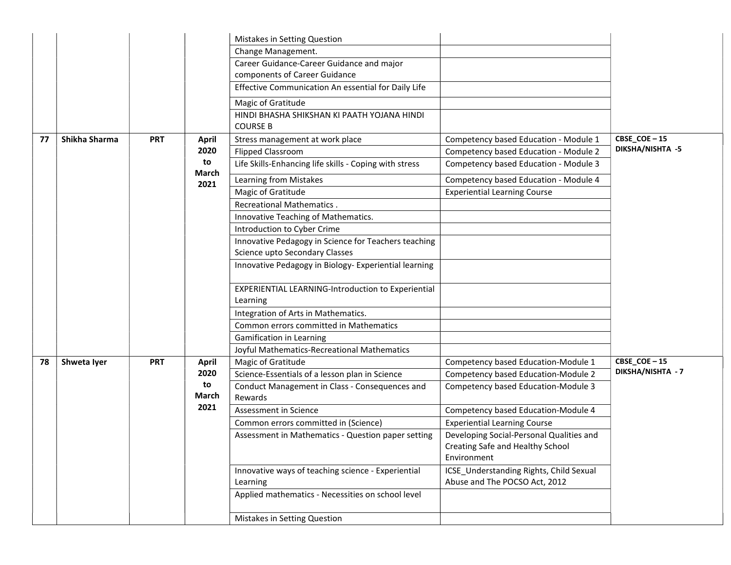| | | | | | | |
|---|---|---|---|---|---|---|
| | | | | Mistakes in Setting Question | | |
| | | | | Change Management. | | |
| | | | | Career Guidance-Career Guidance and major components of Career Guidance | | |
| | | | | Effective Communication An essential for Daily Life | | |
| | | | | Magic of Gratitude | | |
| | | | | HINDI BHASHA SHIKSHAN KI PAATH YOJANA HINDI COURSE B | | |
| **77** | **Shikha Sharma** | **PRT** | **April 2020 to March 2021** | Stress management at work place | Competency based Education - Module 1 | **CBSE_COE – 15 DIKSHA/NISHTA -5** |
| | | | | Flipped Classroom | Competency based Education - Module 2 | |
| | | | | Life Skills-Enhancing life skills - Coping with stress | Competency based Education - Module 3 | |
| | | | | Learning from Mistakes | Competency based Education - Module 4 | |
| | | | | Magic of Gratitude | Experiential Learning Course | |
| | | | | Recreational Mathematics . | | |
| | | | | Innovative Teaching of Mathematics. | | |
| | | | | Introduction to Cyber Crime | | |
| | | | | Innovative Pedagogy in Science for Teachers teaching Science upto Secondary Classes | | |
| | | | | Innovative Pedagogy in Biology- Experiential learning | | |
| | | | | EXPERIENTIAL LEARNING-Introduction to Experiential Learning | | |
| | | | | Integration of Arts in Mathematics. | | |
| | | | | Common errors committed in Mathematics | | |
| | | | | Gamification in Learning | | |
| | | | | Joyful Mathematics-Recreational Mathematics | | |
| **78** | **Shweta Iyer** | **PRT** | **April 2020 to March 2021** | Magic of Gratitude | Competency based Education-Module 1 | **CBSE_COE – 15 DIKSHA/NISHTA - 7** |
| | | | | Science-Essentials of a lesson plan in Science | Competency based Education-Module 2 | |
| | | | | Conduct Management in Class - Consequences and Rewards | Competency based Education-Module 3 | |
| | | | | Assessment in Science | Competency based Education-Module 4 | |
| | | | | Common errors committed in (Science) | Experiential Learning Course | |
| | | | | Assessment in Mathematics - Question paper setting | Developing Social-Personal Qualities and Creating Safe and Healthy School Environment | |
| | | | | Innovative ways of teaching science - Experiential Learning | ICSE_Understanding Rights, Child Sexual Abuse and The POCSO Act, 2012 | |
| | | | | Applied mathematics - Necessities on school level | | |
| | | | | Mistakes in Setting Question | | |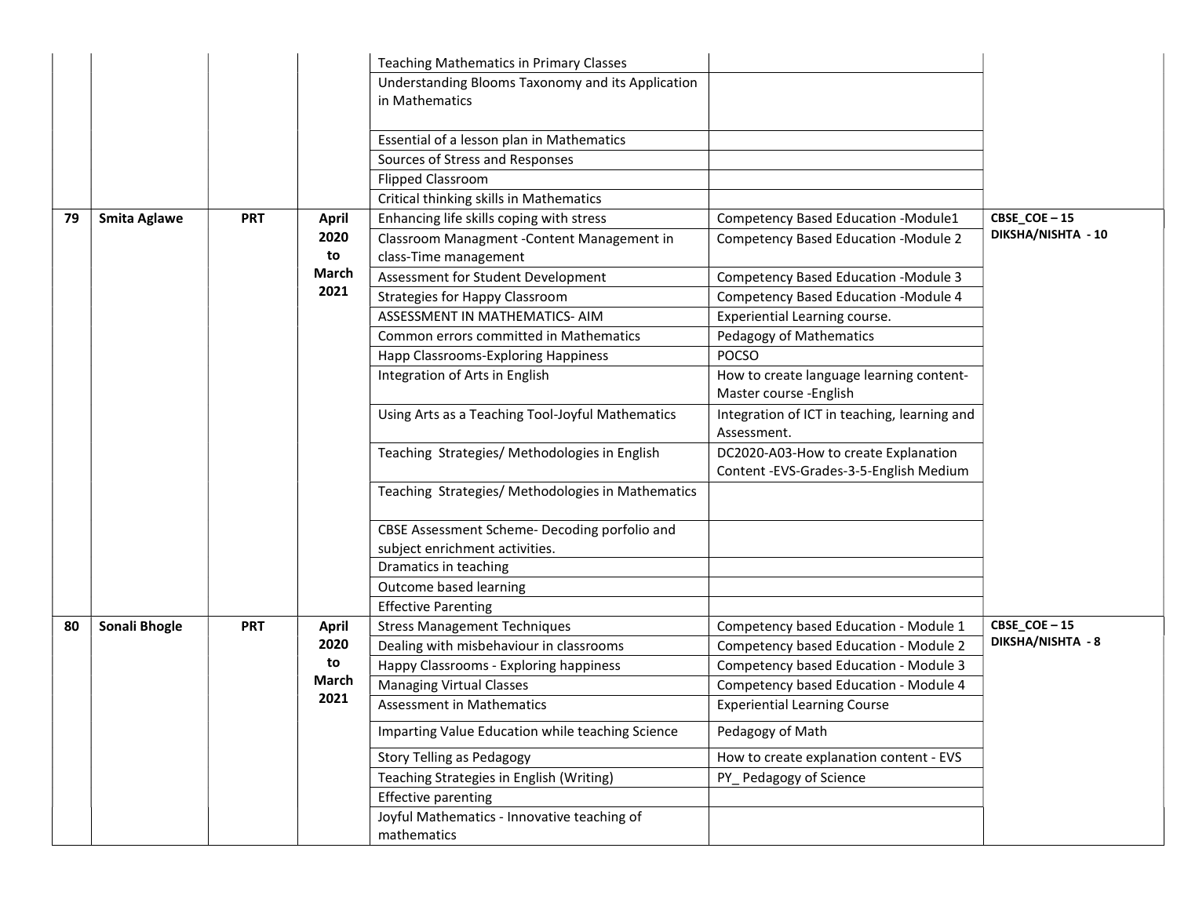| | | | | | |
|---|---|---|---|---|---|
| | | | Teaching Mathematics in Primary Classes | | |
| | | | Understanding Blooms Taxonomy and its Application in Mathematics | | |
| | | | Essential of a lesson plan in Mathematics | | |
| | | | Sources of Stress and Responses | | |
| | | | Flipped Classroom | | |
| | | | Critical thinking skills in Mathematics | | |
| **79** | **Smita Aglawe** | **PRT** | **April 2020 to March 2021** | Enhancing life skills coping with stress | Competency Based Education -Module1 | **CBSE_COE – 15 DIKSHA/NISHTA - 10** |
| | | | | Classroom Managment -Content Management in class-Time management | Competency Based Education -Module 2 | |
| | | | | Assessment for Student Development | Competency Based Education -Module 3 | |
| | | | | Strategies for Happy Classroom | Competency Based Education -Module 4 | |
| | | | | ASSESSMENT IN MATHEMATICS- AIM | Experiential Learning course. | |
| | | | | Common errors committed in Mathematics | Pedagogy of Mathematics | |
| | | | | Happ Classrooms-Exploring Happiness | POCSO | |
| | | | | Integration of Arts in English | How to create language learning content-Master course -English | |
| | | | | Using Arts as a Teaching Tool-Joyful Mathematics | Integration of ICT in teaching, learning and Assessment. | |
| | | | | Teaching Strategies/ Methodologies in English | DC2020-A03-How to create Explanation Content -EVS-Grades-3-5-English Medium | |
| | | | | Teaching Strategies/ Methodologies in Mathematics | | |
| | | | | CBSE Assessment Scheme- Decoding porfolio and subject enrichment activities. | | |
| | | | | Dramatics in teaching | | |
| | | | | Outcome based learning | | |
| | | | | Effective Parenting | | |
| **80** | **Sonali Bhogle** | **PRT** | **April 2020 to March 2021** | Stress Management Techniques | Competency based Education - Module 1 | **CBSE_COE – 15 DIKSHA/NISHTA - 8** |
| | | | | Dealing with misbehaviour in classrooms | Competency based Education - Module 2 | |
| | | | | Happy Classrooms - Exploring happiness | Competency based Education - Module 3 | |
| | | | | Managing Virtual Classes | Competency based Education - Module 4 | |
| | | | | Assessment in Mathematics | Experiential Learning Course | |
| | | | | Imparting Value Education while teaching Science | Pedagogy of Math | |
| | | | | Story Telling as Pedagogy | How to create explanation content - EVS | |
| | | | | Teaching Strategies in English (Writing) | PY_ Pedagogy of Science | |
| | | | | Effective parenting | | |
| | | | | Joyful Mathematics - Innovative teaching of mathematics | | |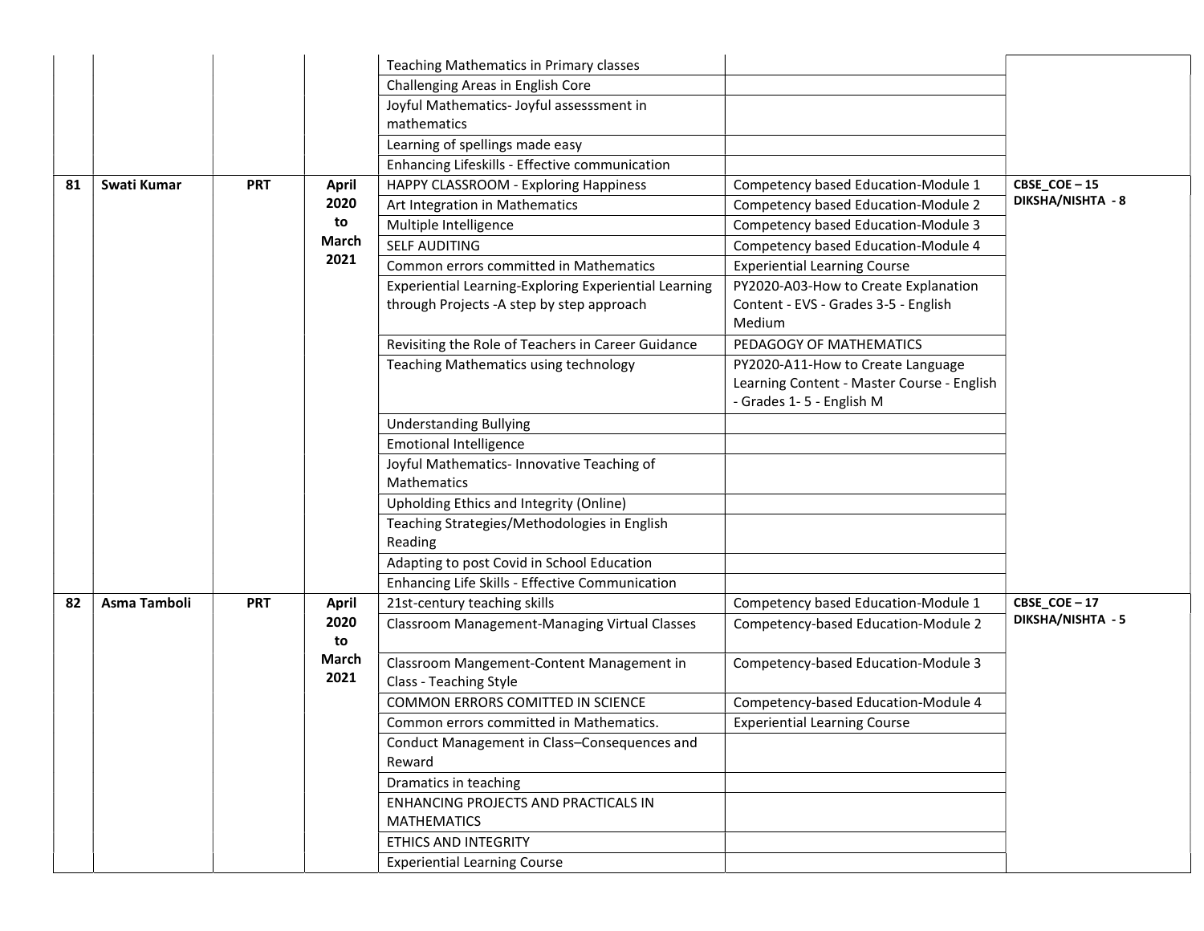| | | | | | | |
|---|---|---|---|---|---|---|
| | | | | Teaching Mathematics in Primary classes | | |
| | | | | Challenging Areas in English Core | | |
| | | | | Joyful Mathematics- Joyful assesssment in mathematics | | |
| | | | | Learning of spellings made easy | | |
| | | | | Enhancing Lifeskills - Effective communication | | |
| **81** | **Swati Kumar** | **PRT** | **April 2020 to March 2021** | HAPPY CLASSROOM - Exploring Happiness | Competency based Education-Module 1 | **CBSE_COE – 15 DIKSHA/NISHTA - 8** |
| | | | | Art Integration in Mathematics | Competency based Education-Module 2 | |
| | | | | Multiple Intelligence | Competency based Education-Module 3 | |
| | | | | SELF AUDITING | Competency based Education-Module 4 | |
| | | | | Common errors committed in Mathematics | Experiential Learning Course | |
| | | | | Experiential Learning-Exploring Experiential Learning through Projects -A step by step approach | PY2020-A03-How to Create Explanation Content - EVS - Grades 3-5 - English Medium | |
| | | | | Revisiting the Role of Teachers in Career Guidance | PEDAGOGY OF MATHEMATICS | |
| | | | | Teaching Mathematics using technology | PY2020-A11-How to Create Language Learning Content - Master Course - English - Grades 1- 5 - English M | |
| | | | | Understanding Bullying | | |
| | | | | Emotional Intelligence | | |
| | | | | Joyful Mathematics- Innovative Teaching of Mathematics | | |
| | | | | Upholding Ethics and Integrity (Online) | | |
| | | | | Teaching Strategies/Methodologies in English Reading | | |
| | | | | Adapting to post Covid in School Education | | |
| | | | | Enhancing Life Skills - Effective Communication | | |
| **82** | **Asma Tamboli** | **PRT** | **April 2020 to March 2021** | 21st-century teaching skills | Competency based Education-Module 1 | **CBSE_COE – 17 DIKSHA/NISHTA - 5** |
| | | | | Classroom Management-Managing Virtual Classes | Competency-based Education-Module 2 | |
| | | | | Classroom Mangement-Content Management in Class - Teaching Style | Competency-based Education-Module 3 | |
| | | | | COMMON ERRORS COMITTED IN SCIENCE | Competency-based Education-Module 4 | |
| | | | | Common errors committed in Mathematics. | Experiential Learning Course | |
| | | | | Conduct Management in Class–Consequences and Reward | | |
| | | | | Dramatics in teaching | | |
| | | | | ENHANCING PROJECTS AND PRACTICALS IN MATHEMATICS | | |
| | | | | ETHICS AND INTEGRITY | | |
| | | | | Experiential Learning Course | | |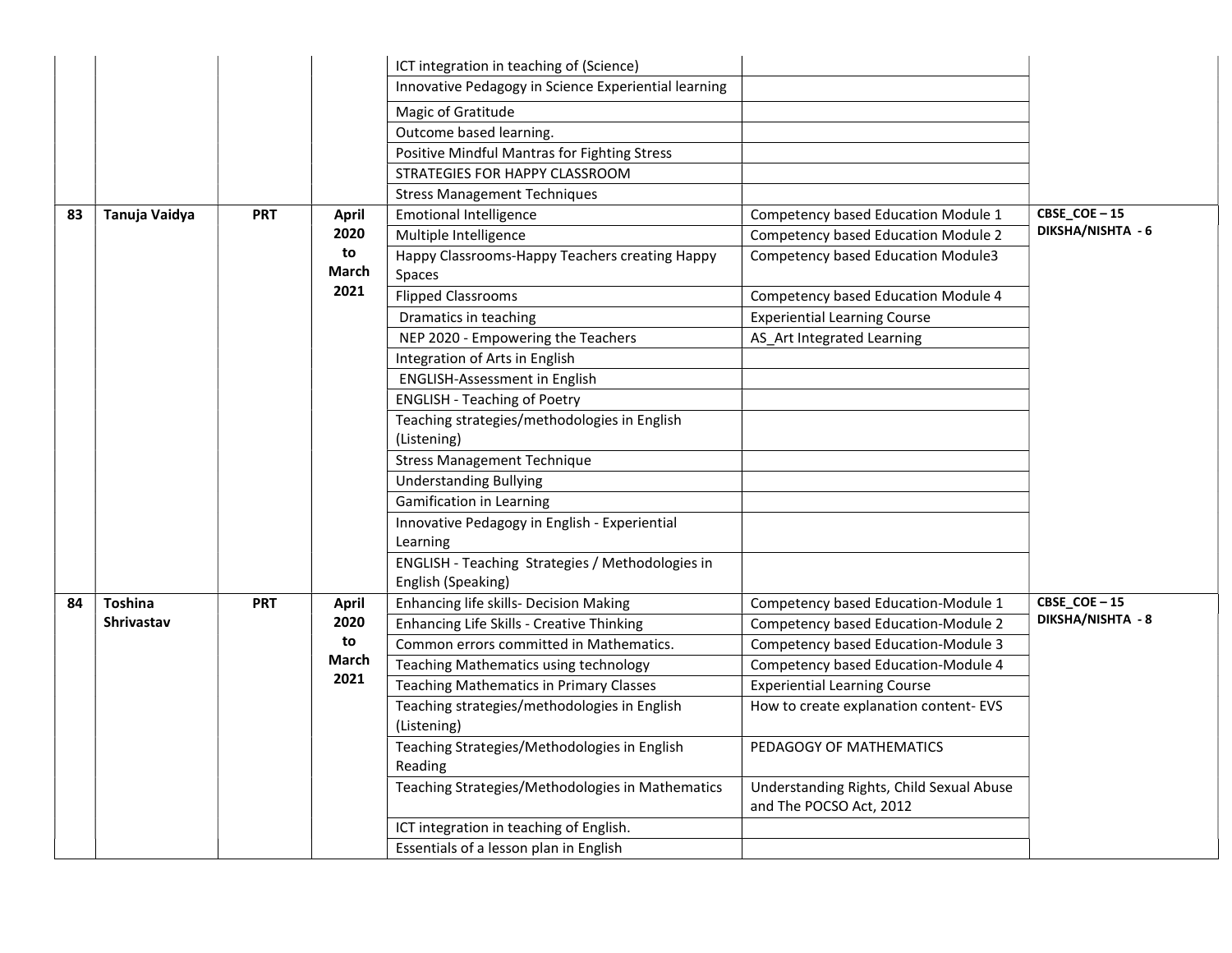| | | | | | | |
|---|---|---|---|---|---|---|
| | | | | ICT integration in teaching of (Science) | | |
| | | | | Innovative Pedagogy in Science Experiential learning | | |
| | | | | Magic of Gratitude | | |
| | | | | Outcome based learning. | | |
| | | | | Positive Mindful Mantras for Fighting Stress | | |
| | | | | STRATEGIES FOR HAPPY CLASSROOM | | |
| | | | | Stress Management Techniques | | |
| **83** | **Tanuja Vaidya** | **PRT** | **April 2020 to March 2021** | Emotional Intelligence | Competency based Education Module 1 | **CBSE_COE – 15 DIKSHA/NISHTA - 6** |
| | | | | Multiple Intelligence | Competency based Education Module 2 | |
| | | | | Happy Classrooms-Happy Teachers creating Happy Spaces | Competency based Education Module3 | |
| | | | | Flipped Classrooms | Competency based Education Module 4 | |
| | | | | Dramatics in teaching | Experiential Learning Course | |
| | | | | NEP 2020 - Empowering the Teachers | AS_Art Integrated Learning | |
| | | | | Integration of Arts in English | | |
| | | | | ENGLISH-Assessment in English | | |
| | | | | ENGLISH - Teaching of Poetry | | |
| | | | | Teaching strategies/methodologies in English (Listening) | | |
| | | | | Stress Management Technique | | |
| | | | | Understanding Bullying | | |
| | | | | Gamification in Learning | | |
| | | | | Innovative Pedagogy in English - Experiential Learning | | |
| | | | | ENGLISH - Teaching Strategies / Methodologies in English (Speaking) | | |
| **84** | **Toshina Shrivastav** | **PRT** | **April 2020 to March 2021** | Enhancing life skills- Decision Making | Competency based Education-Module 1 | **CBSE_COE – 15 DIKSHA/NISHTA - 8** |
| | | | | Enhancing Life Skills - Creative Thinking | Competency based Education-Module 2 | |
| | | | | Common errors committed in Mathematics. | Competency based Education-Module 3 | |
| | | | | Teaching Mathematics using technology | Competency based Education-Module 4 | |
| | | | | Teaching Mathematics in Primary Classes | Experiential Learning Course | |
| | | | | Teaching strategies/methodologies in English (Listening) | How to create explanation content- EVS | |
| | | | | Teaching Strategies/Methodologies in English Reading | PEDAGOGY OF MATHEMATICS | |
| | | | | Teaching Strategies/Methodologies in Mathematics | Understanding Rights, Child Sexual Abuse and The POCSO Act, 2012 | |
| | | | | ICT integration in teaching of English. | | |
| | | | | Essentials of a lesson plan in English | | |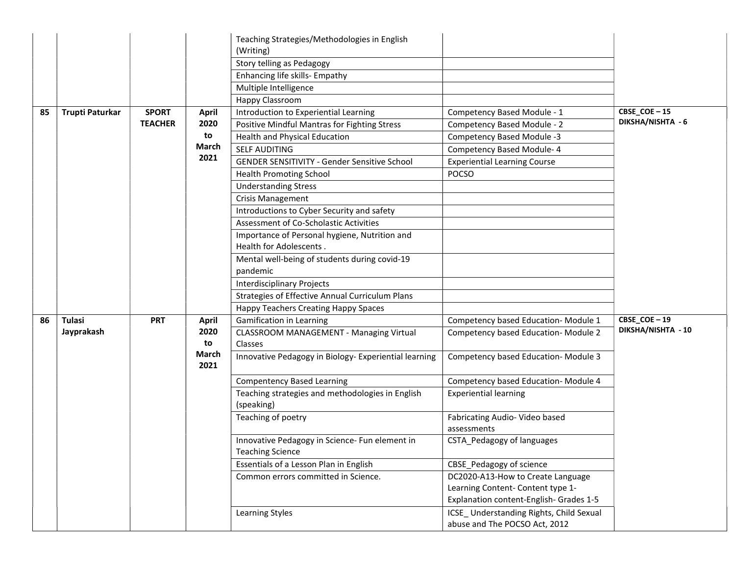| | | | | | | |
|---|---|---|---|---|---|---|
| | | | | Teaching Strategies/Methodologies in English (Writing) | | |
| | | | | Story telling as Pedagogy | | |
| | | | | Enhancing life skills- Empathy | | |
| | | | | Multiple Intelligence | | |
| | | | | Happy Classroom | | |
| 85 | **Trupti Paturkar** | **SPORT TEACHER** | **April 2020 to March 2021** | Introduction to Experiential Learning | Competency Based Module - 1 | **CBSE_COE – 15 DIKSHA/NISHTA - 6** |
| | | | | Positive Mindful Mantras for Fighting Stress | Competency Based Module - 2 | |
| | | | | Health and Physical Education | Competency Based Module -3 | |
| | | | | SELF AUDITING | Competency Based Module- 4 | |
| | | | | GENDER SENSITIVITY - Gender Sensitive School | Experiential Learning Course | |
| | | | | Health Promoting School | POCSO | |
| | | | | Understanding Stress | | |
| | | | | Crisis Management | | |
| | | | | Introductions to Cyber Security and safety | | |
| | | | | Assessment of Co-Scholastic Activities | | |
| | | | | Importance of Personal hygiene, Nutrition and Health for Adolescents . | | |
| | | | | Mental well-being of students during covid-19 pandemic | | |
| | | | | Interdisciplinary Projects | | |
| | | | | Strategies of Effective Annual Curriculum Plans | | |
| | | | | Happy Teachers Creating Happy Spaces | | |
| 86 | **Tulasi Jayprakash** | **PRT** | **April 2020 to March 2021** | Gamification in Learning | Competency based Education- Module 1 | **CBSE_COE – 19 DIKSHA/NISHTA - 10** |
| | | | | CLASSROOM MANAGEMENT - Managing Virtual Classes | Competency based Education- Module 2 | |
| | | | | Innovative Pedagogy in Biology- Experiential learning | Competency based Education- Module 3 | |
| | | | | Compentency Based Learning | Competency based Education- Module 4 | |
| | | | | Teaching strategies and methodologies in English (speaking) | Experiential learning | |
| | | | | Teaching of poetry | Fabricating Audio- Video based assessments | |
| | | | | Innovative Pedagogy in Science- Fun element in Teaching Science | CSTA_Pedagogy of languages | |
| | | | | Essentials of a Lesson Plan in English | CBSE_Pedagogy of science | |
| | | | | Common errors committed in Science. | DC2020-A13-How to Create Language Learning Content- Content type 1-Explanation content-English- Grades 1-5 | |
| | | | | Learning Styles | ICSE_ Understanding Rights, Child Sexual abuse and The POCSO Act, 2012 | |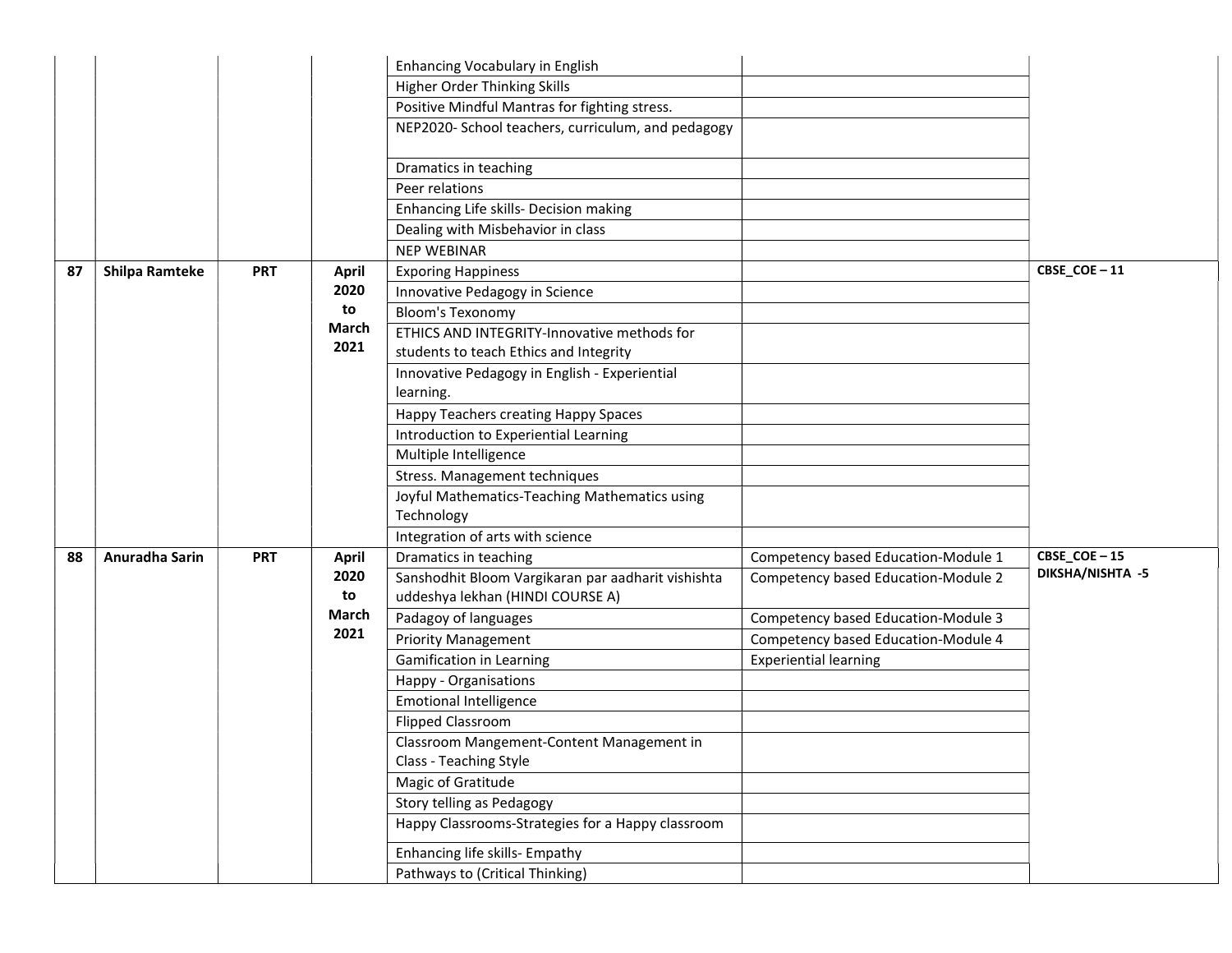| | | | | Enhancing Vocabulary in English | | |
|---|---|---|---|---|---|---|
| | | | | Higher Order Thinking Skills | | |
| | | | | Positive Mindful Mantras for fighting stress. | | |
| | | | | NEP2020- School teachers, curriculum, and pedagogy | | |
| | | | | Dramatics in teaching | | |
| | | | | Peer relations | | |
| | | | | Enhancing Life skills- Decision making | | |
| | | | | Dealing with Misbehavior in class | | |
| | | | | NEP WEBINAR | | |
| **87** | **Shilpa Ramteke** | **PRT** | **April 2020 to March 2021** | Exporing Happiness | | **CBSE_COE – 11** |
| | | | | Innovative Pedagogy in Science | | |
| | | | | Bloom's Texonomy | | |
| | | | | ETHICS AND INTEGRITY-Innovative methods for students to teach Ethics and Integrity | | |
| | | | | Innovative Pedagogy in English - Experiential learning. | | |
| | | | | Happy Teachers creating Happy Spaces | | |
| | | | | Introduction to Experiential Learning | | |
| | | | | Multiple Intelligence | | |
| | | | | Stress. Management techniques | | |
| | | | | Joyful Mathematics-Teaching Mathematics using Technology | | |
| | | | | Integration of arts with science | | |
| **88** | **Anuradha Sarin** | **PRT** | **April 2020 to March 2021** | Dramatics in teaching | Competency based Education-Module 1 | **CBSE_COE – 15 DIKSHA/NISHTA -5** |
| | | | | Sanshodhit Bloom Vargikaran par aadharit vishishta uddeshya lekhan (HINDI COURSE A) | Competency based Education-Module 2 | |
| | | | | Padagoy of languages | Competency based Education-Module 3 | |
| | | | | Priority Management | Competency based Education-Module 4 | |
| | | | | Gamification in Learning | Experiential learning | |
| | | | | Happy - Organisations | | |
| | | | | Emotional Intelligence | | |
| | | | | Flipped Classroom | | |
| | | | | Classroom Mangement-Content Management in Class - Teaching Style | | |
| | | | | Magic of Gratitude | | |
| | | | | Story telling as Pedagogy | | |
| | | | | Happy Classrooms-Strategies for a Happy classroom | | |
| | | | | Enhancing life skills- Empathy | | |
| | | | | Pathways to (Critical Thinking) | | |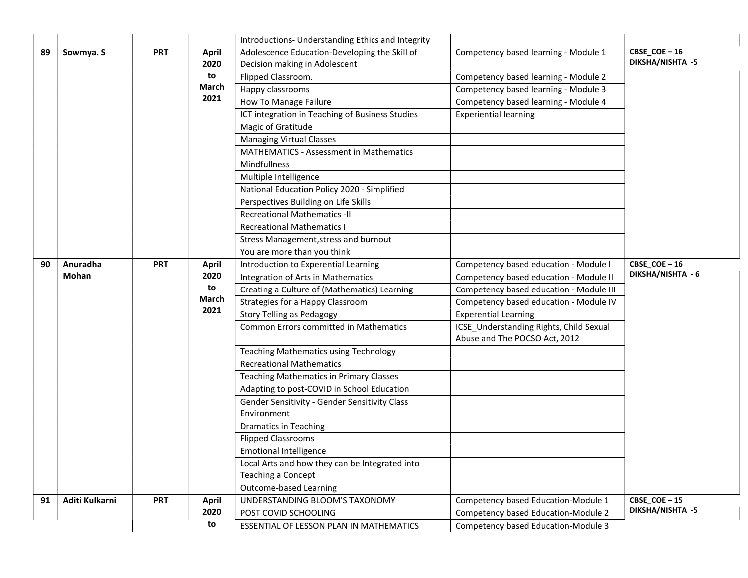| | | | | Introductions- Understanding Ethics and Integrity | | |
|---|---|---|---|---|---|---|
| **89** | **Sowmya. S** | **PRT** | **April 2020 to March 2021** | Adolescence Education-Developing the Skill of Decision making in Adolescent | Competency based learning - Module 1 | **CBSE_COE – 16 DIKSHA/NISHTA -5** |
| | | | | Flipped Classroom. | Competency based learning - Module 2 | |
| | | | | Happy classrooms | Competency based learning - Module 3 | |
| | | | | How To Manage Failure | Competency based learning - Module 4 | |
| | | | | ICT integration in Teaching of Business Studies | Experiential learning | |
| | | | | Magic of Gratitude | | |
| | | | | Managing Virtual Classes | | |
| | | | | MATHEMATICS - Assessment in Mathematics | | |
| | | | | Mindfullness | | |
| | | | | Multiple Intelligence | | |
| | | | | National Education Policy 2020 - Simplified | | |
| | | | | Perspectives Building on Life Skills | | |
| | | | | Recreational Mathematics -II | | |
| | | | | Recreational Mathematics I | | |
| | | | | Stress Management,stress and burnout | | |
| | | | | You are more than you think | | |
| **90** | **Anuradha Mohan** | **PRT** | **April 2020 to March 2021** | Introduction to Experential Learning | Competency based education - Module I | **CBSE_COE – 16 DIKSHA/NISHTA - 6** |
| | | | | Integration of Arts in Mathematics | Competency based education - Module II | |
| | | | | Creating a Culture of (Mathematics) Learning | Competency based education - Module III | |
| | | | | Strategies for a Happy Classroom | Competency based education - Module IV | |
| | | | | Story Telling as Pedagogy | Experential Learning | |
| | | | | Common Errors committed in Mathematics | ICSE_Understanding Rights, Child Sexual Abuse and The POCSO Act, 2012 | |
| | | | | Teaching Mathematics using Technology | | |
| | | | | Recreational Mathematics | | |
| | | | | Teaching Mathematics in Primary Classes | | |
| | | | | Adapting to post-COVID in School Education | | |
| | | | | Gender Sensitivity - Gender Sensitivity Class Environment | | |
| | | | | Dramatics in Teaching | | |
| | | | | Flipped Classrooms | | |
| | | | | Emotional Intelligence | | |
| | | | | Local Arts and how they can be Integrated into Teaching a Concept | | |
| | | | | Outcome-based Learning | | |
| **91** | **Aditi Kulkarni** | **PRT** | **April 2020 to** | UNDERSTANDING BLOOM'S TAXONOMY | Competency based Education-Module 1 | **CBSE_COE – 15 DIKSHA/NISHTA -5** |
| | | | | POST COVID SCHOOLING | Competency based Education-Module 2 | |
| | | | | ESSENTIAL OF LESSON PLAN IN MATHEMATICS | Competency based Education-Module 3 | |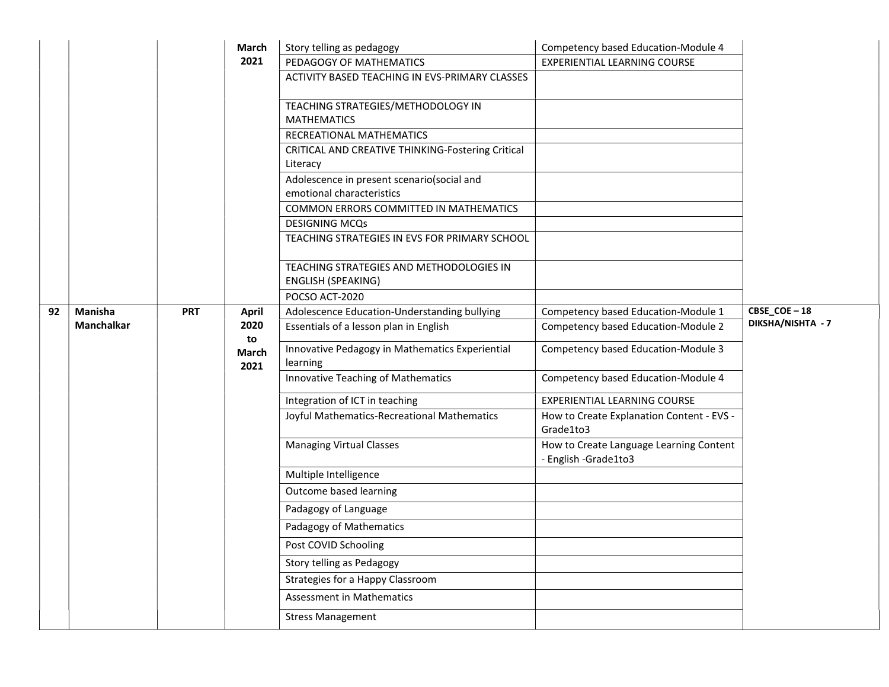| | | | | | | |
|---|---|---|---|---|---|---|
| | | | March 2021 | Story telling as pedagogy | Competency based Education-Module 4 | |
| | | | | PEDAGOGY OF MATHEMATICS | EXPERIENTIAL LEARNING COURSE | |
| | | | | ACTIVITY BASED TEACHING IN EVS-PRIMARY CLASSES | | |
| | | | | TEACHING STRATEGIES/METHODOLOGY IN MATHEMATICS | | |
| | | | | RECREATIONAL MATHEMATICS | | |
| | | | | CRITICAL AND CREATIVE THINKING-Fostering Critical Literacy | | |
| | | | | Adolescence in present scenario(social and emotional characteristics | | |
| | | | | COMMON ERRORS COMMITTED IN MATHEMATICS | | |
| | | | | DESIGNING MCQs | | |
| | | | | TEACHING STRATEGIES IN EVS FOR PRIMARY SCHOOL | | |
| | | | | TEACHING STRATEGIES AND METHODOLOGIES IN ENGLISH (SPEAKING) | | |
| | | | | POCSO ACT-2020 | | |
| **92** | **Manisha Manchalkar** | **PRT** | **April 2020 to March 2021** | Adolescence Education-Understanding bullying | Competency based Education-Module 1 | **CBSE_COE – 18 DIKSHA/NISHTA - 7** |
| | | | | Essentials of a lesson plan in English | Competency based Education-Module 2 | |
| | | | | Innovative Pedagogy in Mathematics Experiential learning | Competency based Education-Module 3 | |
| | | | | Innovative Teaching of Mathematics | Competency based Education-Module 4 | |
| | | | | Integration of ICT in teaching | EXPERIENTIAL LEARNING COURSE | |
| | | | | Joyful Mathematics-Recreational Mathematics | How to Create Explanation Content - EVS - Grade1to3 | |
| | | | | Managing Virtual Classes | How to Create Language Learning Content - English -Grade1to3 | |
| | | | | Multiple Intelligence | | |
| | | | | Outcome based learning | | |
| | | | | Padagogy of Language | | |
| | | | | Padagogy of Mathematics | | |
| | | | | Post COVID Schooling | | |
| | | | | Story telling as Pedagogy | | |
| | | | | Strategies for a Happy Classroom | | |
| | | | | Assessment in Mathematics | | |
| | | | | Stress Management | | |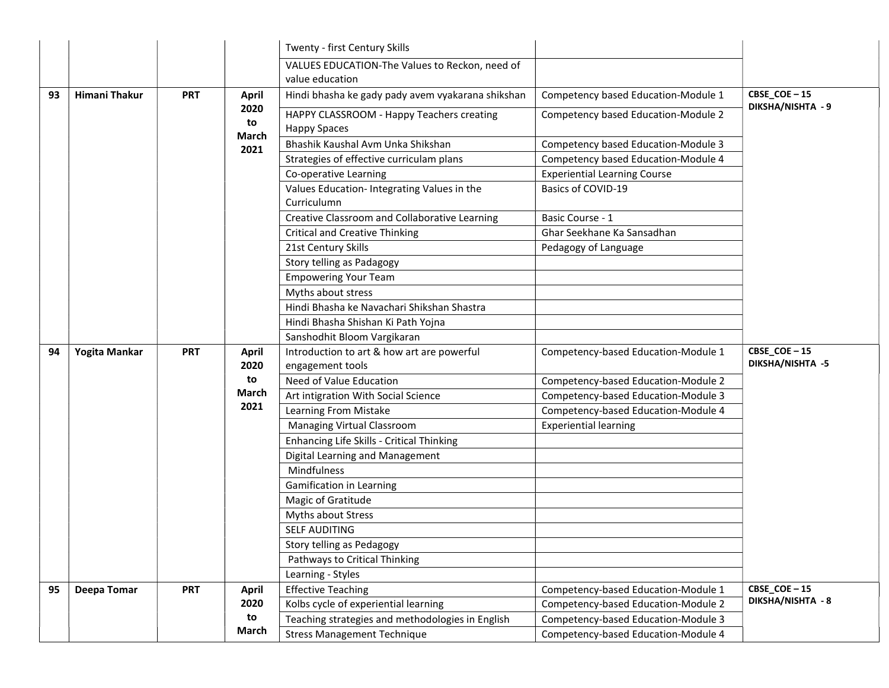| | | | | | | |
|---|---|---|---|---|---|---|
| | | | | Twenty - first Century Skills | | |
| | | | | VALUES EDUCATION-The Values to Reckon, need of value education | | |
| 93 | **Himani Thakur** | **PRT** | **April 2020 to March 2021** | Hindi bhasha ke gady pady avem vyakarana shikshan | Competency based Education-Module 1 | **CBSE_COE – 15 DIKSHA/NISHTA - 9** |
| | | | | HAPPY CLASSROOM - Happy Teachers creating Happy Spaces | Competency based Education-Module 2 | |
| | | | | Bhashik Kaushal Avm Unka Shikshan | Competency based Education-Module 3 | |
| | | | | Strategies of effective curriculam plans | Competency based Education-Module 4 | |
| | | | | Co-operative Learning | Experiential Learning Course | |
| | | | | Values Education- Integrating Values in the Curriculumn | Basics of COVID-19 | |
| | | | | Creative Classroom and Collaborative Learning | Basic Course - 1 | |
| | | | | Critical and Creative Thinking | Ghar Seekhane Ka Sansadhan | |
| | | | | 21st Century Skills | Pedagogy of Language | |
| | | | | Story telling as Padagogy | | |
| | | | | Empowering Your Team | | |
| | | | | Myths about stress | | |
| | | | | Hindi Bhasha ke Navachari Shikshan Shastra | | |
| | | | | Hindi Bhasha Shishan Ki Path Yojna | | |
| | | | | Sanshodhit Bloom Vargikaran | | |
| 94 | **Yogita Mankar** | **PRT** | **April 2020 to March 2021** | Introduction to art & how art are powerful engagement tools | Competency-based Education-Module 1 | **CBSE_COE – 15 DIKSHA/NISHTA -5** |
| | | | | Need of Value Education | Competency-based Education-Module 2 | |
| | | | | Art intigration With Social Science | Competency-based Education-Module 3 | |
| | | | | Learning From Mistake | Competency-based Education-Module 4 | |
| | | | | Managing Virtual Classroom | Experiential learning | |
| | | | | Enhancing Life Skills - Critical Thinking | | |
| | | | | Digital Learning and Management | | |
| | | | | Mindfulness | | |
| | | | | Gamification in Learning | | |
| | | | | Magic of Gratitude | | |
| | | | | Myths about Stress | | |
| | | | | SELF AUDITING | | |
| | | | | Story telling as Pedagogy | | |
| | | | | Pathways to Critical Thinking | | |
| | | | | Learning - Styles | | |
| 95 | **Deepa Tomar** | **PRT** | **April 2020 to March** | Effective Teaching | Competency-based Education-Module 1 | **CBSE_COE – 15 DIKSHA/NISHTA - 8** |
| | | | | Kolbs cycle of experiential learning | Competency-based Education-Module 2 | |
| | | | | Teaching strategies and methodologies in English | Competency-based Education-Module 3 | |
| | | | | Stress Management Technique | Competency-based Education-Module 4 | |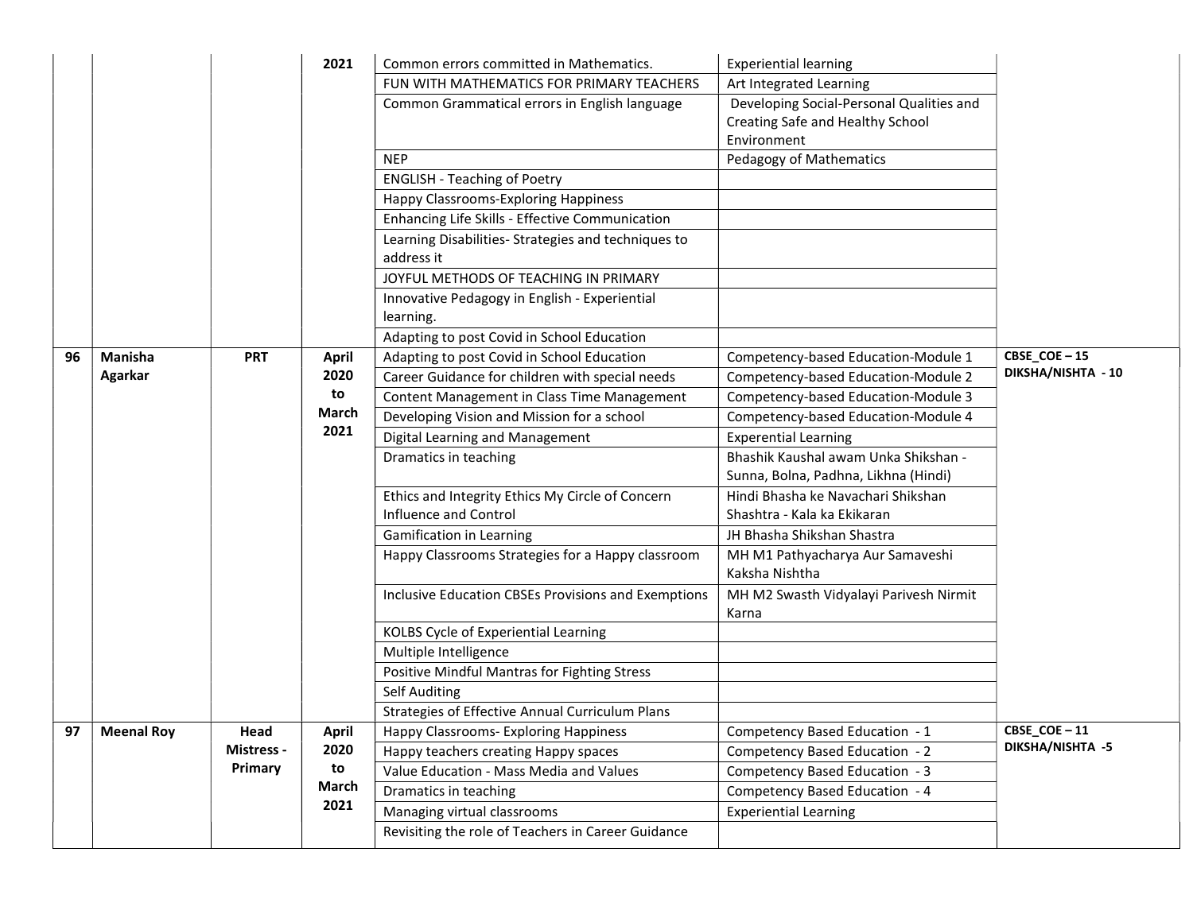| | | | 2021 | Common errors committed in Mathematics. | Experiential learning | |
|---|---|---|---|---|---|---|
| | | | | FUN WITH MATHEMATICS FOR PRIMARY TEACHERS | Art Integrated Learning | |
| | | | | Common Grammatical errors in English language | Developing Social-Personal Qualities and Creating Safe and Healthy School Environment | |
| | | | | NEP | Pedagogy of Mathematics | |
| | | | | ENGLISH - Teaching of Poetry | | |
| | | | | Happy Classrooms-Exploring Happiness | | |
| | | | | Enhancing Life Skills - Effective Communication | | |
| | | | | Learning Disabilities- Strategies and techniques to address it | | |
| | | | | JOYFUL METHODS OF TEACHING IN PRIMARY | | |
| | | | | Innovative Pedagogy in English - Experiential learning. | | |
| | | | | Adapting to post Covid in School Education | | |
| **96** | **Manisha Agarkar** | **PRT** | **April 2020 to March 2021** | Adapting to post Covid in School Education | Competency-based Education-Module 1 | **CBSE_COE – 15 DIKSHA/NISHTA - 10** |
| | | | | Career Guidance for children with special needs | Competency-based Education-Module 2 | |
| | | | | Content Management in Class Time Management | Competency-based Education-Module 3 | |
| | | | | Developing Vision and Mission for a school | Competency-based Education-Module 4 | |
| | | | | Digital Learning and Management | Experential Learning | |
| | | | | Dramatics in teaching | Bhashik Kaushal awam Unka Shikshan - Sunna, Bolna, Padhna, Likhna (Hindi) | |
| | | | | Ethics and Integrity Ethics My Circle of Concern Influence and Control | Hindi Bhasha ke Navachari Shikshan Shashtra - Kala ka Ekikaran | |
| | | | | Gamification in Learning | JH Bhasha Shikshan Shastra | |
| | | | | Happy Classrooms Strategies for a Happy classroom | MH M1 Pathyacharya Aur Samaveshi Kaksha Nishtha | |
| | | | | Inclusive Education CBSEs Provisions and Exemptions | MH M2 Swasth Vidyalayi Parivesh Nirmit Karna | |
| | | | | KOLBS Cycle of Experiential Learning | | |
| | | | | Multiple Intelligence | | |
| | | | | Positive Mindful Mantras for Fighting Stress | | |
| | | | | Self Auditing | | |
| | | | | Strategies of Effective Annual Curriculum Plans | | |
| **97** | **Meenal Roy** | **Head Mistress - Primary** | **April 2020 to March 2021** | Happy Classrooms- Exploring Happiness | Competency Based Education - 1 | **CBSE_COE – 11 DIKSHA/NISHTA -5** |
| | | | | Happy teachers creating Happy spaces | Competency Based Education - 2 | |
| | | | | Value Education - Mass Media and Values | Competency Based Education - 3 | |
| | | | | Dramatics in teaching | Competency Based Education - 4 | |
| | | | | Managing virtual classrooms | Experiential Learning | |
| | | | | Revisiting the role of Teachers in Career Guidance | | |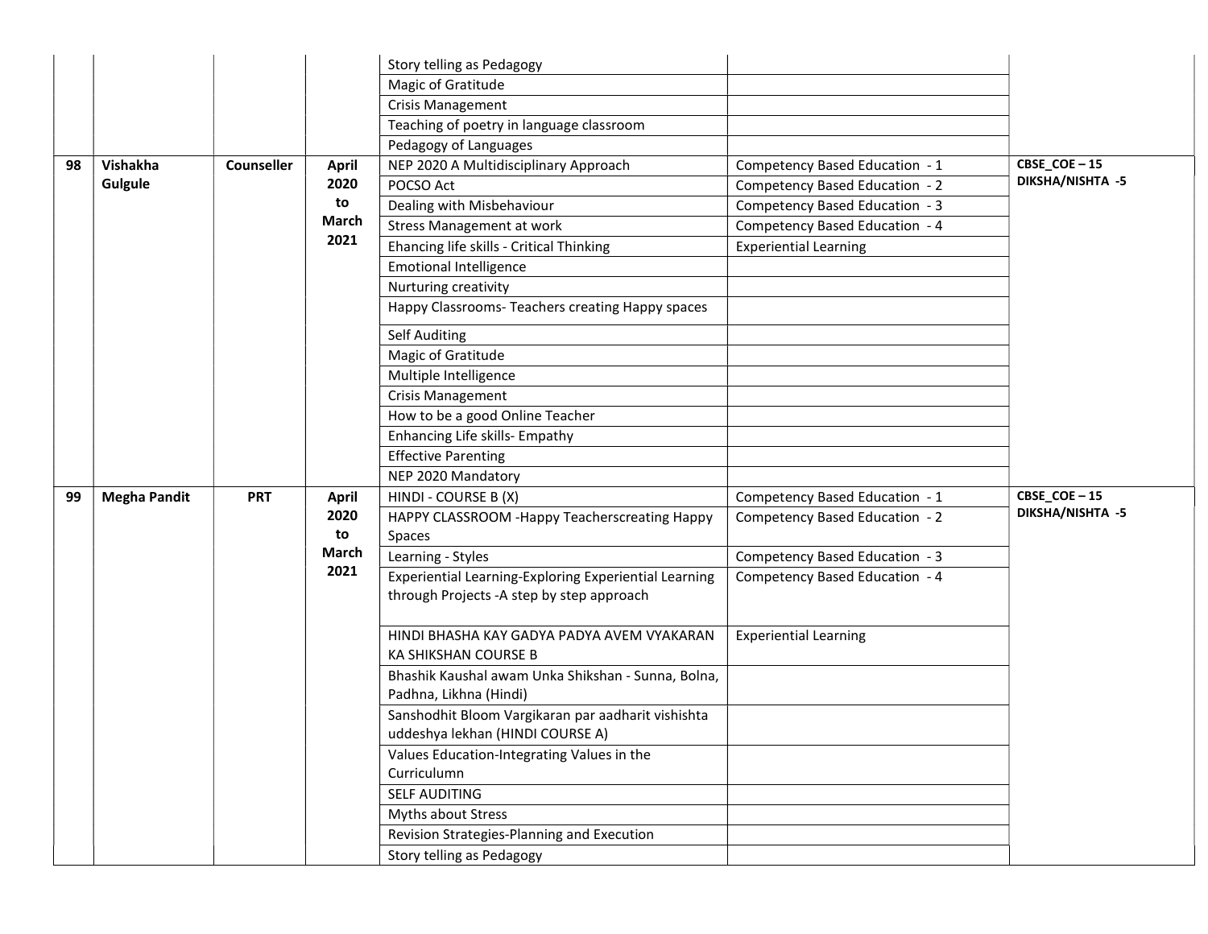| | | | | | | |
|---|---|---|---|---|---|---|
| | | | | Story telling as Pedagogy | | |
| | | | | Magic of Gratitude | | |
| | | | | Crisis Management | | |
| | | | | Teaching of poetry in language classroom | | |
| | | | | Pedagogy of Languages | | |
| **98** | **Vishakha Gulgule** | **Counseller** | **April 2020 to March 2021** | NEP 2020 A Multidisciplinary Approach | Competency Based Education - 1 | **CBSE_COE – 15 DIKSHA/NISHTA -5** |
| | | | | POCSO Act | Competency Based Education - 2 | |
| | | | | Dealing with Misbehaviour | Competency Based Education - 3 | |
| | | | | Stress Management at work | Competency Based Education - 4 | |
| | | | | Ehancing life skills - Critical Thinking | Experiential Learning | |
| | | | | Emotional Intelligence | | |
| | | | | Nurturing creativity | | |
| | | | | Happy Classrooms- Teachers creating Happy spaces | | |
| | | | | Self Auditing | | |
| | | | | Magic of Gratitude | | |
| | | | | Multiple Intelligence | | |
| | | | | Crisis Management | | |
| | | | | How to be a good Online Teacher | | |
| | | | | Enhancing Life skills- Empathy | | |
| | | | | Effective Parenting | | |
| | | | | NEP 2020 Mandatory | | |
| **99** | **Megha Pandit** | **PRT** | **April 2020 to March 2021** | HINDI - COURSE B (X) | Competency Based Education - 1 | **CBSE_COE – 15 DIKSHA/NISHTA -5** |
| | | | | HAPPY CLASSROOM -Happy Teacherscreating Happy Spaces | Competency Based Education - 2 | |
| | | | | Learning - Styles | Competency Based Education - 3 | |
| | | | | Experiential Learning-Exploring Experiential Learning through Projects -A step by step approach | Competency Based Education - 4 | |
| | | | | HINDI BHASHA KAY GADYA PADYA AVEM VYAKARAN KA SHIKSHAN COURSE B | Experiential Learning | |
| | | | | Bhashik Kaushal awam Unka Shikshan - Sunna, Bolna, Padhna, Likhna (Hindi) | | |
| | | | | Sanshodhit Bloom Vargikaran par aadharit vishishta uddeshya lekhan (HINDI COURSE A) | | |
| | | | | Values Education-Integrating Values in the Curriculumn | | |
| | | | | SELF AUDITING | | |
| | | | | Myths about Stress | | |
| | | | | Revision Strategies-Planning and Execution | | |
| | | | | Story telling as Pedagogy | | |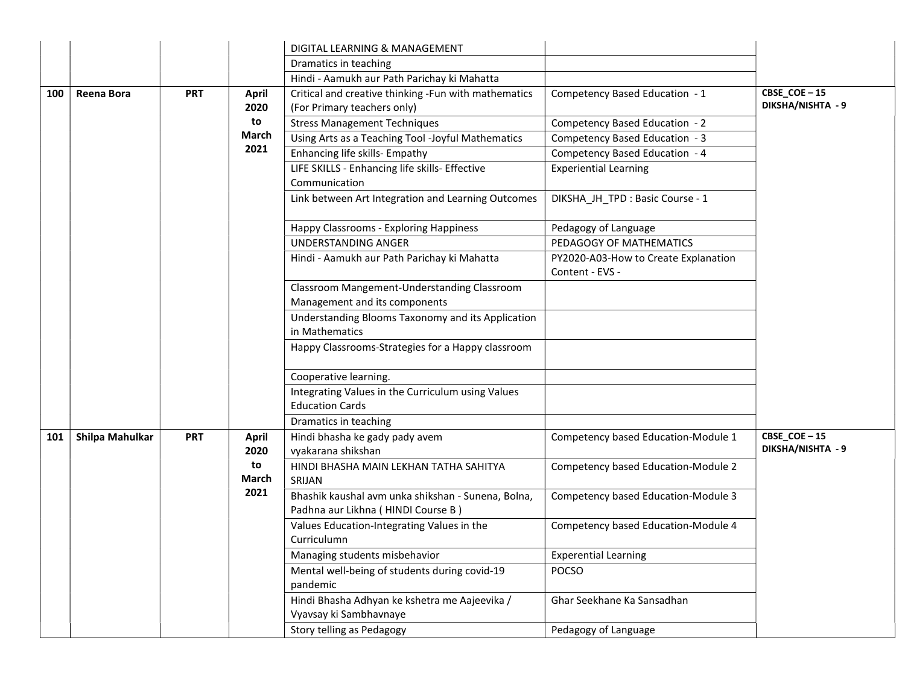| | | | | | | |
|---|---|---|---|---|---|---|
| | | | | DIGITAL LEARNING & MANAGEMENT | | |
| | | | | Dramatics in teaching | | |
| | | | | Hindi - Aamukh aur Path Parichay ki Mahatta | | |
| **100** | **Reena Bora** | **PRT** | **April 2020 to March 2021** | Critical and creative thinking -Fun with mathematics (For Primary teachers only) | Competency Based Education - 1 | **CBSE_COE – 15 DIKSHA/NISHTA - 9** |
| | | | | Stress Management Techniques | Competency Based Education - 2 | |
| | | | | Using Arts as a Teaching Tool -Joyful Mathematics | Competency Based Education - 3 | |
| | | | | Enhancing life skills- Empathy | Competency Based Education - 4 | |
| | | | | LIFE SKILLS - Enhancing life skills- Effective Communication | Experiential Learning | |
| | | | | Link between Art Integration and Learning Outcomes | DIKSHA_JH_TPD : Basic Course - 1 | |
| | | | | Happy Classrooms - Exploring Happiness | Pedagogy of Language | |
| | | | | UNDERSTANDING ANGER | PEDAGOGY OF MATHEMATICS | |
| | | | | Hindi - Aamukh aur Path Parichay ki Mahatta | PY2020-A03-How to Create Explanation Content - EVS - | |
| | | | | Classroom Mangement-Understanding Classroom Management and its components | | |
| | | | | Understanding Blooms Taxonomy and its Application in Mathematics | | |
| | | | | Happy Classrooms-Strategies for a Happy classroom | | |
| | | | | Cooperative learning. | | |
| | | | | Integrating Values in the Curriculum using Values Education Cards | | |
| | | | | Dramatics in teaching | | |
| **101** | **Shilpa Mahulkar** | **PRT** | **April 2020 to March 2021** | Hindi bhasha ke gady pady avem vyakarana shikshan | Competency based Education-Module 1 | **CBSE_COE – 15 DIKSHA/NISHTA - 9** |
| | | | | HINDI BHASHA MAIN LEKHAN TATHA SAHITYA SRIJAN | Competency based Education-Module 2 | |
| | | | | Bhashik kaushal avm unka shikshan - Sunena, Bolna, Padhna aur Likhna ( HINDI Course B ) | Competency based Education-Module 3 | |
| | | | | Values Education-Integrating Values in the Curriculumn | Competency based Education-Module 4 | |
| | | | | Managing students misbehavior | Experential Learning | |
| | | | | Mental well-being of students during covid-19 pandemic | POCSO | |
| | | | | Hindi Bhasha Adhyan ke kshetra me Aajeevika / Vyavsay ki Sambhavnaye | Ghar Seekhane Ka Sansadhan | |
| | | | | Story telling as Pedagogy | Pedagogy of Language | |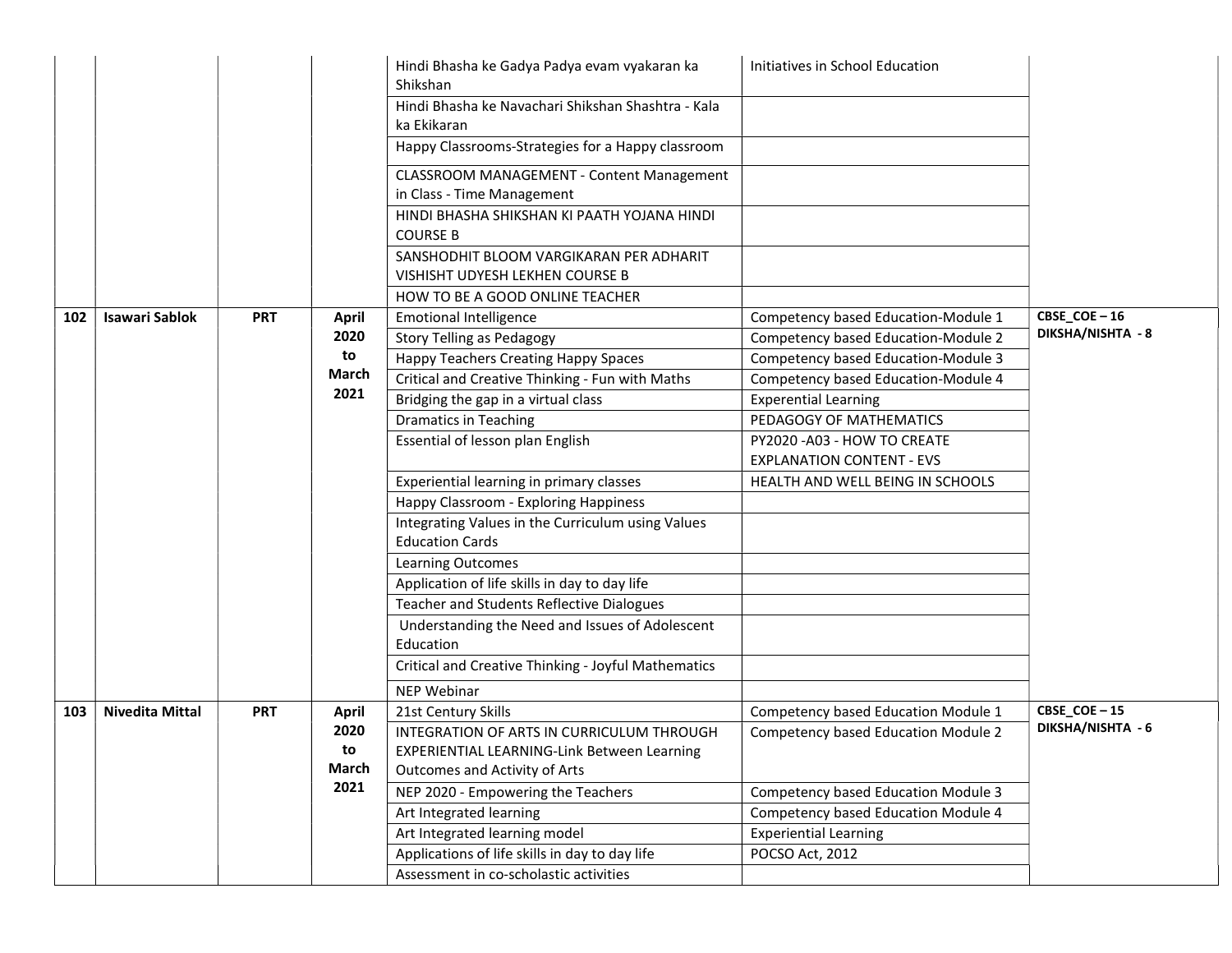| | | | | | | |
|---|---|---|---|---|---|---|
| | | | | Hindi Bhasha ke Gadya Padya evam vyakaran ka Shikshan | Initiatives in School Education | |
| | | | | Hindi Bhasha ke Navachari Shikshan Shashtra - Kala ka Ekikaran | | |
| | | | | Happy Classrooms-Strategies for a Happy classroom | | |
| | | | | CLASSROOM MANAGEMENT - Content Management in Class - Time Management | | |
| | | | | HINDI BHASHA SHIKSHAN KI PAATH YOJANA HINDI COURSE B | | |
| | | | | SANSHODHIT BLOOM VARGIKARAN PER ADHARIT VISHISHT UDYESH LEKHEN COURSE B | | |
| | | | | HOW TO BE A GOOD ONLINE TEACHER | | |
| **102** | **Isawari Sablok** | **PRT** | **April 2020 to March 2021** | Emotional Intelligence | Competency based Education-Module 1 | **CBSE_COE – 16 DIKSHA/NISHTA - 8** |
| | | | | Story Telling as Pedagogy | Competency based Education-Module 2 | |
| | | | | Happy Teachers Creating Happy Spaces | Competency based Education-Module 3 | |
| | | | | Critical and Creative Thinking - Fun with Maths | Competency based Education-Module 4 | |
| | | | | Bridging the gap in a virtual class | Experential Learning | |
| | | | | Dramatics in Teaching | PEDAGOGY OF MATHEMATICS | |
| | | | | Essential of lesson plan English | PY2020 -A03 - HOW TO CREATE EXPLANATION CONTENT - EVS | |
| | | | | Experiential learning in primary classes | HEALTH AND WELL BEING IN SCHOOLS | |
| | | | | Happy Classroom - Exploring Happiness | | |
| | | | | Integrating Values in the Curriculum using Values Education Cards | | |
| | | | | Learning Outcomes | | |
| | | | | Application of life skills in day to day life | | |
| | | | | Teacher and Students Reflective Dialogues | | |
| | | | | Understanding the Need and Issues of Adolescent Education | | |
| | | | | Critical and Creative Thinking - Joyful Mathematics | | |
| | | | | NEP Webinar | | |
| **103** | **Nivedita Mittal** | **PRT** | **April 2020 to March 2021** | 21st Century Skills | Competency based Education Module 1 | **CBSE_COE – 15 DIKSHA/NISHTA - 6** |
| | | | | INTEGRATION OF ARTS IN CURRICULUM THROUGH EXPERIENTIAL LEARNING-Link Between Learning Outcomes and Activity of Arts | Competency based Education Module 2 | |
| | | | | NEP 2020 - Empowering the Teachers | Competency based Education Module 3 | |
| | | | | Art Integrated learning | Competency based Education Module 4 | |
| | | | | Art Integrated learning model | Experiential Learning | |
| | | | | Applications of life skills in day to day life | POCSO Act, 2012 | |
| | | | | Assessment in co-scholastic activities | | |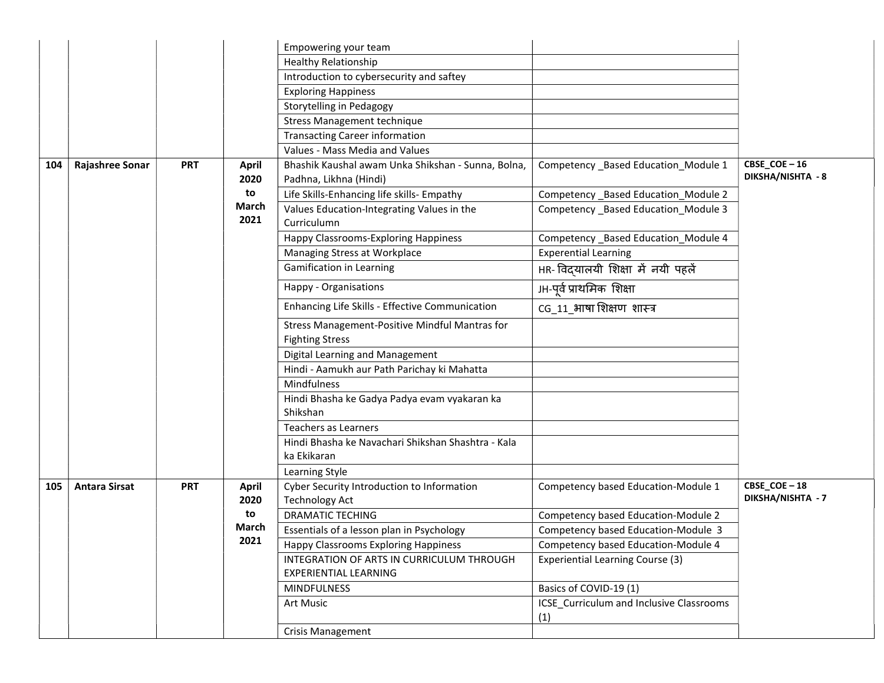| | | | | | | |
|---|---|---|---|---|---|---|
| | | | | Empowering your team | | |
| | | | | Healthy Relationship | | |
| | | | | Introduction to cybersecurity and saftey | | |
| | | | | Exploring Happiness | | |
| | | | | Storytelling in Pedagogy | | |
| | | | | Stress Management technique | | |
| | | | | Transacting Career information | | |
| | | | | Values - Mass Media and Values | | |
| **104** | **Rajashree Sonar** | **PRT** | **April 2020 to March 2021** | Bhashik Kaushal awam Unka Shikshan - Sunna, Bolna, Padhna, Likhna (Hindi) | Competency _Based Education_Module 1 | **CBSE_COE – 16 DIKSHA/NISHTA - 8** |
| | | | | Life Skills-Enhancing life skills- Empathy | Competency _Based Education_Module 2 | |
| | | | | Values Education-Integrating Values in the Curriculumn | Competency _Based Education_Module 3 | |
| | | | | Happy Classrooms-Exploring Happiness | Competency _Based Education_Module 4 | |
| | | | | Managing Stress at Workplace | Experential Learning | |
| | | | | Gamification in Learning | HR- विद्यालयी शिक्षा में नयी पहलें | |
| | | | | Happy - Organisations | JH-पूर्व प्राथमिक शिक्षा | |
| | | | | Enhancing Life Skills - Effective Communication | CG_11_भाषा शिक्षण शास्त्र | |
| | | | | Stress Management-Positive Mindful Mantras for Fighting Stress | | |
| | | | | Digital Learning and Management | | |
| | | | | Hindi - Aamukh aur Path Parichay ki Mahatta | | |
| | | | | Mindfulness | | |
| | | | | Hindi Bhasha ke Gadya Padya evam vyakaran ka Shikshan | | |
| | | | | Teachers as Learners | | |
| | | | | Hindi Bhasha ke Navachari Shikshan Shashtra - Kala ka Ekikaran | | |
| | | | | Learning Style | | |
| **105** | **Antara Sirsat** | **PRT** | **April 2020 to March 2021** | Cyber Security Introduction to Information Technology Act | Competency based Education-Module 1 | **CBSE_COE – 18 DIKSHA/NISHTA - 7** |
| | | | | DRAMATIC TECHING | Competency based Education-Module 2 | |
| | | | | Essentials of a lesson plan in Psychology | Competency based Education-Module 3 | |
| | | | | Happy Classrooms Exploring Happiness | Competency based Education-Module 4 | |
| | | | | INTEGRATION OF ARTS IN CURRICULUM THROUGH EXPERIENTIAL LEARNING | Experiential Learning Course (3) | |
| | | | | MINDFULNESS | Basics of COVID-19 (1) | |
| | | | | Art Music | ICSE_Curriculum and Inclusive Classrooms (1) | |
| | | | | Crisis Management | | |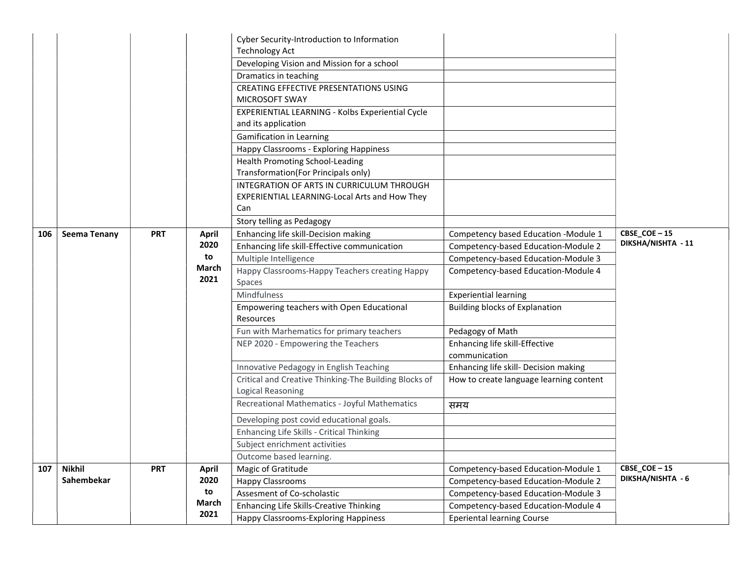| | | | | | | |
|---|---|---|---|---|---|---|
| | | | | Cyber Security-Introduction to Information Technology Act | | |
| | | | | Developing Vision and Mission for a school | | |
| | | | | Dramatics in teaching | | |
| | | | | CREATING EFFECTIVE PRESENTATIONS USING MICROSOFT SWAY | | |
| | | | | EXPERIENTIAL LEARNING - Kolbs Experiential Cycle and its application | | |
| | | | | Gamification in Learning | | |
| | | | | Happy Classrooms - Exploring Happiness | | |
| | | | | Health Promoting School-Leading Transformation(For Principals only) | | |
| | | | | INTEGRATION OF ARTS IN CURRICULUM THROUGH EXPERIENTIAL LEARNING-Local Arts and How They Can | | |
| | | | | Story telling as Pedagogy | | |
| **106** | **Seema Tenany** | **PRT** | **April 2020 to March 2021** | Enhancing life skill-Decision making | Competency based Education -Module 1 | **CBSE_COE – 15 DIKSHA/NISHTA - 11** |
| | | | | Enhancing life skill-Effective communication | Competency-based Education-Module 2 | |
| | | | | Multiple Intelligence | Competency-based Education-Module 3 | |
| | | | | Happy Classrooms-Happy Teachers creating Happy Spaces | Competency-based Education-Module 4 | |
| | | | | Mindfulness | Experiential learning | |
| | | | | Empowering teachers with Open Educational Resources | Building blocks of Explanation | |
| | | | | Fun with Marhematics for primary teachers | Pedagogy of Math | |
| | | | | NEP 2020 - Empowering the Teachers | Enhancing life skill-Effective communication | |
| | | | | Innovative Pedagogy in English Teaching | Enhancing life skill- Decision making | |
| | | | | Critical and Creative Thinking-The Building Blocks of Logical Reasoning | How to create language learning content | |
| | | | | Recreational Mathematics - Joyful Mathematics | समय | |
| | | | | Developing post covid educational goals. | | |
| | | | | Enhancing Life Skills - Critical Thinking | | |
| | | | | Subject enrichment activities | | |
| | | | | Outcome based learning. | | |
| **107** | **Nikhil Sahembekar** | **PRT** | **April 2020 to March 2021** | Magic of Gratitude | Competency-based Education-Module 1 | **CBSE_COE – 15 DIKSHA/NISHTA - 6** |
| | | | | Happy Classrooms | Competency-based Education-Module 2 | |
| | | | | Assesment of Co-scholastic | Competency-based Education-Module 3 | |
| | | | | Enhancing Life Skills-Creative Thinking | Competency-based Education-Module 4 | |
| | | | | Happy Classrooms-Exploring Happiness | Eperiental learning Course | |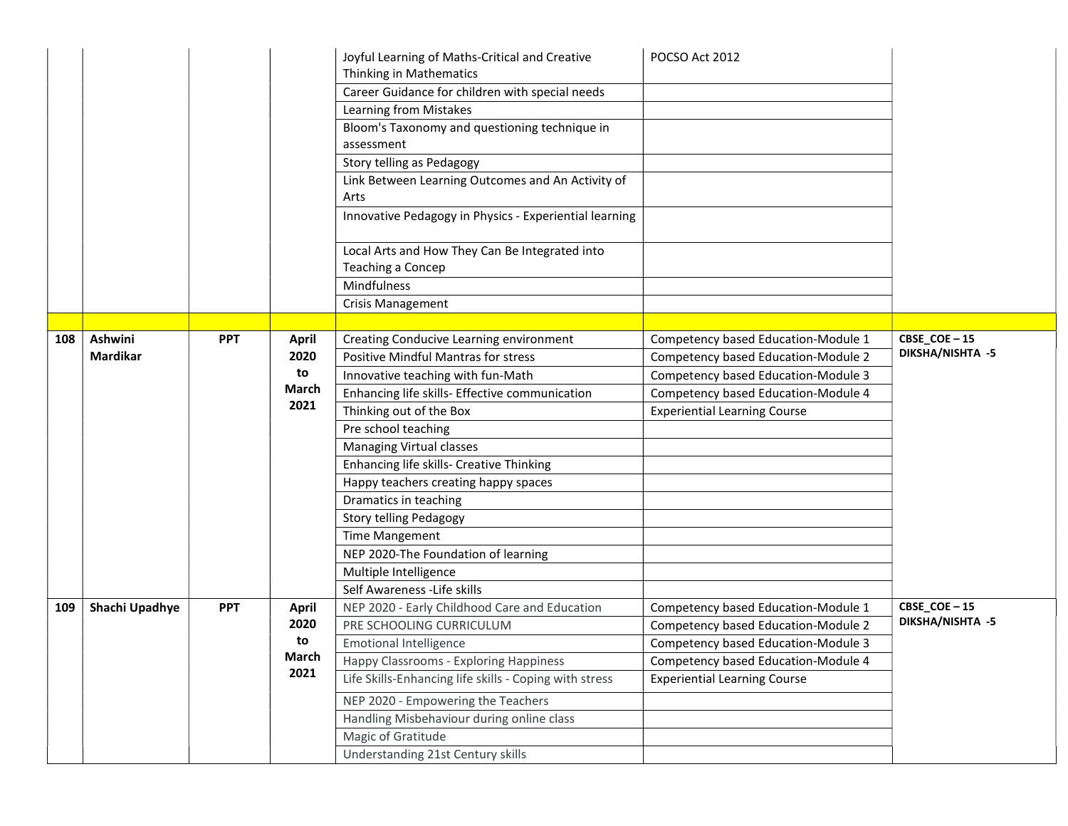| | | | | | | |
|---|---|---|---|---|---|---|
| | | | | Joyful Learning of Maths-Critical and Creative Thinking in Mathematics | POCSO Act 2012 | |
| | | | | Career Guidance for children with special needs | | |
| | | | | Learning from Mistakes | | |
| | | | | Bloom's Taxonomy and questioning technique in assessment | | |
| | | | | Story telling as Pedagogy | | |
| | | | | Link Between Learning Outcomes and An Activity of Arts | | |
| | | | | Innovative Pedagogy in Physics - Experiential learning | | |
| | | | | Local Arts and How They Can Be Integrated into Teaching a Concep | | |
| | | | | Mindfulness | | |
| | | | | Crisis Management | | |
| | | | | | | |
| **108** | **Ashwini Mardikar** | **PPT** | **April 2020 to March 2021** | Creating Conducive Learning environment | Competency based Education-Module 1 | **CBSE_COE – 15 DIKSHA/NISHTA -5** |
| | | | | Positive Mindful Mantras for stress | Competency based Education-Module 2 | |
| | | | | Innovative teaching with fun-Math | Competency based Education-Module 3 | |
| | | | | Enhancing life skills- Effective communication | Competency based Education-Module 4 | |
| | | | | Thinking out of the Box | Experiential Learning Course | |
| | | | | Pre school teaching | | |
| | | | | Managing Virtual classes | | |
| | | | | Enhancing life skills- Creative Thinking | | |
| | | | | Happy teachers creating happy spaces | | |
| | | | | Dramatics in teaching | | |
| | | | | Story telling Pedagogy | | |
| | | | | Time Mangement | | |
| | | | | NEP 2020-The Foundation of learning | | |
| | | | | Multiple Intelligence | | |
| | | | | Self Awareness -Life skills | | |
| **109** | **Shachi Upadhye** | **PPT** | **April 2020 to March 2021** | NEP 2020 - Early Childhood Care and Education | Competency based Education-Module 1 | **CBSE_COE – 15 DIKSHA/NISHTA -5** |
| | | | | PRE SCHOOLING CURRICULUM | Competency based Education-Module 2 | |
| | | | | Emotional Intelligence | Competency based Education-Module 3 | |
| | | | | Happy Classrooms - Exploring Happiness | Competency based Education-Module 4 | |
| | | | | Life Skills-Enhancing life skills - Coping with stress | Experiential Learning Course | |
| | | | | NEP 2020 - Empowering the Teachers | | |
| | | | | Handling Misbehaviour during online class | | |
| | | | | Magic of Gratitude | | |
| | | | | Understanding 21st Century skills | | |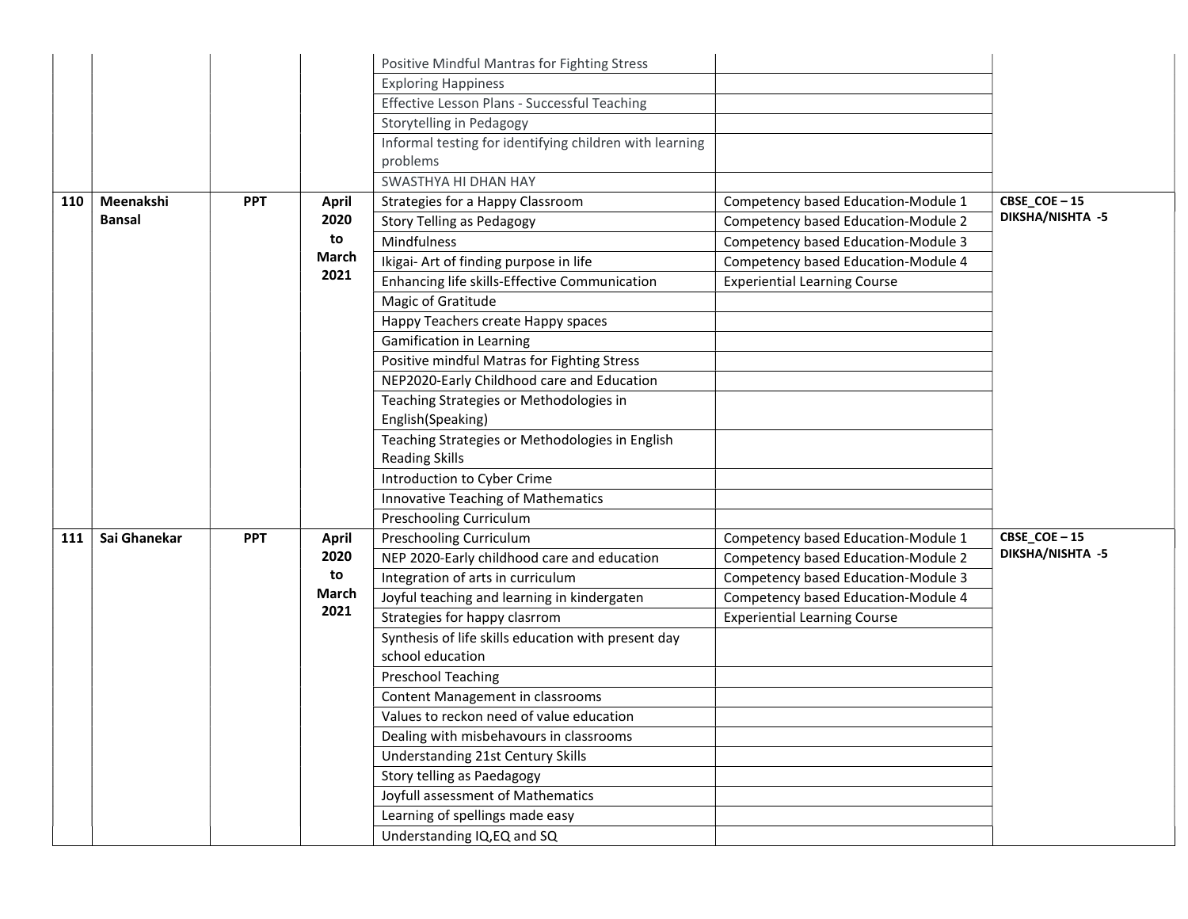| | | | | | | |
|---|---|---|---|---|---|---|
| | | | | Positive Mindful Mantras for Fighting Stress | | |
| | | | | Exploring Happiness | | |
| | | | | Effective Lesson Plans - Successful Teaching | | |
| | | | | Storytelling in Pedagogy | | |
| | | | | Informal testing for identifying children with learning problems | | |
| | | | | SWASTHYA HI DHAN HAY | | |
| **110** | **Meenakshi Bansal** | **PPT** | **April 2020 to March 2021** | Strategies for a Happy Classroom | Competency based Education-Module 1 | **CBSE_COE – 15 DIKSHA/NISHTA -5** |
| | | | | Story Telling as Pedagogy | Competency based Education-Module 2 | |
| | | | | Mindfulness | Competency based Education-Module 3 | |
| | | | | Ikigai- Art of finding purpose in life | Competency based Education-Module 4 | |
| | | | | Enhancing life skills-Effective Communication | Experiential Learning Course | |
| | | | | Magic of Gratitude | | |
| | | | | Happy Teachers create Happy spaces | | |
| | | | | Gamification in Learning | | |
| | | | | Positive mindful Matras for Fighting Stress | | |
| | | | | NEP2020-Early Childhood care and Education | | |
| | | | | Teaching Strategies or Methodologies in English(Speaking) | | |
| | | | | Teaching Strategies or Methodologies in English Reading Skills | | |
| | | | | Introduction to Cyber Crime | | |
| | | | | Innovative Teaching of Mathematics | | |
| | | | | Preschooling Curriculum | | |
| **111** | **Sai Ghanekar** | **PPT** | **April 2020 to March 2021** | Preschooling Curriculum | Competency based Education-Module 1 | **CBSE_COE – 15 DIKSHA/NISHTA -5** |
| | | | | NEP 2020-Early childhood care and education | Competency based Education-Module 2 | |
| | | | | Integration of arts in curriculum | Competency based Education-Module 3 | |
| | | | | Joyful teaching and learning in kindergaten | Competency based Education-Module 4 | |
| | | | | Strategies for happy clasrrom | Experiential Learning Course | |
| | | | | Synthesis of life skills education with present day school education | | |
| | | | | Preschool Teaching | | |
| | | | | Content Management in classrooms | | |
| | | | | Values to reckon need of value education | | |
| | | | | Dealing with misbehavours in classrooms | | |
| | | | | Understanding 21st Century Skills | | |
| | | | | Story telling as Paedagogy | | |
| | | | | Joyfull assessment of Mathematics | | |
| | | | | Learning of spellings made easy | | |
| | | | | Understanding IQ,EQ and SQ | | |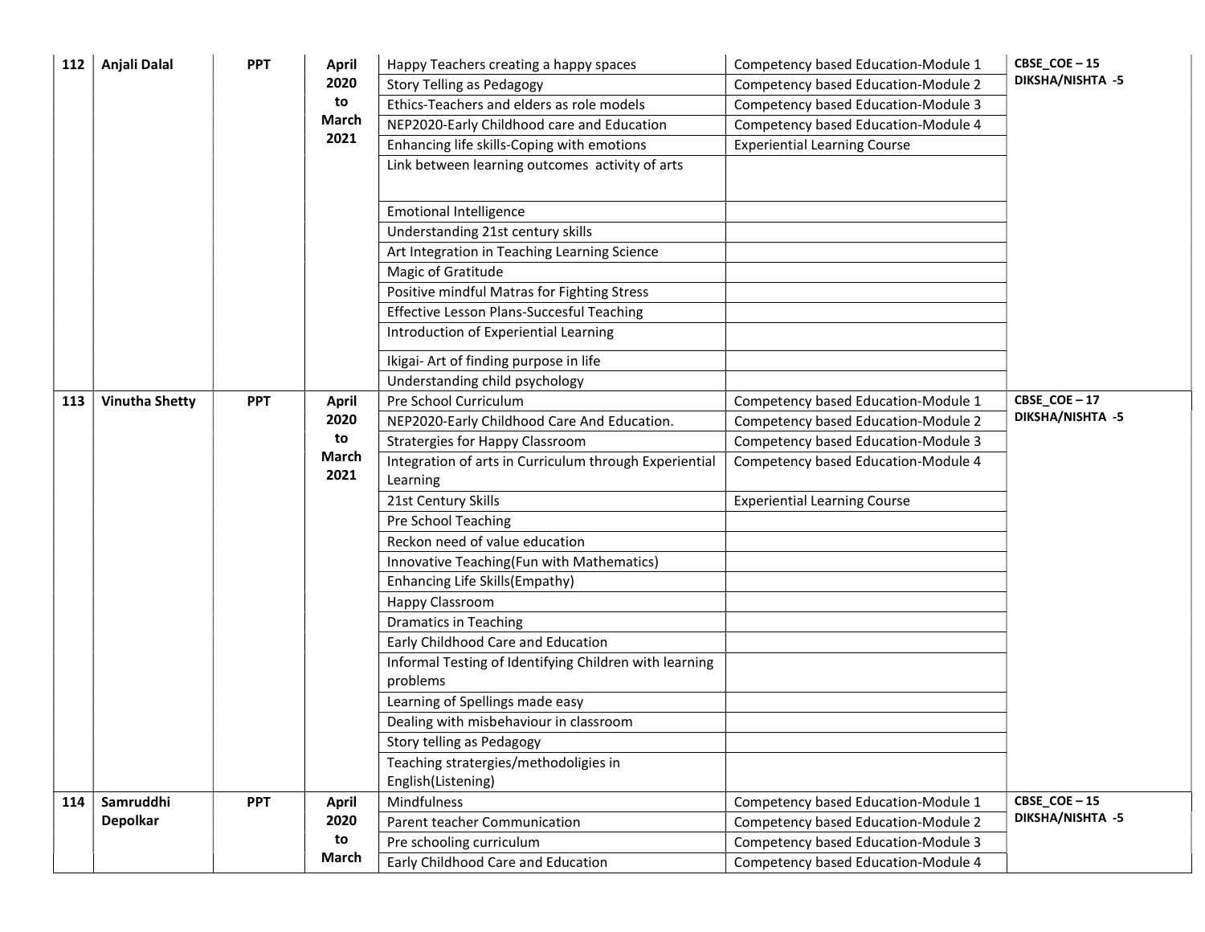| 112 | Anjali Dalal | PPT | April 2020 to March 2021 | Happy Teachers creating a happy spaces | Competency based Education-Module 1 | CBSE_COE – 15 DIKSHA/NISHTA -5 |
|---|---|---|---|---|---|---|
| | | | | Story Telling as Pedagogy | Competency based Education-Module 2 | |
| | | | | Ethics-Teachers and elders as role models | Competency based Education-Module 3 | |
| | | | | NEP2020-Early Childhood care and Education | Competency based Education-Module 4 | |
| | | | | Enhancing life skills-Coping with emotions | Experiential Learning Course | |
| | | | | Link between learning outcomes activity of arts | | |
| | | | | Emotional Intelligence | | |
| | | | | Understanding 21st century skills | | |
| | | | | Art Integration in Teaching Learning Science | | |
| | | | | Magic of Gratitude | | |
| | | | | Positive mindful Matras for Fighting Stress | | |
| | | | | Effective Lesson Plans-Succesful Teaching | | |
| | | | | Introduction of Experiential Learning | | |
| | | | | Ikigai- Art of finding purpose in life | | |
| | | | | Understanding child psychology | | |
| 113 | Vinutha Shetty | PPT | April 2020 to March 2021 | Pre School Curriculum | Competency based Education-Module 1 | CBSE_COE – 17 DIKSHA/NISHTA -5 |
| | | | | NEP2020-Early Childhood Care And Education. | Competency based Education-Module 2 | |
| | | | | Stratergies for Happy Classroom | Competency based Education-Module 3 | |
| | | | | Integration of arts in Curriculum through Experiential Learning | Competency based Education-Module 4 | |
| | | | | 21st Century Skills | Experiential Learning Course | |
| | | | | Pre School Teaching | | |
| | | | | Reckon need of value education | | |
| | | | | Innovative Teaching(Fun with Mathematics) | | |
| | | | | Enhancing Life Skills(Empathy) | | |
| | | | | Happy Classroom | | |
| | | | | Dramatics in Teaching | | |
| | | | | Early Childhood Care and Education | | |
| | | | | Informal Testing of Identifying Children with learning problems | | |
| | | | | Learning of Spellings made easy | | |
| | | | | Dealing with misbehaviour in classroom | | |
| | | | | Story telling as Pedagogy | | |
| | | | | Teaching stratergies/methodoligies in English(Listening) | | |
| 114 | Samruddhi Depolkar | PPT | April 2020 to March | Mindfulness | Competency based Education-Module 1 | CBSE_COE – 15 DIKSHA/NISHTA -5 |
| | | | | Parent teacher Communication | Competency based Education-Module 2 | |
| | | | | Pre schooling curriculum | Competency based Education-Module 3 | |
| | | | | Early Childhood Care and Education | Competency based Education-Module 4 | |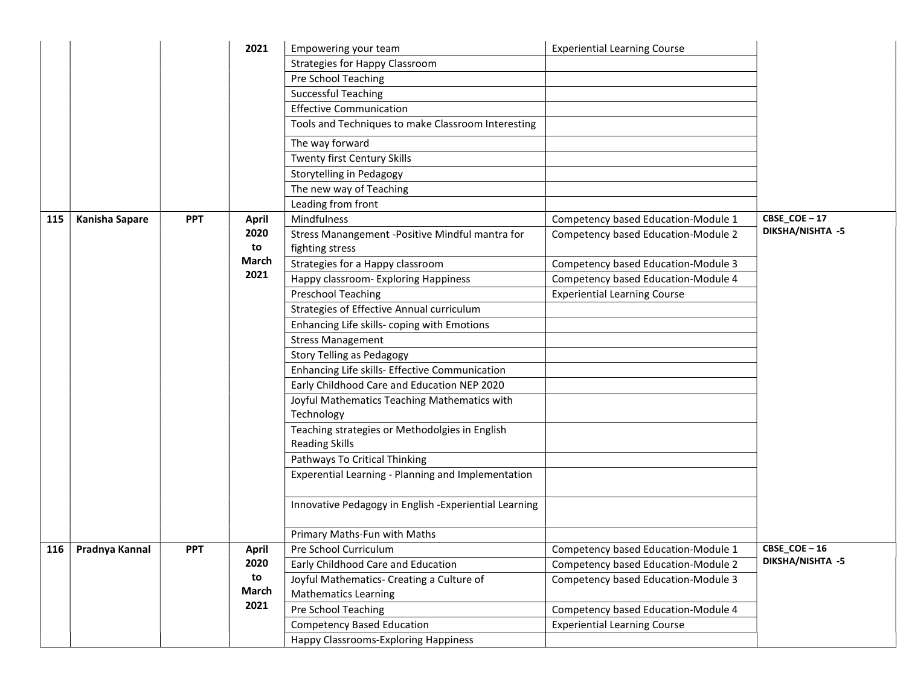| | | | 2021 | Empowering your team | Experiential Learning Course | |
|---|---|---|---|---|---|---|
| | | | | Strategies for Happy Classroom | | |
| | | | | Pre School Teaching | | |
| | | | | Successful Teaching | | |
| | | | | Effective Communication | | |
| | | | | Tools and Techniques to make Classroom Interesting | | |
| | | | | The way forward | | |
| | | | | Twenty first Century Skills | | |
| | | | | Storytelling in Pedagogy | | |
| | | | | The new way of Teaching | | |
| | | | | Leading from front | | |
| **115** | **Kanisha Sapare** | **PPT** | **April 2020 to March 2021** | Mindfulness | Competency based Education-Module 1 | **CBSE_COE – 17 DIKSHA/NISHTA -5** |
| | | | | Stress Manangement -Positive Mindful mantra for fighting stress | Competency based Education-Module 2 | |
| | | | | Strategies for a Happy classroom | Competency based Education-Module 3 | |
| | | | | Happy classroom- Exploring Happiness | Competency based Education-Module 4 | |
| | | | | Preschool Teaching | Experiential Learning Course | |
| | | | | Strategies of Effective Annual curriculum | | |
| | | | | Enhancing Life skills- coping with Emotions | | |
| | | | | Stress Management | | |
| | | | | Story Telling as Pedagogy | | |
| | | | | Enhancing Life skills- Effective Communication | | |
| | | | | Early Childhood Care and Education NEP 2020 | | |
| | | | | Joyful Mathematics Teaching Mathematics with Technology | | |
| | | | | Teaching strategies or Methodolgies in English Reading Skills | | |
| | | | | Pathways To Critical Thinking | | |
| | | | | Experential Learning - Planning and Implementation | | |
| | | | | Innovative Pedagogy in English -Experiential Learning | | |
| | | | | Primary Maths-Fun with Maths | | |
| **116** | **Pradnya Kannal** | **PPT** | **April 2020 to March 2021** | Pre School Curriculum | Competency based Education-Module 1 | **CBSE_COE – 16 DIKSHA/NISHTA -5** |
| | | | | Early Childhood Care and Education | Competency based Education-Module 2 | |
| | | | | Joyful Mathematics- Creating a Culture of Mathematics Learning | Competency based Education-Module 3 | |
| | | | | Pre School Teaching | Competency based Education-Module 4 | |
| | | | | Competency Based Education | Experiential Learning Course | |
| | | | | Happy Classrooms-Exploring Happiness | | |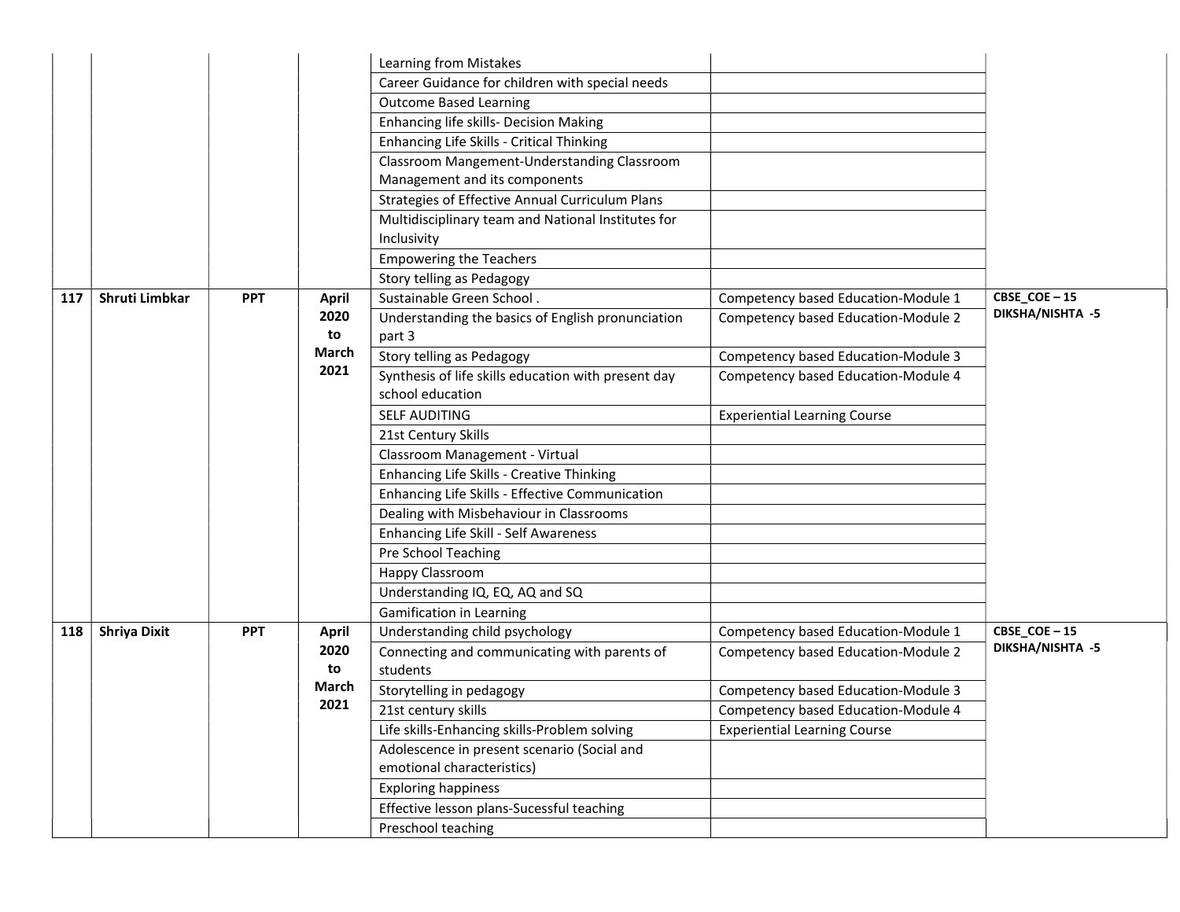| | | | | | | |
|---|---|---|---|---|---|---|
| | | | | Learning from Mistakes | | |
| | | | | Career Guidance for children with special needs | | |
| | | | | Outcome Based Learning | | |
| | | | | Enhancing life skills- Decision Making | | |
| | | | | Enhancing Life Skills - Critical Thinking | | |
| | | | | Classroom Mangement-Understanding Classroom Management and its components | | |
| | | | | Strategies of Effective Annual Curriculum Plans | | |
| | | | | Multidisciplinary team and National Institutes for Inclusivity | | |
| | | | | Empowering the Teachers | | |
| | | | | Story telling as Pedagogy | | |
| **117** | **Shruti Limbkar** | **PPT** | **April 2020 to March 2021** | Sustainable Green School . | Competency based Education-Module 1 | **CBSE_COE – 15 DIKSHA/NISHTA -5** |
| | | | | Understanding the basics of English pronunciation part 3 | Competency based Education-Module 2 | |
| | | | | Story telling as Pedagogy | Competency based Education-Module 3 | |
| | | | | Synthesis of life skills education with present day school education | Competency based Education-Module 4 | |
| | | | | SELF AUDITING | Experiential Learning Course | |
| | | | | 21st Century Skills | | |
| | | | | Classroom Management - Virtual | | |
| | | | | Enhancing Life Skills - Creative Thinking | | |
| | | | | Enhancing Life Skills - Effective Communication | | |
| | | | | Dealing with Misbehaviour in Classrooms | | |
| | | | | Enhancing Life Skill - Self Awareness | | |
| | | | | Pre School Teaching | | |
| | | | | Happy Classroom | | |
| | | | | Understanding IQ, EQ, AQ and SQ | | |
| | | | | Gamification in Learning | | |
| **118** | **Shriya Dixit** | **PPT** | **April 2020 to March 2021** | Understanding child psychology | Competency based Education-Module 1 | **CBSE_COE – 15 DIKSHA/NISHTA -5** |
| | | | | Connecting and communicating with parents of students | Competency based Education-Module 2 | |
| | | | | Storytelling in pedagogy | Competency based Education-Module 3 | |
| | | | | 21st century skills | Competency based Education-Module 4 | |
| | | | | Life skills-Enhancing skills-Problem solving | Experiential Learning Course | |
| | | | | Adolescence in present scenario (Social and emotional characteristics) | | |
| | | | | Exploring happiness | | |
| | | | | Effective lesson plans-Sucessful teaching | | |
| | | | | Preschool teaching | | |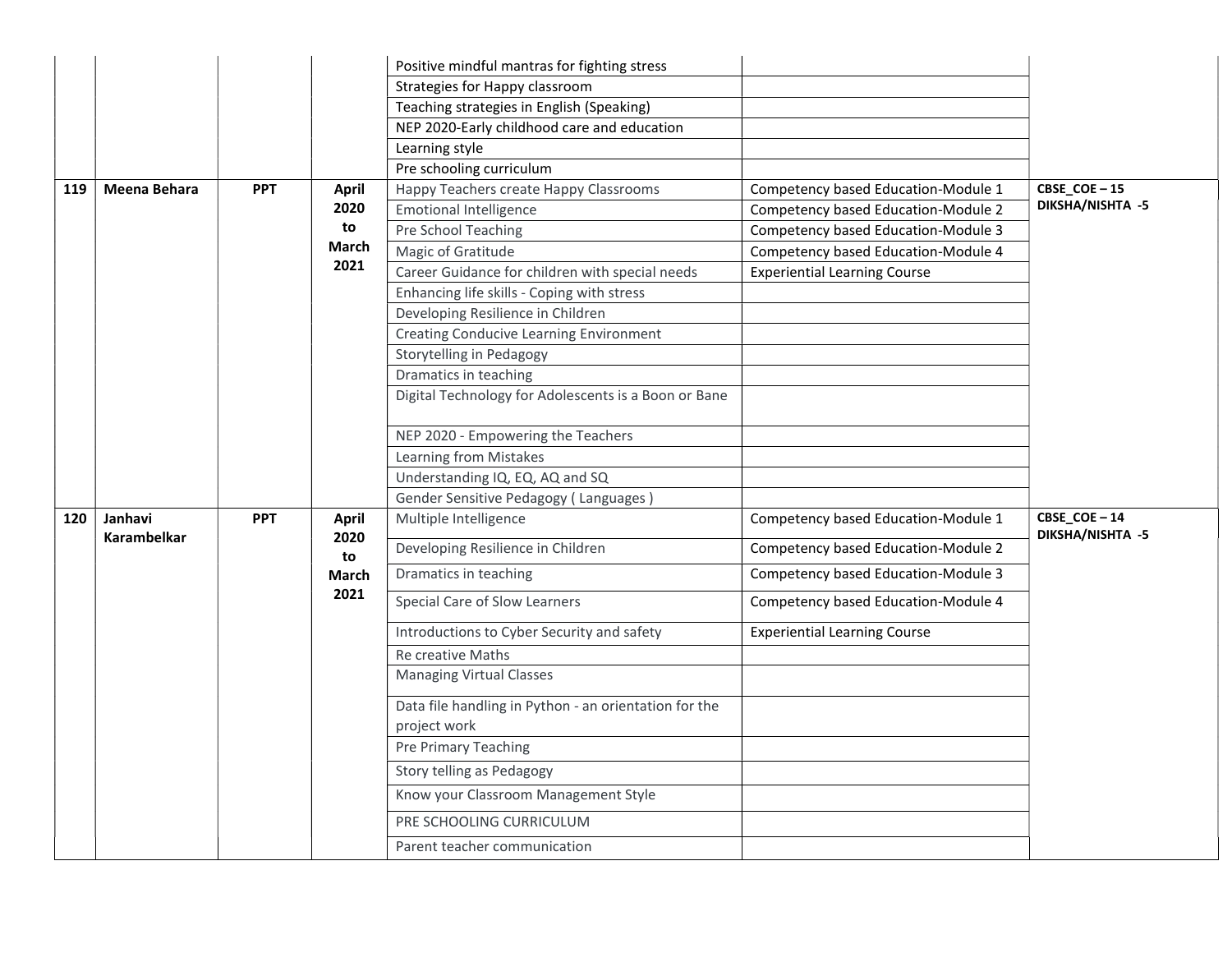| | | | | | | |
|---|---|---|---|---|---|---|
| | | | | Positive mindful mantras for fighting stress | | |
| | | | | Strategies for Happy classroom | | |
| | | | | Teaching strategies in English (Speaking) | | |
| | | | | NEP 2020-Early childhood care and education | | |
| | | | | Learning style | | |
| | | | | Pre schooling curriculum | | |
| **119** | **Meena Behara** | **PPT** | **April 2020 to March 2021** | Happy Teachers create Happy Classrooms | Competency based Education-Module 1 | **CBSE_COE – 15 DIKSHA/NISHTA -5** |
| | | | | Emotional Intelligence | Competency based Education-Module 2 | |
| | | | | Pre School Teaching | Competency based Education-Module 3 | |
| | | | | Magic of Gratitude | Competency based Education-Module 4 | |
| | | | | Career Guidance for children with special needs | Experiential Learning Course | |
| | | | | Enhancing life skills - Coping with stress | | |
| | | | | Developing Resilience in Children | | |
| | | | | Creating Conducive Learning Environment | | |
| | | | | Storytelling in Pedagogy | | |
| | | | | Dramatics in teaching | | |
| | | | | Digital Technology for Adolescents is a Boon or Bane | | |
| | | | | NEP 2020 - Empowering the Teachers | | |
| | | | | Learning from Mistakes | | |
| | | | | Understanding IQ, EQ, AQ and SQ | | |
| | | | | Gender Sensitive Pedagogy ( Languages ) | | |
| **120** | **Janhavi Karambelkar** | **PPT** | **April 2020 to March 2021** | Multiple Intelligence | Competency based Education-Module 1 | **CBSE_COE – 14 DIKSHA/NISHTA -5** |
| | | | | Developing Resilience in Children | Competency based Education-Module 2 | |
| | | | | Dramatics in teaching | Competency based Education-Module 3 | |
| | | | | Special Care of Slow Learners | Competency based Education-Module 4 | |
| | | | | Introductions to Cyber Security and safety | Experiential Learning Course | |
| | | | | Re creative Maths | | |
| | | | | Managing Virtual Classes | | |
| | | | | Data file handling in Python - an orientation for the project work | | |
| | | | | Pre Primary Teaching | | |
| | | | | Story telling as Pedagogy | | |
| | | | | Know your Classroom Management Style | | |
| | | | | PRE SCHOOLING CURRICULUM | | |
| | | | | Parent teacher communication | | |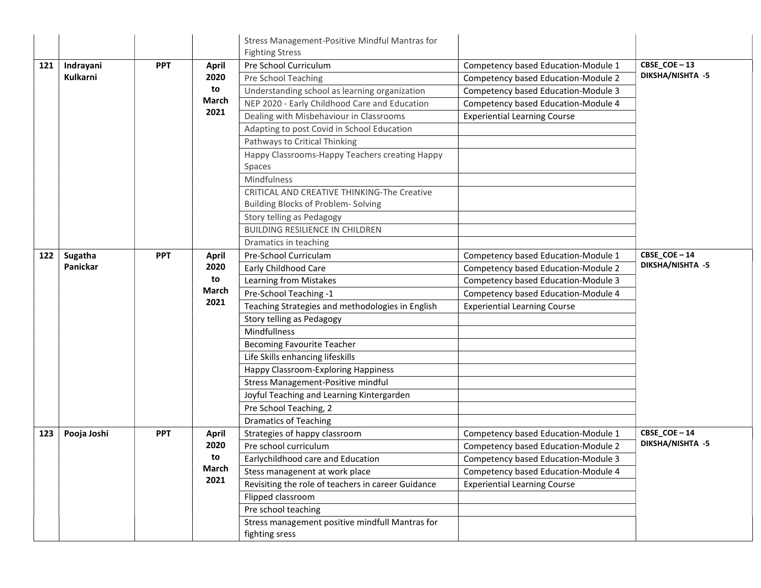| | | | | Stress Management-Positive Mindful Mantras for Fighting Stress | | |
|---|---|---|---|---|---|---|
| **121** | **Indrayani Kulkarni** | **PPT** | **April 2020 to March 2021** | Pre School Curriculum | Competency based Education-Module 1 | **CBSE_COE – 13 DIKSHA/NISHTA -5** |
| | | | | Pre School Teaching | Competency based Education-Module 2 | |
| | | | | Understanding school as learning organization | Competency based Education-Module 3 | |
| | | | | NEP 2020 - Early Childhood Care and Education | Competency based Education-Module 4 | |
| | | | | Dealing with Misbehaviour in Classrooms | Experiential Learning Course | |
| | | | | Adapting to post Covid in School Education | | |
| | | | | Pathways to Critical Thinking | | |
| | | | | Happy Classrooms-Happy Teachers creating Happy Spaces | | |
| | | | | Mindfulness | | |
| | | | | CRITICAL AND CREATIVE THINKING-The Creative Building Blocks of Problem- Solving | | |
| | | | | Story telling as Pedagogy | | |
| | | | | BUILDING RESILIENCE IN CHILDREN | | |
| | | | | Dramatics in teaching | | |
| **122** | **Sugatha Panickar** | **PPT** | **April 2020 to March 2021** | Pre-School Curriculam | Competency based Education-Module 1 | **CBSE_COE – 14 DIKSHA/NISHTA -5** |
| | | | | Early Childhood Care | Competency based Education-Module 2 | |
| | | | | Learning from Mistakes | Competency based Education-Module 3 | |
| | | | | Pre-School Teaching -1 | Competency based Education-Module 4 | |
| | | | | Teaching Strategies and methodologies in English | Experiential Learning Course | |
| | | | | Story telling as Pedagogy | | |
| | | | | Mindfullness | | |
| | | | | Becoming Favourite Teacher | | |
| | | | | Life Skills enhancing lifeskills | | |
| | | | | Happy Classroom-Exploring Happiness | | |
| | | | | Stress Management-Positive mindful | | |
| | | | | Joyful Teaching and Learning Kintergarden | | |
| | | | | Pre School Teaching, 2 | | |
| | | | | Dramatics of Teaching | | |
| **123** | **Pooja Joshi** | **PPT** | **April 2020 to March 2021** | Strategies of happy classroom | Competency based Education-Module 1 | **CBSE_COE – 14 DIKSHA/NISHTA -5** |
| | | | | Pre school curriculum | Competency based Education-Module 2 | |
| | | | | Earlychildhood care and Education | Competency based Education-Module 3 | |
| | | | | Stess managenent at work place | Competency based Education-Module 4 | |
| | | | | Revisiting the role of teachers in career Guidance | Experiential Learning Course | |
| | | | | Flipped classroom | | |
| | | | | Pre school teaching | | |
| | | | | Stress management positive mindfull Mantras for fighting sress | | |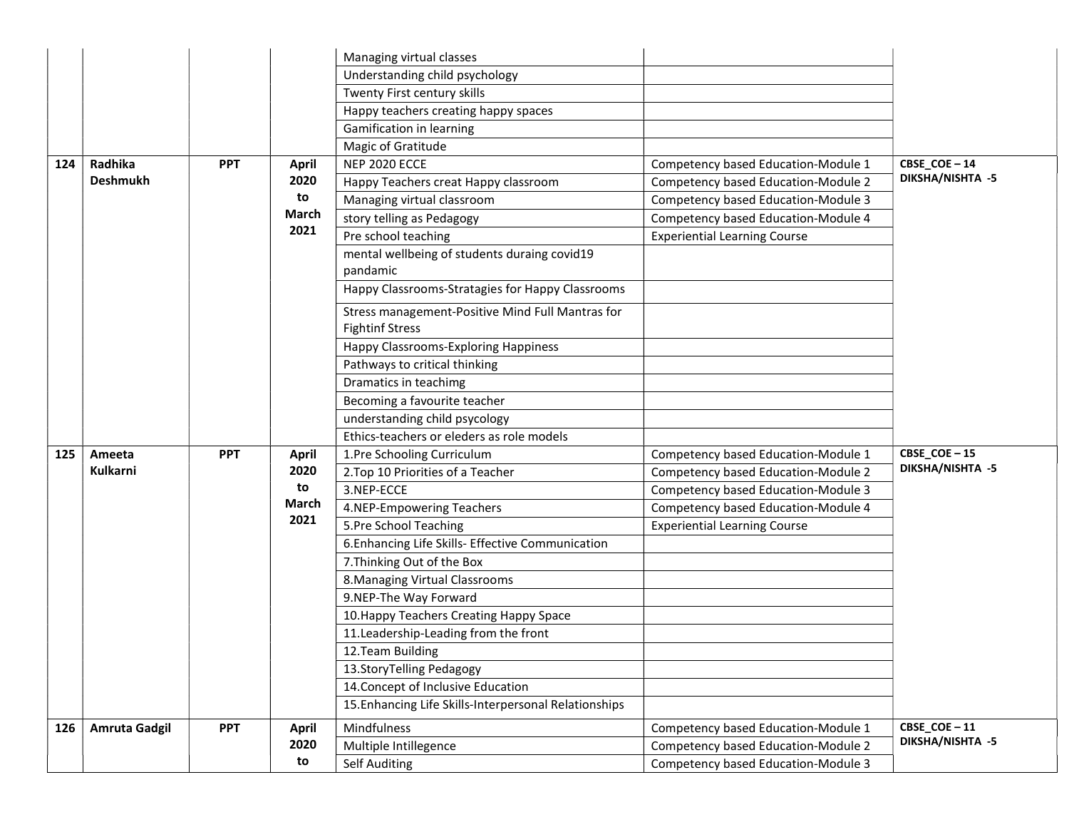| | | | | | | |
|---|---|---|---|---|---|---|
| | | | | Managing virtual classes | | |
| | | | | Understanding child psychology | | |
| | | | | Twenty First century skills | | |
| | | | | Happy teachers creating happy spaces | | |
| | | | | Gamification in learning | | |
| | | | | Magic of Gratitude | | |
| **124** | **Radhika Deshmukh** | **PPT** | **April 2020 to March 2021** | NEP 2020 ECCE | Competency based Education-Module 1 | **CBSE_COE – 14 DIKSHA/NISHTA -5** |
| | | | | Happy Teachers creat Happy classroom | Competency based Education-Module 2 | |
| | | | | Managing virtual classroom | Competency based Education-Module 3 | |
| | | | | story telling as Pedagogy | Competency based Education-Module 4 | |
| | | | | Pre school teaching | Experiential Learning Course | |
| | | | | mental wellbeing of students duraing covid19 pandamic | | |
| | | | | Happy Classrooms-Stratagies for Happy Classrooms | | |
| | | | | Stress management-Positive Mind Full Mantras for Fightinf Stress | | |
| | | | | Happy Classrooms-Exploring Happiness | | |
| | | | | Pathways to critical thinking | | |
| | | | | Dramatics in teachimg | | |
| | | | | Becoming a favourite teacher | | |
| | | | | understanding child psycology | | |
| | | | | Ethics-teachers or eleders as role models | | |
| **125** | **Ameeta Kulkarni** | **PPT** | **April 2020 to March 2021** | 1.Pre Schooling Curriculum | Competency based Education-Module 1 | **CBSE_COE – 15 DIKSHA/NISHTA -5** |
| | | | | 2.Top 10 Priorities of a Teacher | Competency based Education-Module 2 | |
| | | | | 3.NEP-ECCE | Competency based Education-Module 3 | |
| | | | | 4.NEP-Empowering Teachers | Competency based Education-Module 4 | |
| | | | | 5.Pre School Teaching | Experiential Learning Course | |
| | | | | 6.Enhancing Life Skills- Effective Communication | | |
| | | | | 7.Thinking Out of the Box | | |
| | | | | 8.Managing Virtual Classrooms | | |
| | | | | 9.NEP-The Way Forward | | |
| | | | | 10.Happy Teachers Creating Happy Space | | |
| | | | | 11.Leadership-Leading from the front | | |
| | | | | 12.Team Building | | |
| | | | | 13.StoryTelling Pedagogy | | |
| | | | | 14.Concept of Inclusive Education | | |
| | | | | 15.Enhancing Life Skills-Interpersonal Relationships | | |
| **126** | **Amruta Gadgil** | **PPT** | **April 2020 to** | Mindfulness | Competency based Education-Module 1 | **CBSE_COE – 11 DIKSHA/NISHTA -5** |
| | | | | Multiple Intillegence | Competency based Education-Module 2 | |
| | | | | Self Auditing | Competency based Education-Module 3 | |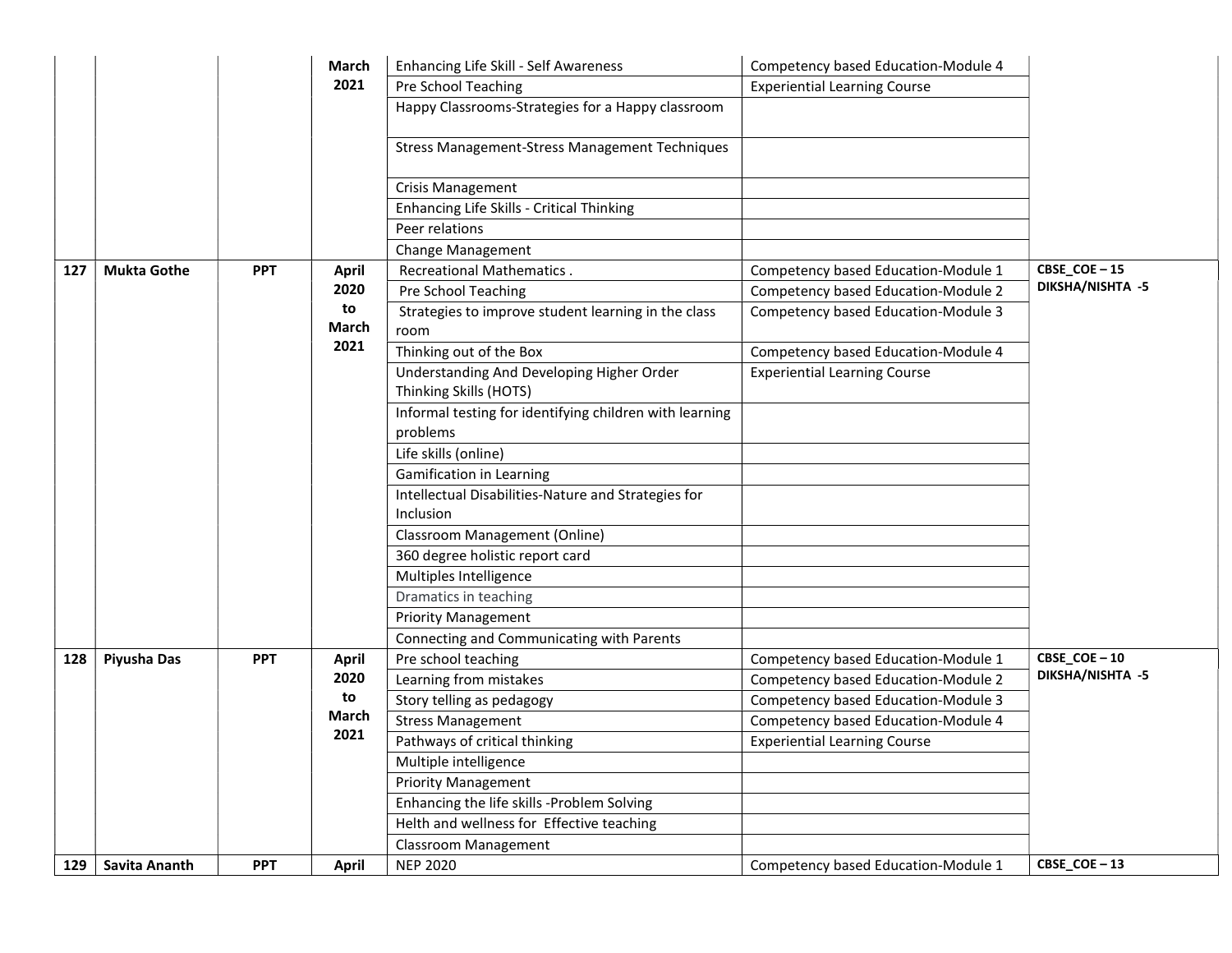| | | | | | | |
|---|---|---|---|---|---|---|
| | | | March 2021 | Enhancing Life Skill - Self Awareness | Competency based Education-Module 4 | |
| | | | | Pre School Teaching | Experiential Learning Course | |
| | | | | Happy Classrooms-Strategies for a Happy classroom | | |
| | | | | Stress Management-Stress Management Techniques | | |
| | | | | Crisis Management | | |
| | | | | Enhancing Life Skills - Critical Thinking | | |
| | | | | Peer relations | | |
| | | | | Change Management | | |
| **127** | **Mukta Gothe** | **PPT** | **April 2020 to March 2021** | Recreational Mathematics . | Competency based Education-Module 1 | **CBSE_COE – 15 DIKSHA/NISHTA -5** |
| | | | | Pre School Teaching | Competency based Education-Module 2 | |
| | | | | Strategies to improve student learning in the class room | Competency based Education-Module 3 | |
| | | | | Thinking out of the Box | Competency based Education-Module 4 | |
| | | | | Understanding And Developing Higher Order Thinking Skills (HOTS) | Experiential Learning Course | |
| | | | | Informal testing for identifying children with learning problems | | |
| | | | | Life skills (online) | | |
| | | | | Gamification in Learning | | |
| | | | | Intellectual Disabilities-Nature and Strategies for Inclusion | | |
| | | | | Classroom Management (Online) | | |
| | | | | 360 degree holistic report card | | |
| | | | | Multiples Intelligence | | |
| | | | | Dramatics in teaching | | |
| | | | | Priority Management | | |
| | | | | Connecting and Communicating with Parents | | |
| **128** | **Piyusha Das** | **PPT** | **April 2020 to March 2021** | Pre school teaching | Competency based Education-Module 1 | **CBSE_COE – 10 DIKSHA/NISHTA -5** |
| | | | | Learning from mistakes | Competency based Education-Module 2 | |
| | | | | Story telling as pedagogy | Competency based Education-Module 3 | |
| | | | | Stress Management | Competency based Education-Module 4 | |
| | | | | Pathways of critical thinking | Experiential Learning Course | |
| | | | | Multiple intelligence | | |
| | | | | Priority Management | | |
| | | | | Enhancing the life skills -Problem Solving | | |
| | | | | Helth and wellness for Effective teaching | | |
| | | | | Classroom Management | | |
| **129** | **Savita Ananth** | **PPT** | **April** | NEP 2020 | Competency based Education-Module 1 | **CBSE_COE – 13** |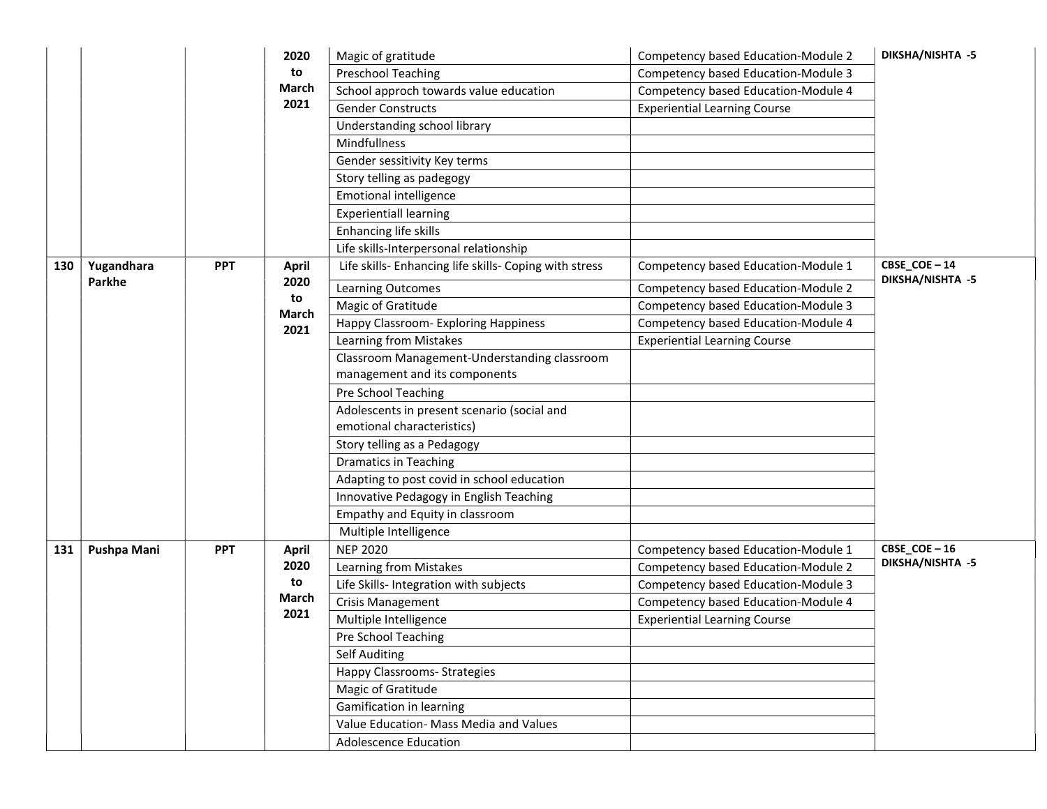| | | | 2020 to March 2021 | Magic of gratitude | Competency based Education-Module 2 | DIKSHA/NISHTA -5 |
|---|---|---|---|---|---|---|
| | | | | Preschool Teaching | Competency based Education-Module 3 | |
| | | | | School approch towards value education | Competency based Education-Module 4 | |
| | | | | Gender Constructs | Experiential Learning Course | |
| | | | | Understanding school library | | |
| | | | | Mindfullness | | |
| | | | | Gender sessitivity Key terms | | |
| | | | | Story telling as padegogy | | |
| | | | | Emotional intelligence | | |
| | | | | Experientiall learning | | |
| | | | | Enhancing life skills | | |
| | | | | Life skills-Interpersonal relationship | | |
| 130 | Yugandhara Parkhe | PPT | April 2020 to March 2021 | Life skills- Enhancing life skills- Coping with stress | Competency based Education-Module 1 | CBSE_COE – 14 DIKSHA/NISHTA -5 |
| | | | | Learning Outcomes | Competency based Education-Module 2 | |
| | | | | Magic of Gratitude | Competency based Education-Module 3 | |
| | | | | Happy Classroom- Exploring Happiness | Competency based Education-Module 4 | |
| | | | | Learning from Mistakes | Experiential Learning Course | |
| | | | | Classroom Management-Understanding classroom management and its components | | |
| | | | | Pre School Teaching | | |
| | | | | Adolescents in present scenario (social and emotional characteristics) | | |
| | | | | Story telling as a Pedagogy | | |
| | | | | Dramatics in Teaching | | |
| | | | | Adapting to post covid in school education | | |
| | | | | Innovative Pedagogy in English Teaching | | |
| | | | | Empathy and Equity in classroom | | |
| | | | | Multiple Intelligence | | |
| 131 | Pushpa Mani | PPT | April 2020 to March 2021 | NEP 2020 | Competency based Education-Module 1 | CBSE_COE – 16 DIKSHA/NISHTA -5 |
| | | | | Learning from Mistakes | Competency based Education-Module 2 | |
| | | | | Life Skills- Integration with subjects | Competency based Education-Module 3 | |
| | | | | Crisis Management | Competency based Education-Module 4 | |
| | | | | Multiple Intelligence | Experiential Learning Course | |
| | | | | Pre School Teaching | | |
| | | | | Self Auditing | | |
| | | | | Happy Classrooms- Strategies | | |
| | | | | Magic of Gratitude | | |
| | | | | Gamification in learning | | |
| | | | | Value Education- Mass Media and Values | | |
| | | | | Adolescence Education | | |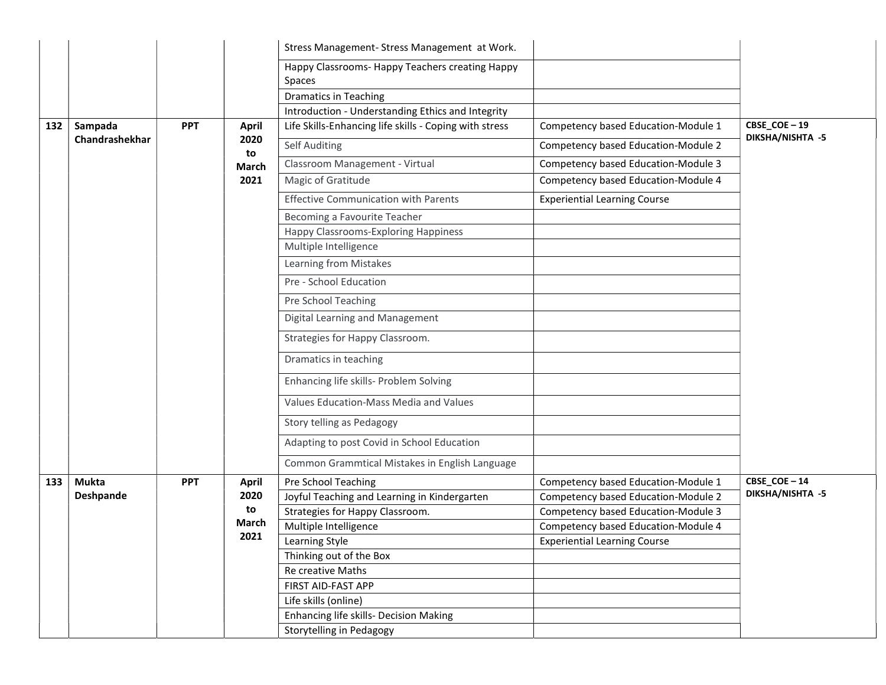| | | | | | | |
|---|---|---|---|---|---|---|
| | | | | Stress Management- Stress Management at Work. | | |
| | | | | Happy Classrooms- Happy Teachers creating Happy Spaces | | |
| | | | | Dramatics in Teaching | | |
| | | | | Introduction - Understanding Ethics and Integrity | | |
| **132** | **Sampada Chandrashekhar** | **PPT** | **April 2020 to March 2021** | Life Skills-Enhancing life skills - Coping with stress | Competency based Education-Module 1 | **CBSE_COE – 19 DIKSHA/NISHTA -5** |
| | | | | Self Auditing | Competency based Education-Module 2 | |
| | | | | Classroom Management - Virtual | Competency based Education-Module 3 | |
| | | | | Magic of Gratitude | Competency based Education-Module 4 | |
| | | | | Effective Communication with Parents | Experiential Learning Course | |
| | | | | Becoming a Favourite Teacher | | |
| | | | | Happy Classrooms-Exploring Happiness | | |
| | | | | Multiple Intelligence | | |
| | | | | Learning from Mistakes | | |
| | | | | Pre - School Education | | |
| | | | | Pre School Teaching | | |
| | | | | Digital Learning and Management | | |
| | | | | Strategies for Happy Classroom. | | |
| | | | | Dramatics in teaching | | |
| | | | | Enhancing life skills- Problem Solving | | |
| | | | | Values Education-Mass Media and Values | | |
| | | | | Story telling as Pedagogy | | |
| | | | | Adapting to post Covid in School Education | | |
| | | | | Common Grammtical Mistakes in English Language | | |
| **133** | **Mukta Deshpande** | **PPT** | **April 2020 to March 2021** | Pre School Teaching | Competency based Education-Module 1 | **CBSE_COE – 14 DIKSHA/NISHTA -5** |
| | | | | Joyful Teaching and Learning in Kindergarten | Competency based Education-Module 2 | |
| | | | | Strategies for Happy Classroom. | Competency based Education-Module 3 | |
| | | | | Multiple Intelligence | Competency based Education-Module 4 | |
| | | | | Learning Style | Experiential Learning Course | |
| | | | | Thinking out of the Box | | |
| | | | | Re creative Maths | | |
| | | | | FIRST AID-FAST APP | | |
| | | | | Life skills (online) | | |
| | | | | Enhancing life skills- Decision Making | | |
| | | | | Storytelling in Pedagogy | | |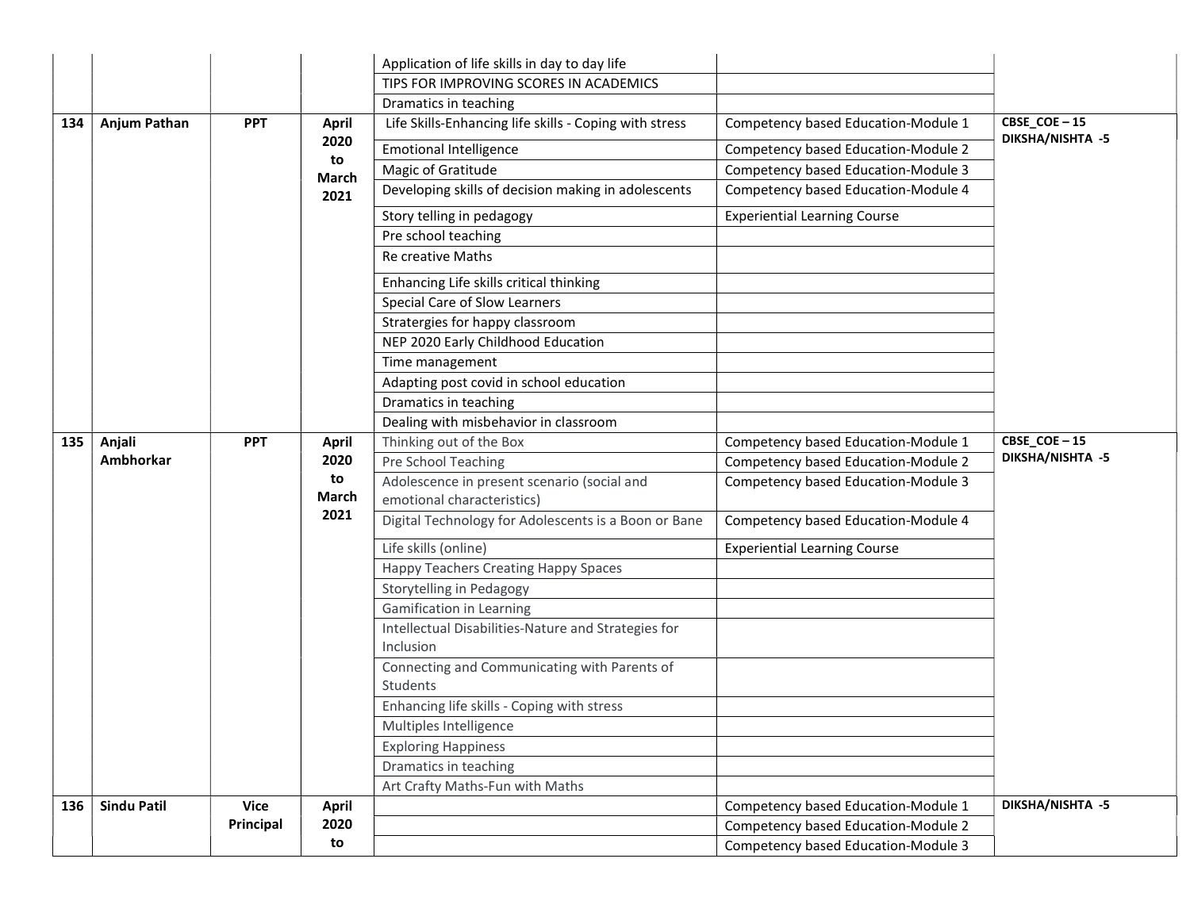| | | | | | | |
|---|---|---|---|---|---|---|
| | | | | Application of life skills in day to day life | | |
| | | | | TIPS FOR IMPROVING SCORES IN ACADEMICS | | |
| | | | | Dramatics in teaching | | |
| **134** | **Anjum Pathan** | **PPT** | **April 2020 to March 2021** | Life Skills-Enhancing life skills - Coping with stress | Competency based Education-Module 1 | **CBSE_COE – 15 DIKSHA/NISHTA -5** |
| | | | | Emotional Intelligence | Competency based Education-Module 2 | |
| | | | | Magic of Gratitude | Competency based Education-Module 3 | |
| | | | | Developing skills of decision making in adolescents | Competency based Education-Module 4 | |
| | | | | Story telling in pedagogy | Experiential Learning Course | |
| | | | | Pre school teaching | | |
| | | | | Re creative Maths | | |
| | | | | Enhancing Life skills critical thinking | | |
| | | | | Special Care of Slow Learners | | |
| | | | | Stratergies for happy classroom | | |
| | | | | NEP 2020 Early Childhood Education | | |
| | | | | Time management | | |
| | | | | Adapting post covid in school education | | |
| | | | | Dramatics in teaching | | |
| | | | | Dealing with misbehavior in classroom | | |
| **135** | **Anjali Ambhorkar** | **PPT** | **April 2020 to March 2021** | Thinking out of the Box | Competency based Education-Module 1 | **CBSE_COE – 15 DIKSHA/NISHTA -5** |
| | | | | Pre School Teaching | Competency based Education-Module 2 | |
| | | | | Adolescence in present scenario (social and emotional characteristics) | Competency based Education-Module 3 | |
| | | | | Digital Technology for Adolescents is a Boon or Bane | Competency based Education-Module 4 | |
| | | | | Life skills (online) | Experiential Learning Course | |
| | | | | Happy Teachers Creating Happy Spaces | | |
| | | | | Storytelling in Pedagogy | | |
| | | | | Gamification in Learning | | |
| | | | | Intellectual Disabilities-Nature and Strategies for Inclusion | | |
| | | | | Connecting and Communicating with Parents of Students | | |
| | | | | Enhancing life skills - Coping with stress | | |
| | | | | Multiples Intelligence | | |
| | | | | Exploring Happiness | | |
| | | | | Dramatics in teaching | | |
| | | | | Art Crafty Maths-Fun with Maths | | |
| **136** | **Sindu Patil** | **Vice Principal** | **April 2020 to** | | Competency based Education-Module 1 | **DIKSHA/NISHTA -5** |
| | | | | | Competency based Education-Module 2 | |
| | | | | | Competency based Education-Module 3 | |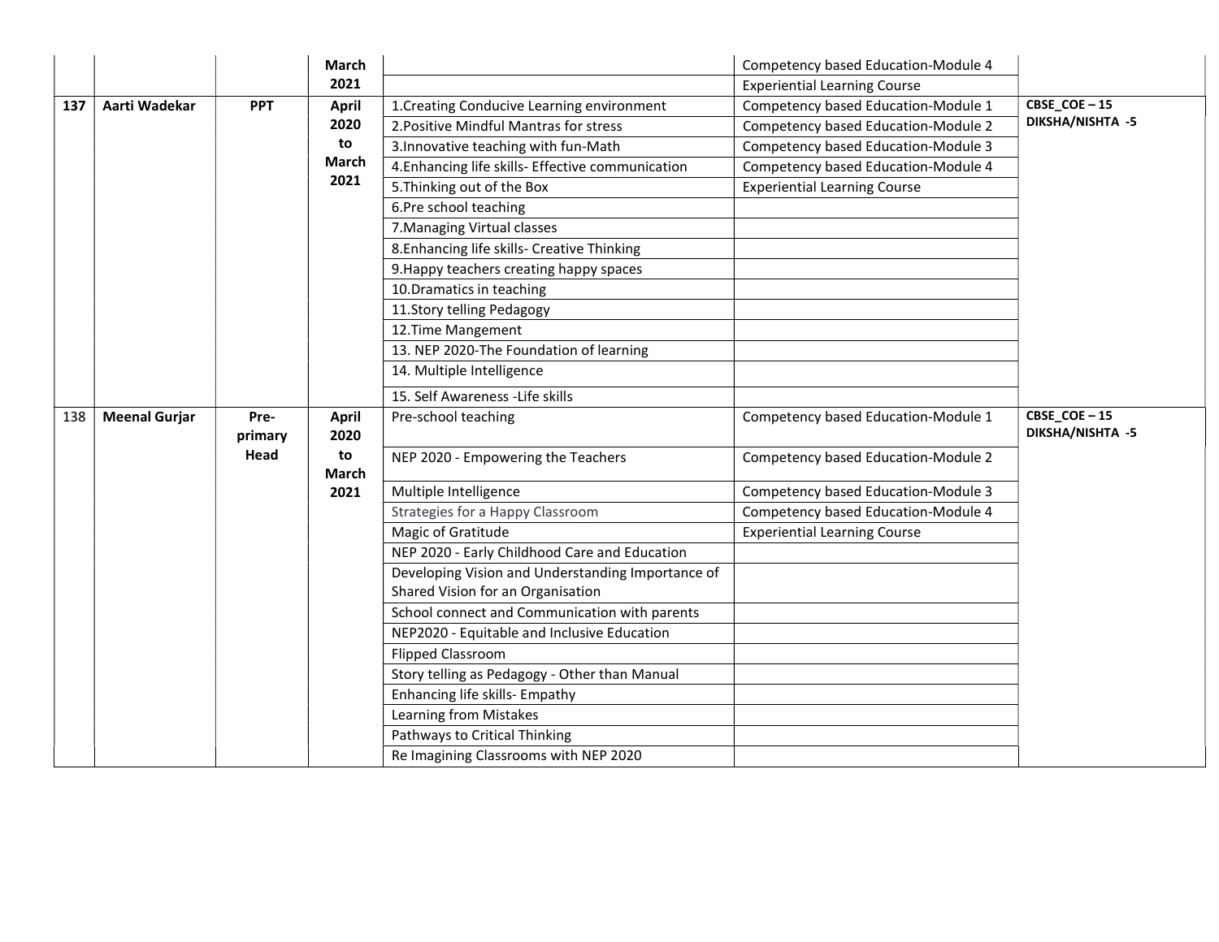| | | | | | | |
|---|---|---|---|---|---|---|
| | | | March 2021 | | Competency based Education-Module 4 | |
| | | | | | Experiential Learning Course | |
| **137** | **Aarti Wadekar** | **PPT** | **April 2020 to March 2021** | 1.Creating Conducive Learning environment | Competency based Education-Module 1 | **CBSE_COE – 15 DIKSHA/NISHTA -5** |
| | | | | 2.Positive Mindful Mantras for stress | Competency based Education-Module 2 | |
| | | | | 3.Innovative teaching with fun-Math | Competency based Education-Module 3 | |
| | | | | 4.Enhancing life skills- Effective communication | Competency based Education-Module 4 | |
| | | | | 5.Thinking out of the Box | Experiential Learning Course | |
| | | | | 6.Pre school teaching | | |
| | | | | 7.Managing Virtual classes | | |
| | | | | 8.Enhancing life skills- Creative Thinking | | |
| | | | | 9.Happy teachers creating happy spaces | | |
| | | | | 10.Dramatics in teaching | | |
| | | | | 11.Story telling Pedagogy | | |
| | | | | 12.Time Mangement | | |
| | | | | 13. NEP 2020-The Foundation of learning | | |
| | | | | 14. Multiple Intelligence | | |
| | | | | 15. Self Awareness -Life skills | | |
| 138 | **Meenal Gurjar** | **Pre-primary Head** | **April 2020 to March 2021** | Pre-school teaching | Competency based Education-Module 1 | **CBSE_COE – 15 DIKSHA/NISHTA -5** |
| | | | | NEP 2020 - Empowering the Teachers | Competency based Education-Module 2 | |
| | | | | Multiple Intelligence | Competency based Education-Module 3 | |
| | | | | Strategies for a Happy Classroom | Competency based Education-Module 4 | |
| | | | | Magic of Gratitude | Experiential Learning Course | |
| | | | | NEP 2020 - Early Childhood Care and Education | | |
| | | | | Developing Vision and Understanding Importance of Shared Vision for an Organisation | | |
| | | | | School connect and Communication with parents | | |
| | | | | NEP2020 - Equitable and Inclusive Education | | |
| | | | | Flipped Classroom | | |
| | | | | Story telling as Pedagogy - Other than Manual | | |
| | | | | Enhancing life skills- Empathy | | |
| | | | | Learning from Mistakes | | |
| | | | | Pathways to Critical Thinking | | |
| | | | | Re Imagining Classrooms with NEP 2020 | | |